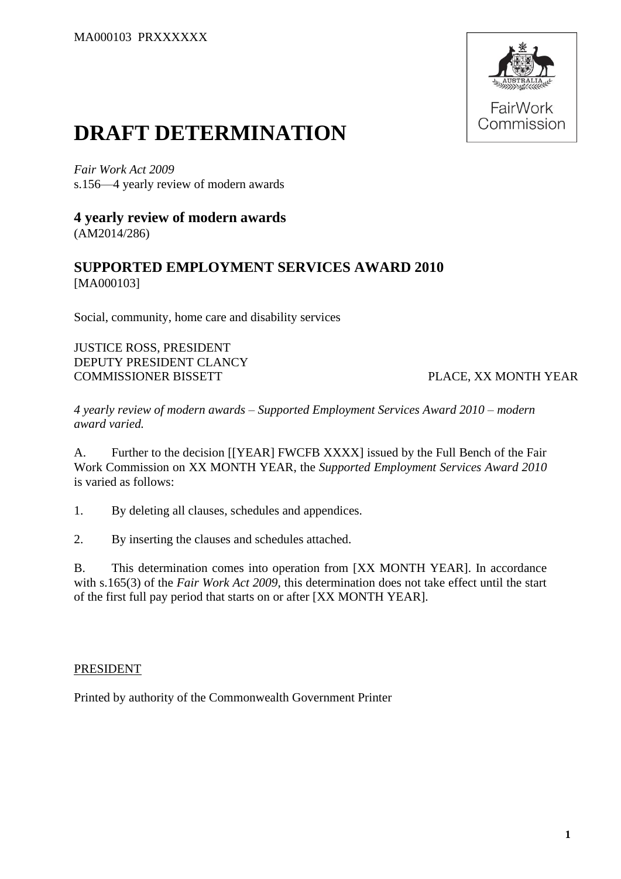MA000103 PRXXXXXX

FairWork Commission

# DRAFT DETERMINATION

*Fair Work Act 2009*
s.156—4 yearly review of modern awards

**4 yearly review of modern awards**
(AM2014/286)

**SUPPORTED EMPLOYMENT SERVICES AWARD 2010**
[MA000103]

Social, community, home care and disability services

JUSTICE ROSS, PRESIDENT
DEPUTY PRESIDENT CLANCY
COMMISSIONER BISSETT

PLACE, XX MONTH YEAR

*4 yearly review of modern awards – Supported Employment Services Award 2010 – modern award varied.*

A. Further to the decision [[YEAR] FWCFB XXXX] issued by the Full Bench of the Fair Work Commission on XX MONTH YEAR, the *Supported Employment Services Award 2010* is varied as follows:

1. By deleting all clauses, schedules and appendices.

2. By inserting the clauses and schedules attached.

B. This determination comes into operation from [XX MONTH YEAR]. In accordance with s.165(3) of the *Fair Work Act 2009*, this determination does not take effect until the start of the first full pay period that starts on or after [XX MONTH YEAR].

PRESIDENT

Printed by authority of the Commonwealth Government Printer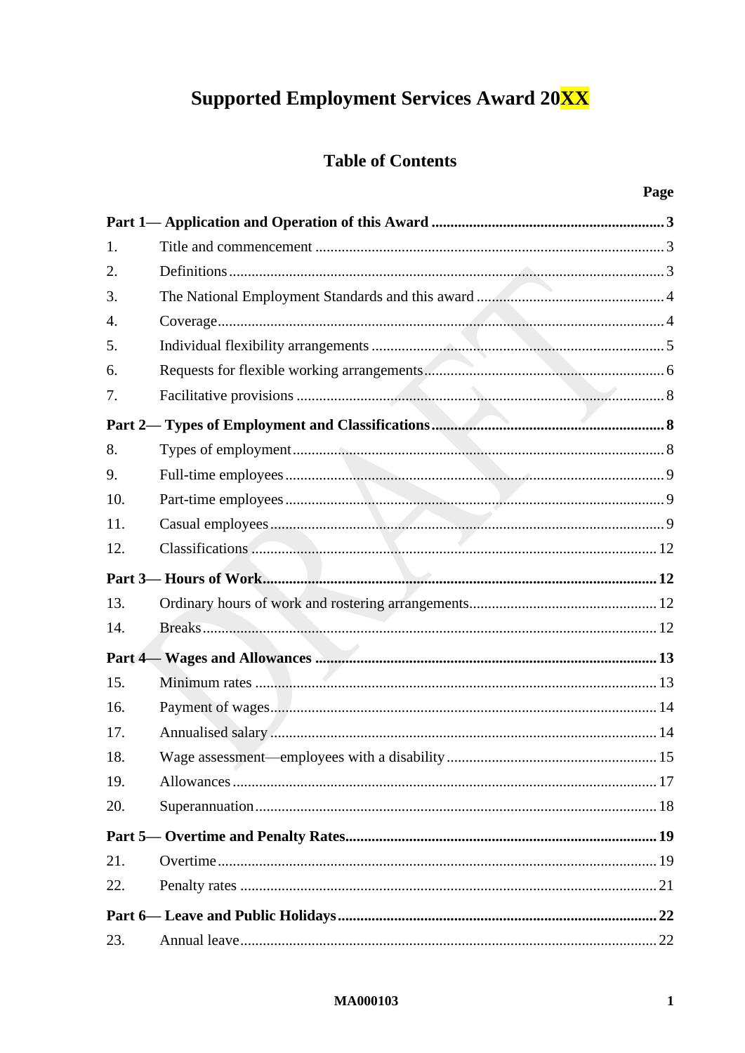# Supported Employment Services Award 20XX

## Table of Contents

| | | Page |
|---|---|---|
| **Part 1— Application and Operation of this Award** | | **3** |
| 1. | Title and commencement | 3 |
| 2. | Definitions | 3 |
| 3. | The National Employment Standards and this award | 4 |
| 4. | Coverage | 4 |
| 5. | Individual flexibility arrangements | 5 |
| 6. | Requests for flexible working arrangements | 6 |
| 7. | Facilitative provisions | 8 |
| **Part 2— Types of Employment and Classifications** | | **8** |
| 8. | Types of employment | 8 |
| 9. | Full-time employees | 9 |
| 10. | Part-time employees | 9 |
| 11. | Casual employees | 9 |
| 12. | Classifications | 12 |
| **Part 3— Hours of Work** | | **12** |
| 13. | Ordinary hours of work and rostering arrangements | 12 |
| 14. | Breaks | 12 |
| **Part 4— Wages and Allowances** | | **13** |
| 15. | Minimum rates | 13 |
| 16. | Payment of wages | 14 |
| 17. | Annualised salary | 14 |
| 18. | Wage assessment—employees with a disability | 15 |
| 19. | Allowances | 17 |
| 20. | Superannuation | 18 |
| **Part 5— Overtime and Penalty Rates** | | **19** |
| 21. | Overtime | 19 |
| 22. | Penalty rates | 21 |
| **Part 6— Leave and Public Holidays** | | **22** |
| 23. | Annual leave | 22 |

MA000103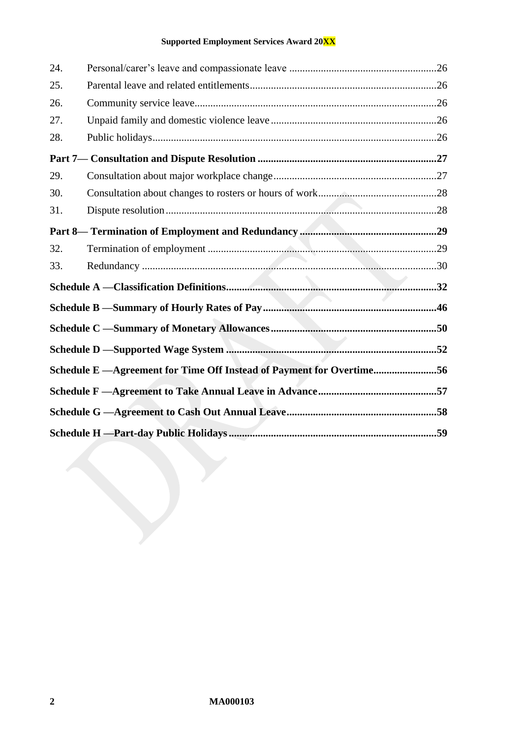| | | |
|---|---|---|
| 24. | Personal/carer's leave and compassionate leave | 26 |
| 25. | Parental leave and related entitlements | 26 |
| 26. | Community service leave | 26 |
| 27. | Unpaid family and domestic violence leave | 26 |
| 28. | Public holidays | 26 |
| **Part 7— Consultation and Dispute Resolution** | | **27** |
| 29. | Consultation about major workplace change | 27 |
| 30. | Consultation about changes to rosters or hours of work | 28 |
| 31. | Dispute resolution | 28 |
| **Part 8— Termination of Employment and Redundancy** | | **29** |
| 32. | Termination of employment | 29 |
| 33. | Redundancy | 30 |
| **Schedule A —Classification Definitions** | | **32** |
| **Schedule B —Summary of Hourly Rates of Pay** | | **46** |
| **Schedule C —Summary of Monetary Allowances** | | **50** |
| **Schedule D —Supported Wage System** | | **52** |
| **Schedule E —Agreement for Time Off Instead of Payment for Overtime** | | **56** |
| **Schedule F —Agreement to Take Annual Leave in Advance** | | **57** |
| **Schedule G —Agreement to Cash Out Annual Leave** | | **58** |
| **Schedule H —Part-day Public Holidays** | | **59** |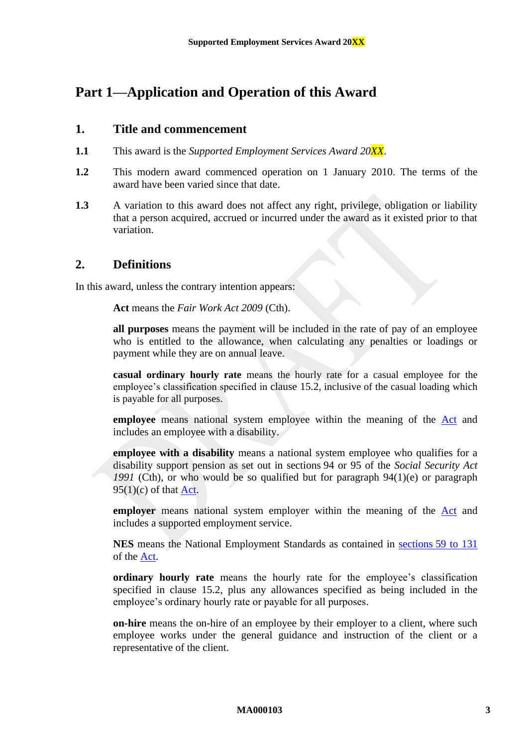# Part 1—Application and Operation of this Award

## 1. Title and commencement

**1.1** This award is the *Supported Employment Services Award 20XX*.

**1.2** This modern award commenced operation on 1 January 2010. The terms of the award have been varied since that date.

**1.3** A variation to this award does not affect any right, privilege, obligation or liability that a person acquired, accrued or incurred under the award as it existed prior to that variation.

## 2. Definitions

In this award, unless the contrary intention appears:

**Act** means the *Fair Work Act 2009* (Cth).

**all purposes** means the payment will be included in the rate of pay of an employee who is entitled to the allowance, when calculating any penalties or loadings or payment while they are on annual leave.

**casual ordinary hourly rate** means the hourly rate for a casual employee for the employee's classification specified in clause 15.2, inclusive of the casual loading which is payable for all purposes.

**employee** means national system employee within the meaning of the Act and includes an employee with a disability.

**employee with a disability** means a national system employee who qualifies for a disability support pension as set out in sections 94 or 95 of the *Social Security Act 1991* (Cth), or who would be so qualified but for paragraph 94(1)(e) or paragraph 95(1)(c) of that Act.

**employer** means national system employer within the meaning of the Act and includes a supported employment service.

**NES** means the National Employment Standards as contained in sections 59 to 131 of the Act.

**ordinary hourly rate** means the hourly rate for the employee's classification specified in clause 15.2, plus any allowances specified as being included in the employee's ordinary hourly rate or payable for all purposes.

**on-hire** means the on-hire of an employee by their employer to a client, where such employee works under the general guidance and instruction of the client or a representative of the client.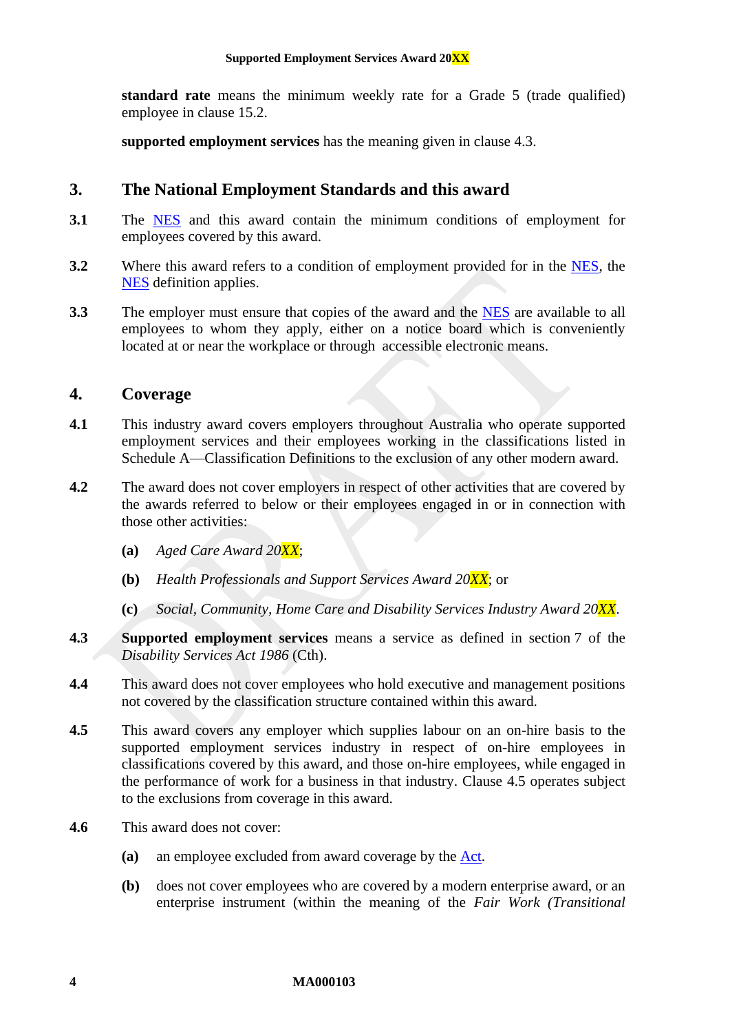**standard rate** means the minimum weekly rate for a Grade 5 (trade qualified) employee in clause 15.2.

**supported employment services** has the meaning given in clause 4.3.

## 3. The National Employment Standards and this award

**3.1** The NES and this award contain the minimum conditions of employment for employees covered by this award.

**3.2** Where this award refers to a condition of employment provided for in the NES, the NES definition applies.

**3.3** The employer must ensure that copies of the award and the NES are available to all employees to whom they apply, either on a notice board which is conveniently located at or near the workplace or through accessible electronic means.

## 4. Coverage

**4.1** This industry award covers employers throughout Australia who operate supported employment services and their employees working in the classifications listed in Schedule A—Classification Definitions to the exclusion of any other modern award.

**4.2** The award does not cover employers in respect of other activities that are covered by the awards referred to below or their employees engaged in or in connection with those other activities:

- **(a)** *Aged Care Award 20XX*;
- **(b)** *Health Professionals and Support Services Award 20XX*; or
- **(c)** *Social, Community, Home Care and Disability Services Industry Award 20XX*.

**4.3** **Supported employment services** means a service as defined in section 7 of the *Disability Services Act 1986* (Cth).

**4.4** This award does not cover employees who hold executive and management positions not covered by the classification structure contained within this award.

**4.5** This award covers any employer which supplies labour on an on-hire basis to the supported employment services industry in respect of on-hire employees in classifications covered by this award, and those on-hire employees, while engaged in the performance of work for a business in that industry. Clause 4.5 operates subject to the exclusions from coverage in this award.

**4.6** This award does not cover:

- **(a)** an employee excluded from award coverage by the Act.
- **(b)** does not cover employees who are covered by a modern enterprise award, or an enterprise instrument (within the meaning of the *Fair Work (Transitional*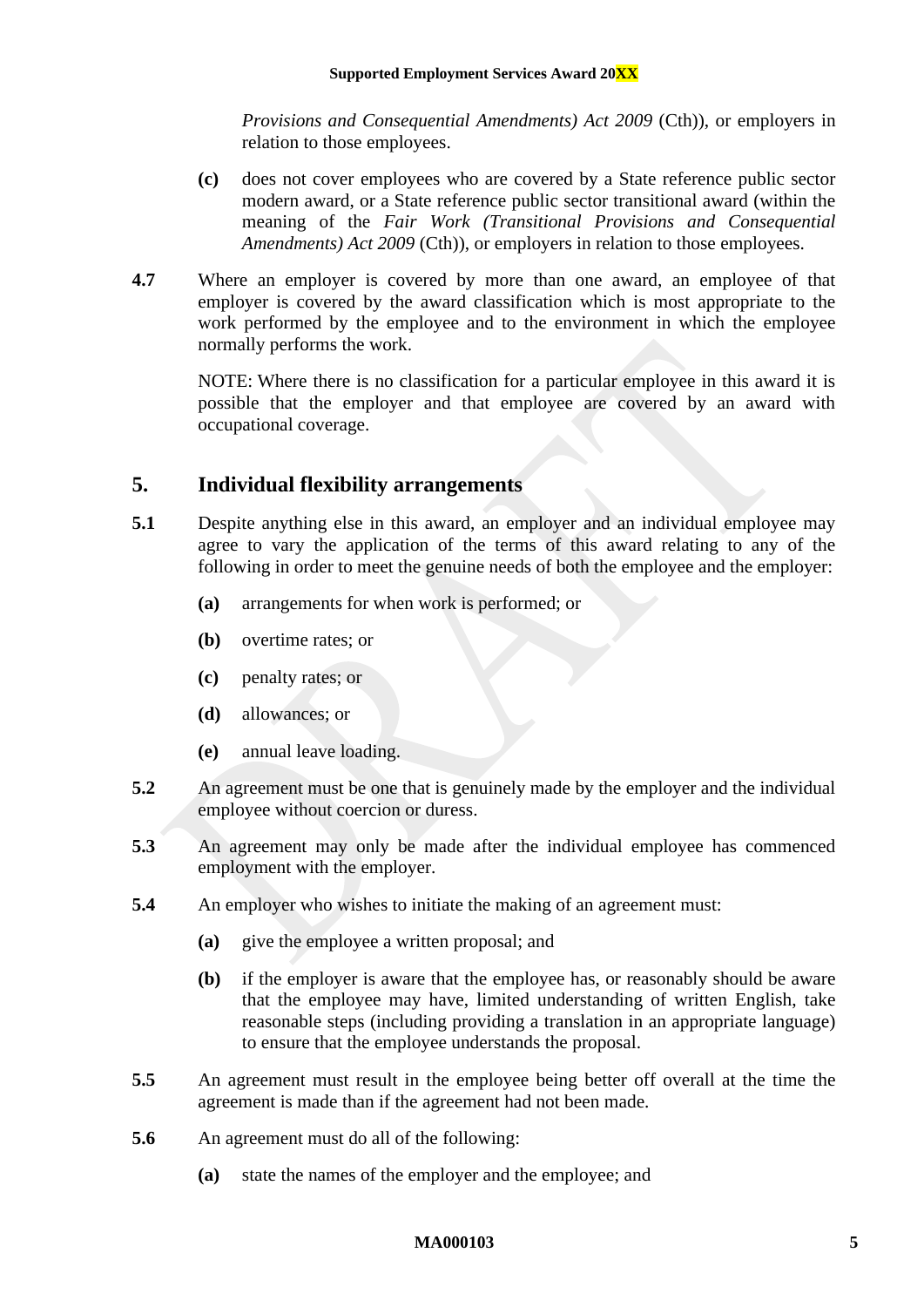*Provisions and Consequential Amendments) Act 2009* (Cth)), or employers in relation to those employees.

**(c)** does not cover employees who are covered by a State reference public sector modern award, or a State reference public sector transitional award (within the meaning of the *Fair Work (Transitional Provisions and Consequential Amendments) Act 2009* (Cth)), or employers in relation to those employees.

**4.7** Where an employer is covered by more than one award, an employee of that employer is covered by the award classification which is most appropriate to the work performed by the employee and to the environment in which the employee normally performs the work.

NOTE: Where there is no classification for a particular employee in this award it is possible that the employer and that employee are covered by an award with occupational coverage.

## 5. Individual flexibility arrangements

**5.1** Despite anything else in this award, an employer and an individual employee may agree to vary the application of the terms of this award relating to any of the following in order to meet the genuine needs of both the employee and the employer:

**(a)** arrangements for when work is performed; or

**(b)** overtime rates; or

**(c)** penalty rates; or

**(d)** allowances; or

**(e)** annual leave loading.

**5.2** An agreement must be one that is genuinely made by the employer and the individual employee without coercion or duress.

**5.3** An agreement may only be made after the individual employee has commenced employment with the employer.

**5.4** An employer who wishes to initiate the making of an agreement must:

**(a)** give the employee a written proposal; and

**(b)** if the employer is aware that the employee has, or reasonably should be aware that the employee may have, limited understanding of written English, take reasonable steps (including providing a translation in an appropriate language) to ensure that the employee understands the proposal.

**5.5** An agreement must result in the employee being better off overall at the time the agreement is made than if the agreement had not been made.

**5.6** An agreement must do all of the following:

**(a)** state the names of the employer and the employee; and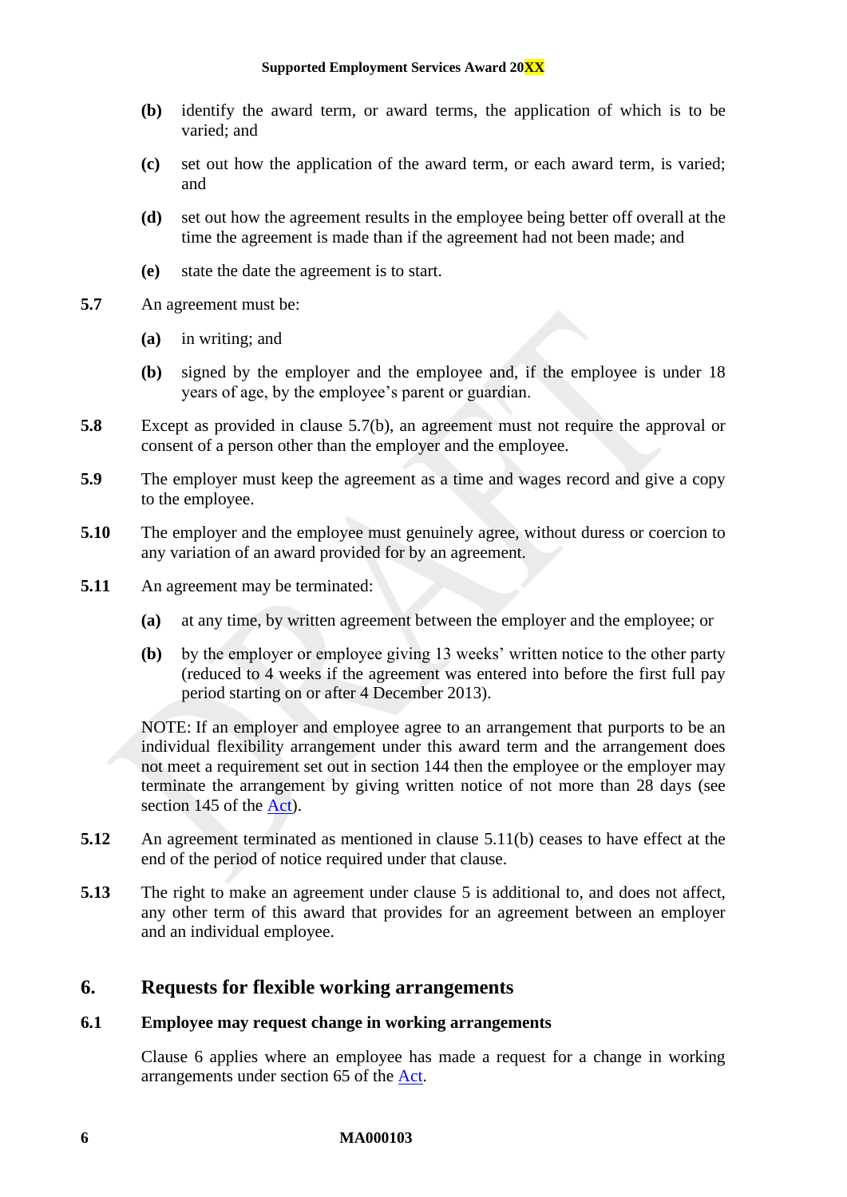**(b)** identify the award term, or award terms, the application of which is to be varied; and

**(c)** set out how the application of the award term, or each award term, is varied; and

**(d)** set out how the agreement results in the employee being better off overall at the time the agreement is made than if the agreement had not been made; and

**(e)** state the date the agreement is to start.

**5.7** An agreement must be:

**(a)** in writing; and

**(b)** signed by the employer and the employee and, if the employee is under 18 years of age, by the employee's parent or guardian.

**5.8** Except as provided in clause 5.7(b), an agreement must not require the approval or consent of a person other than the employer and the employee.

**5.9** The employer must keep the agreement as a time and wages record and give a copy to the employee.

**5.10** The employer and the employee must genuinely agree, without duress or coercion to any variation of an award provided for by an agreement.

**5.11** An agreement may be terminated:

**(a)** at any time, by written agreement between the employer and the employee; or

**(b)** by the employer or employee giving 13 weeks' written notice to the other party (reduced to 4 weeks if the agreement was entered into before the first full pay period starting on or after 4 December 2013).

NOTE: If an employer and employee agree to an arrangement that purports to be an individual flexibility arrangement under this award term and the arrangement does not meet a requirement set out in section 144 then the employee or the employer may terminate the arrangement by giving written notice of not more than 28 days (see section 145 of the Act).

**5.12** An agreement terminated as mentioned in clause 5.11(b) ceases to have effect at the end of the period of notice required under that clause.

**5.13** The right to make an agreement under clause 5 is additional to, and does not affect, any other term of this award that provides for an agreement between an employer and an individual employee.

## 6. Requests for flexible working arrangements

### 6.1 Employee may request change in working arrangements

Clause 6 applies where an employee has made a request for a change in working arrangements under section 65 of the Act.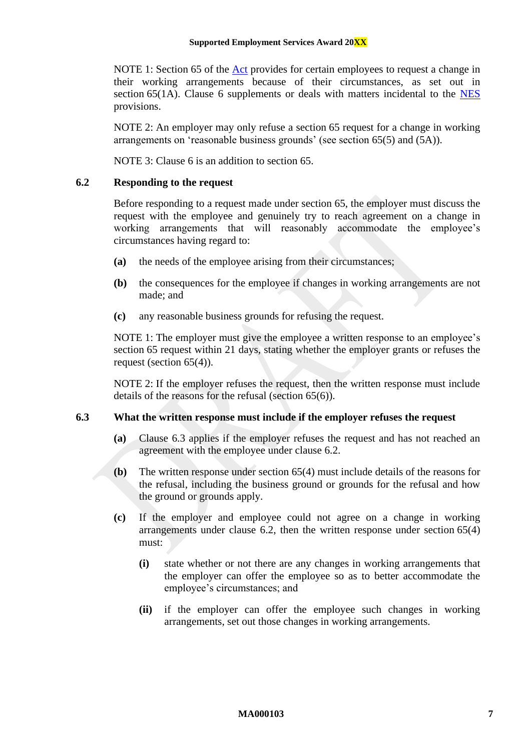NOTE 1: Section 65 of the Act provides for certain employees to request a change in their working arrangements because of their circumstances, as set out in section 65(1A). Clause 6 supplements or deals with matters incidental to the NES provisions.

NOTE 2: An employer may only refuse a section 65 request for a change in working arrangements on 'reasonable business grounds' (see section 65(5) and (5A)).

NOTE 3: Clause 6 is an addition to section 65.

### 6.2 Responding to the request

Before responding to a request made under section 65, the employer must discuss the request with the employee and genuinely try to reach agreement on a change in working arrangements that will reasonably accommodate the employee's circumstances having regard to:

**(a)** the needs of the employee arising from their circumstances;

**(b)** the consequences for the employee if changes in working arrangements are not made; and

**(c)** any reasonable business grounds for refusing the request.

NOTE 1: The employer must give the employee a written response to an employee's section 65 request within 21 days, stating whether the employer grants or refuses the request (section 65(4)).

NOTE 2: If the employer refuses the request, then the written response must include details of the reasons for the refusal (section 65(6)).

### 6.3 What the written response must include if the employer refuses the request

**(a)** Clause 6.3 applies if the employer refuses the request and has not reached an agreement with the employee under clause 6.2.

**(b)** The written response under section 65(4) must include details of the reasons for the refusal, including the business ground or grounds for the refusal and how the ground or grounds apply.

**(c)** If the employer and employee could not agree on a change in working arrangements under clause 6.2, then the written response under section 65(4) must:

- **(i)** state whether or not there are any changes in working arrangements that the employer can offer the employee so as to better accommodate the employee's circumstances; and
- **(ii)** if the employer can offer the employee such changes in working arrangements, set out those changes in working arrangements.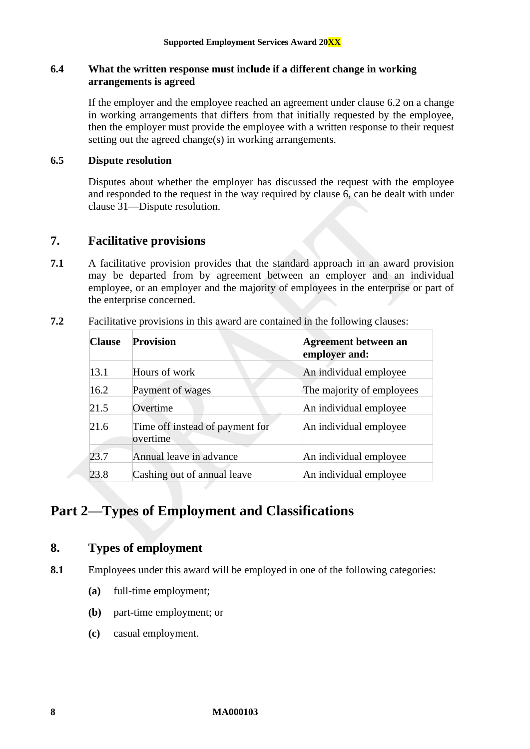### 6.4 What the written response must include if a different change in working arrangements is agreed

If the employer and the employee reached an agreement under clause 6.2 on a change in working arrangements that differs from that initially requested by the employee, then the employer must provide the employee with a written response to their request setting out the agreed change(s) in working arrangements.

### 6.5 Dispute resolution

Disputes about whether the employer has discussed the request with the employee and responded to the request in the way required by clause 6, can be dealt with under clause 31—Dispute resolution.

## 7. Facilitative provisions

**7.1** A facilitative provision provides that the standard approach in an award provision may be departed from by agreement between an employer and an individual employee, or an employer and the majority of employees in the enterprise or part of the enterprise concerned.

**7.2** Facilitative provisions in this award are contained in the following clauses:

| Clause | Provision | Agreement between an employer and: |
|---|---|---|
| 13.1 | Hours of work | An individual employee |
| 16.2 | Payment of wages | The majority of employees |
| 21.5 | Overtime | An individual employee |
| 21.6 | Time off instead of payment for overtime | An individual employee |
| 23.7 | Annual leave in advance | An individual employee |
| 23.8 | Cashing out of annual leave | An individual employee |

# Part 2—Types of Employment and Classifications

## 8. Types of employment

**8.1** Employees under this award will be employed in one of the following categories:

**(a)** full-time employment;

**(b)** part-time employment; or

**(c)** casual employment.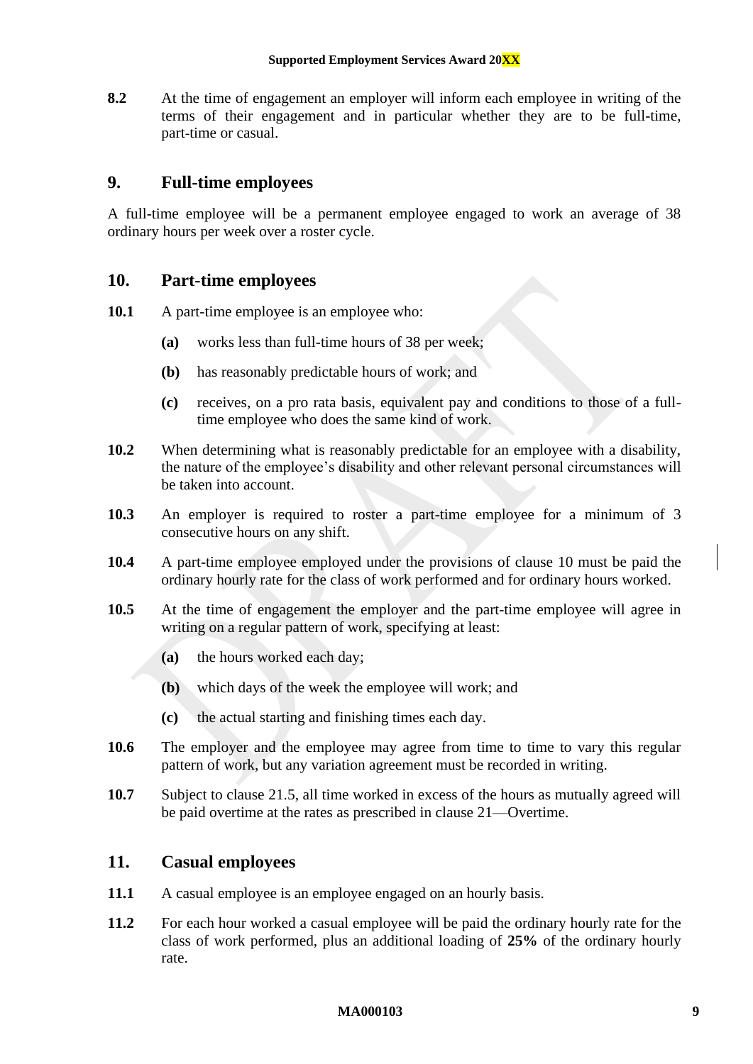**8.2** At the time of engagement an employer will inform each employee in writing of the terms of their engagement and in particular whether they are to be full-time, part-time or casual.

## 9. Full-time employees

A full-time employee will be a permanent employee engaged to work an average of 38 ordinary hours per week over a roster cycle.

## 10. Part-time employees

**10.1** A part-time employee is an employee who:

- **(a)** works less than full-time hours of 38 per week;
- **(b)** has reasonably predictable hours of work; and
- **(c)** receives, on a pro rata basis, equivalent pay and conditions to those of a full-time employee who does the same kind of work.

**10.2** When determining what is reasonably predictable for an employee with a disability, the nature of the employee's disability and other relevant personal circumstances will be taken into account.

**10.3** An employer is required to roster a part-time employee for a minimum of 3 consecutive hours on any shift.

**10.4** A part-time employee employed under the provisions of clause 10 must be paid the ordinary hourly rate for the class of work performed and for ordinary hours worked.

**10.5** At the time of engagement the employer and the part-time employee will agree in writing on a regular pattern of work, specifying at least:

- **(a)** the hours worked each day;
- **(b)** which days of the week the employee will work; and
- **(c)** the actual starting and finishing times each day.

**10.6** The employer and the employee may agree from time to time to vary this regular pattern of work, but any variation agreement must be recorded in writing.

**10.7** Subject to clause 21.5, all time worked in excess of the hours as mutually agreed will be paid overtime at the rates as prescribed in clause 21—Overtime.

## 11. Casual employees

**11.1** A casual employee is an employee engaged on an hourly basis.

**11.2** For each hour worked a casual employee will be paid the ordinary hourly rate for the class of work performed, plus an additional loading of **25%** of the ordinary hourly rate.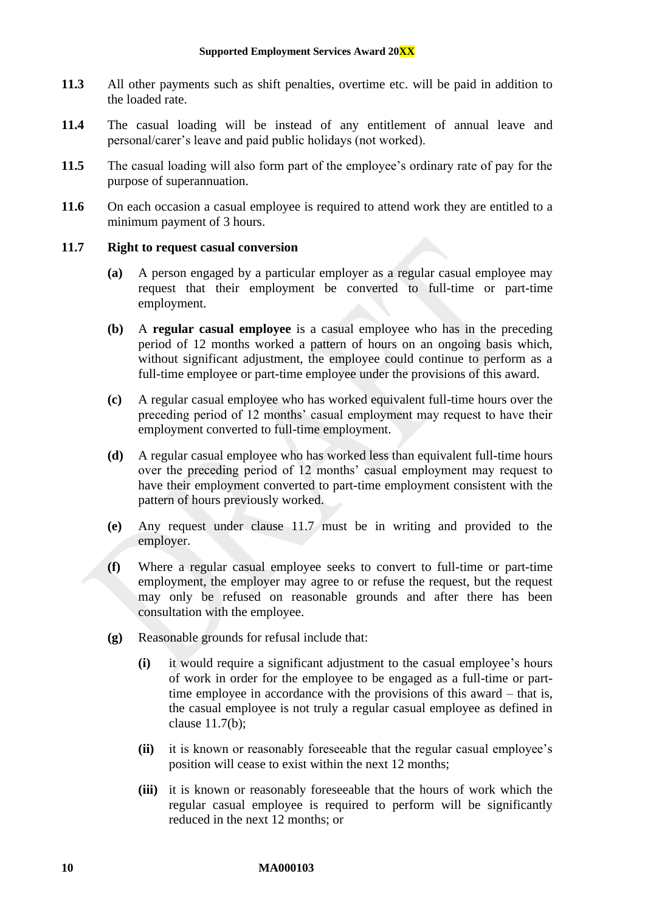**11.3** All other payments such as shift penalties, overtime etc. will be paid in addition to the loaded rate.

**11.4** The casual loading will be instead of any entitlement of annual leave and personal/carer's leave and paid public holidays (not worked).

**11.5** The casual loading will also form part of the employee's ordinary rate of pay for the purpose of superannuation.

**11.6** On each occasion a casual employee is required to attend work they are entitled to a minimum payment of 3 hours.

**11.7 Right to request casual conversion**

**(a)** A person engaged by a particular employer as a regular casual employee may request that their employment be converted to full-time or part-time employment.

**(b)** A **regular casual employee** is a casual employee who has in the preceding period of 12 months worked a pattern of hours on an ongoing basis which, without significant adjustment, the employee could continue to perform as a full-time employee or part-time employee under the provisions of this award.

**(c)** A regular casual employee who has worked equivalent full-time hours over the preceding period of 12 months' casual employment may request to have their employment converted to full-time employment.

**(d)** A regular casual employee who has worked less than equivalent full-time hours over the preceding period of 12 months' casual employment may request to have their employment converted to part-time employment consistent with the pattern of hours previously worked.

**(e)** Any request under clause 11.7 must be in writing and provided to the employer.

**(f)** Where a regular casual employee seeks to convert to full-time or part-time employment, the employer may agree to or refuse the request, but the request may only be refused on reasonable grounds and after there has been consultation with the employee.

**(g)** Reasonable grounds for refusal include that:

**(i)** it would require a significant adjustment to the casual employee's hours of work in order for the employee to be engaged as a full-time or part-time employee in accordance with the provisions of this award – that is, the casual employee is not truly a regular casual employee as defined in clause 11.7(b);

**(ii)** it is known or reasonably foreseeable that the regular casual employee's position will cease to exist within the next 12 months;

**(iii)** it is known or reasonably foreseeable that the hours of work which the regular casual employee is required to perform will be significantly reduced in the next 12 months; or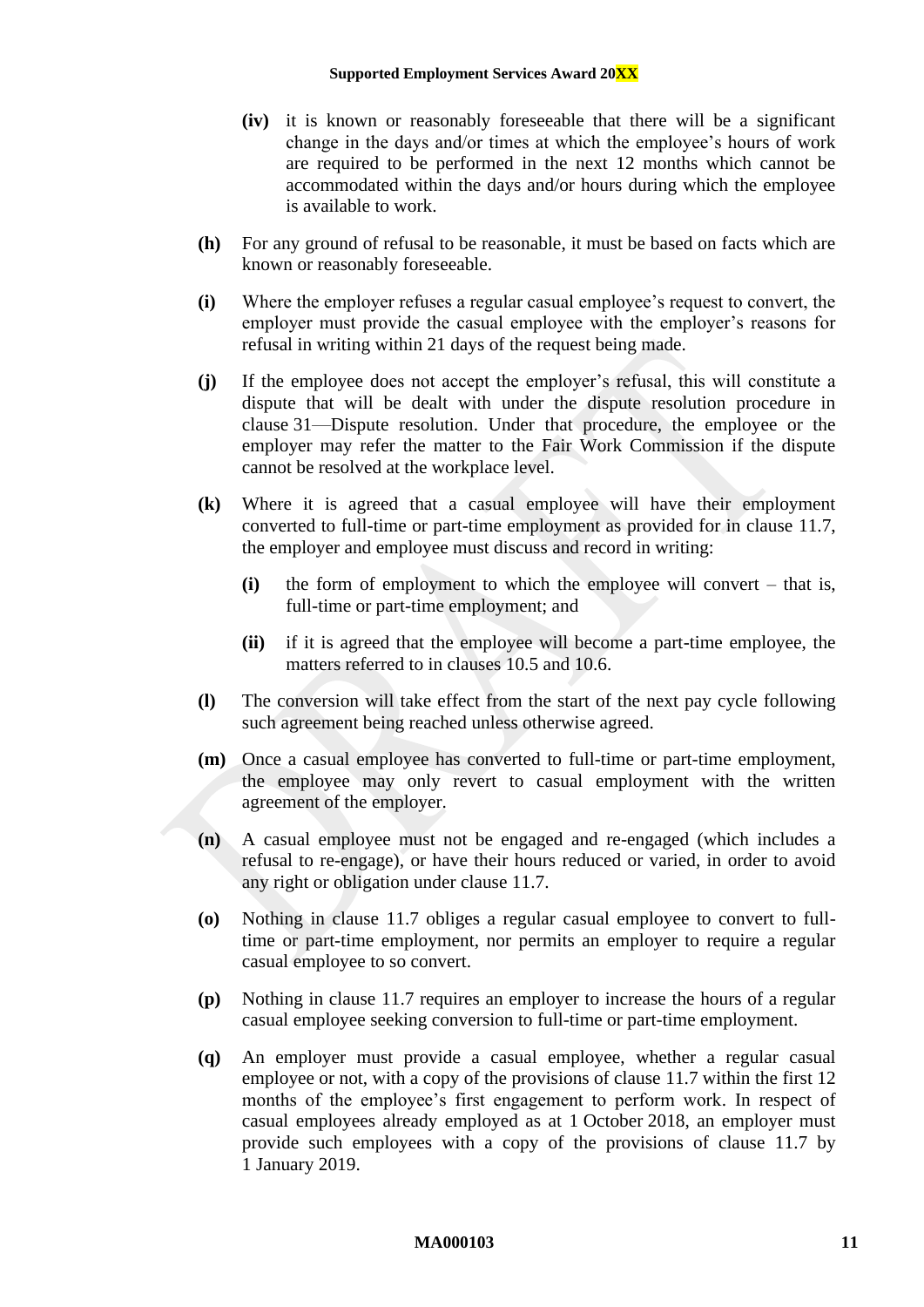**(iv)** it is known or reasonably foreseeable that there will be a significant change in the days and/or times at which the employee's hours of work are required to be performed in the next 12 months which cannot be accommodated within the days and/or hours during which the employee is available to work.

**(h)** For any ground of refusal to be reasonable, it must be based on facts which are known or reasonably foreseeable.

**(i)** Where the employer refuses a regular casual employee's request to convert, the employer must provide the casual employee with the employer's reasons for refusal in writing within 21 days of the request being made.

**(j)** If the employee does not accept the employer's refusal, this will constitute a dispute that will be dealt with under the dispute resolution procedure in clause 31—Dispute resolution. Under that procedure, the employee or the employer may refer the matter to the Fair Work Commission if the dispute cannot be resolved at the workplace level.

**(k)** Where it is agreed that a casual employee will have their employment converted to full-time or part-time employment as provided for in clause 11.7, the employer and employee must discuss and record in writing:

**(i)** the form of employment to which the employee will convert – that is, full-time or part-time employment; and

**(ii)** if it is agreed that the employee will become a part-time employee, the matters referred to in clauses 10.5 and 10.6.

**(l)** The conversion will take effect from the start of the next pay cycle following such agreement being reached unless otherwise agreed.

**(m)** Once a casual employee has converted to full-time or part-time employment, the employee may only revert to casual employment with the written agreement of the employer.

**(n)** A casual employee must not be engaged and re-engaged (which includes a refusal to re-engage), or have their hours reduced or varied, in order to avoid any right or obligation under clause 11.7.

**(o)** Nothing in clause 11.7 obliges a regular casual employee to convert to full-time or part-time employment, nor permits an employer to require a regular casual employee to so convert.

**(p)** Nothing in clause 11.7 requires an employer to increase the hours of a regular casual employee seeking conversion to full-time or part-time employment.

**(q)** An employer must provide a casual employee, whether a regular casual employee or not, with a copy of the provisions of clause 11.7 within the first 12 months of the employee's first engagement to perform work. In respect of casual employees already employed as at 1 October 2018, an employer must provide such employees with a copy of the provisions of clause 11.7 by 1 January 2019.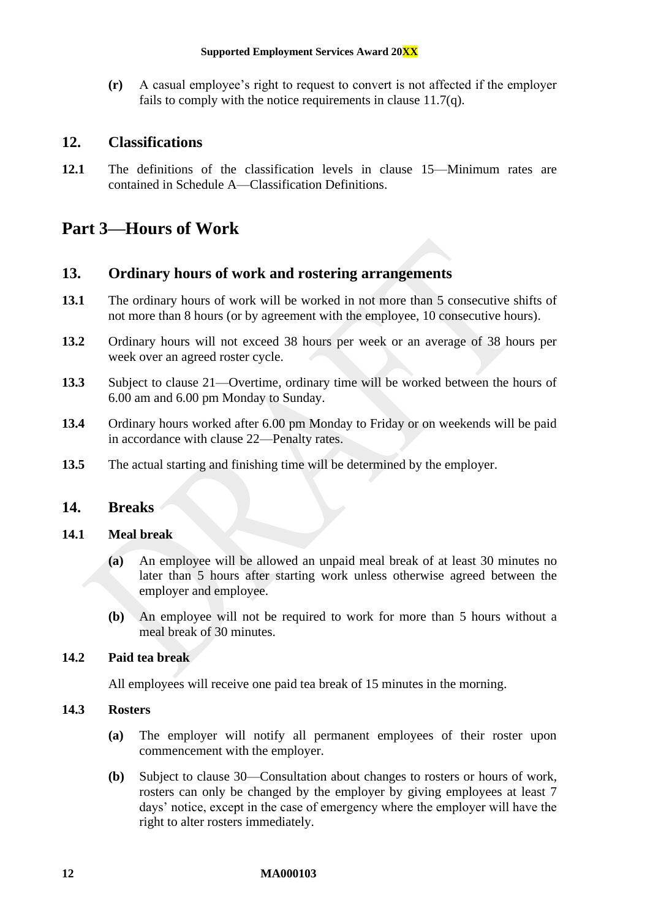**(r)** A casual employee's right to request to convert is not affected if the employer fails to comply with the notice requirements in clause 11.7(q).

## 12. Classifications

**12.1** The definitions of the classification levels in clause 15—Minimum rates are contained in Schedule A—Classification Definitions.

# Part 3—Hours of Work

## 13. Ordinary hours of work and rostering arrangements

**13.1** The ordinary hours of work will be worked in not more than 5 consecutive shifts of not more than 8 hours (or by agreement with the employee, 10 consecutive hours).

**13.2** Ordinary hours will not exceed 38 hours per week or an average of 38 hours per week over an agreed roster cycle.

**13.3** Subject to clause 21—Overtime, ordinary time will be worked between the hours of 6.00 am and 6.00 pm Monday to Sunday.

**13.4** Ordinary hours worked after 6.00 pm Monday to Friday or on weekends will be paid in accordance with clause 22—Penalty rates.

**13.5** The actual starting and finishing time will be determined by the employer.

## 14. Breaks

### 14.1 Meal break

**(a)** An employee will be allowed an unpaid meal break of at least 30 minutes no later than 5 hours after starting work unless otherwise agreed between the employer and employee.

**(b)** An employee will not be required to work for more than 5 hours without a meal break of 30 minutes.

### 14.2 Paid tea break

All employees will receive one paid tea break of 15 minutes in the morning.

### 14.3 Rosters

**(a)** The employer will notify all permanent employees of their roster upon commencement with the employer.

**(b)** Subject to clause 30—Consultation about changes to rosters or hours of work, rosters can only be changed by the employer by giving employees at least 7 days' notice, except in the case of emergency where the employer will have the right to alter rosters immediately.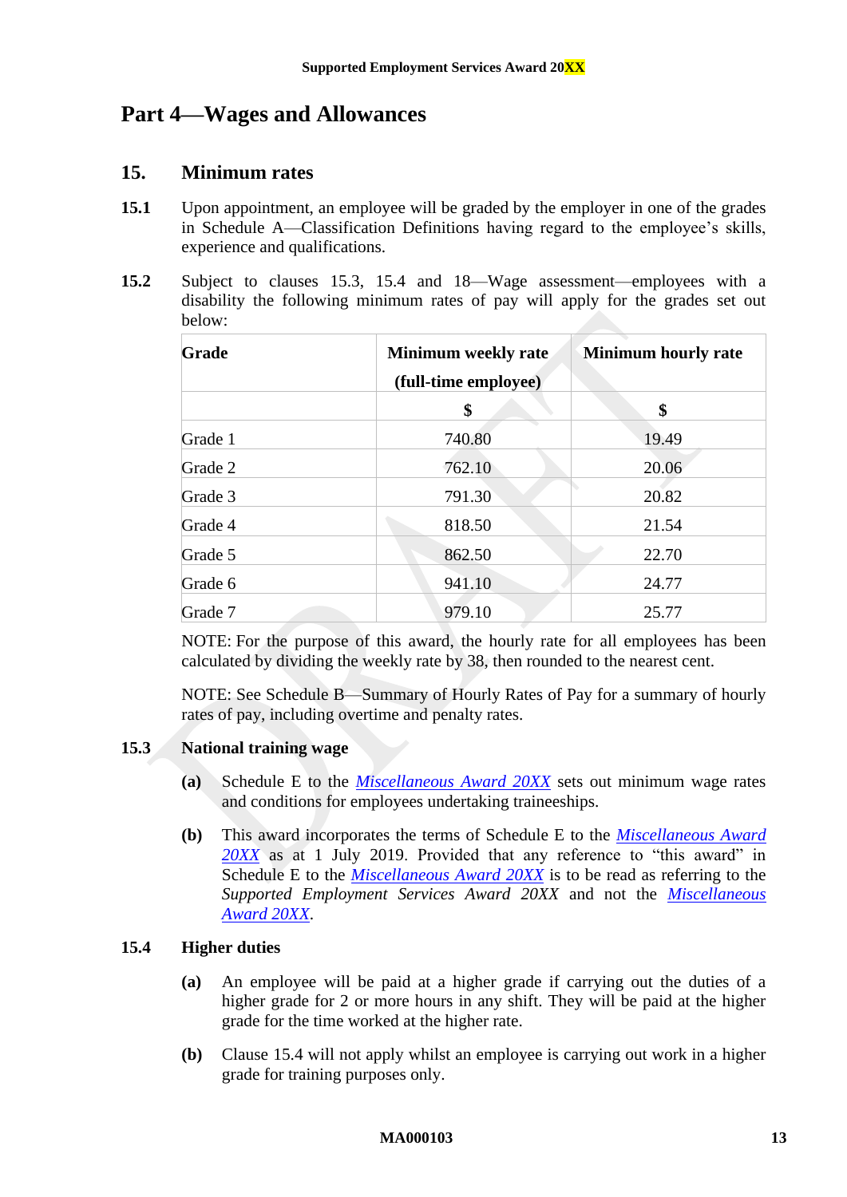# Part 4—Wages and Allowances

## 15. Minimum rates

**15.1** Upon appointment, an employee will be graded by the employer in one of the grades in Schedule A—Classification Definitions having regard to the employee's skills, experience and qualifications.

**15.2** Subject to clauses 15.3, 15.4 and 18—Wage assessment—employees with a disability the following minimum rates of pay will apply for the grades set out below:

| Grade | Minimum weekly rate (full-time employee) | Minimum hourly rate |
|---|---|---|
| | $ | $ |
| Grade 1 | 740.80 | 19.49 |
| Grade 2 | 762.10 | 20.06 |
| Grade 3 | 791.30 | 20.82 |
| Grade 4 | 818.50 | 21.54 |
| Grade 5 | 862.50 | 22.70 |
| Grade 6 | 941.10 | 24.77 |
| Grade 7 | 979.10 | 25.77 |

NOTE: For the purpose of this award, the hourly rate for all employees has been calculated by dividing the weekly rate by 38, then rounded to the nearest cent.

NOTE: See Schedule B—Summary of Hourly Rates of Pay for a summary of hourly rates of pay, including overtime and penalty rates.

**15.3 National training wage**

**(a)** Schedule E to the *Miscellaneous Award 20XX* sets out minimum wage rates and conditions for employees undertaking traineeships.

**(b)** This award incorporates the terms of Schedule E to the *Miscellaneous Award 20XX* as at 1 July 2019. Provided that any reference to "this award" in Schedule E to the *Miscellaneous Award 20XX* is to be read as referring to the *Supported Employment Services Award 20XX* and not the *Miscellaneous Award 20XX*.

**15.4 Higher duties**

**(a)** An employee will be paid at a higher grade if carrying out the duties of a higher grade for 2 or more hours in any shift. They will be paid at the higher grade for the time worked at the higher rate.

**(b)** Clause 15.4 will not apply whilst an employee is carrying out work in a higher grade for training purposes only.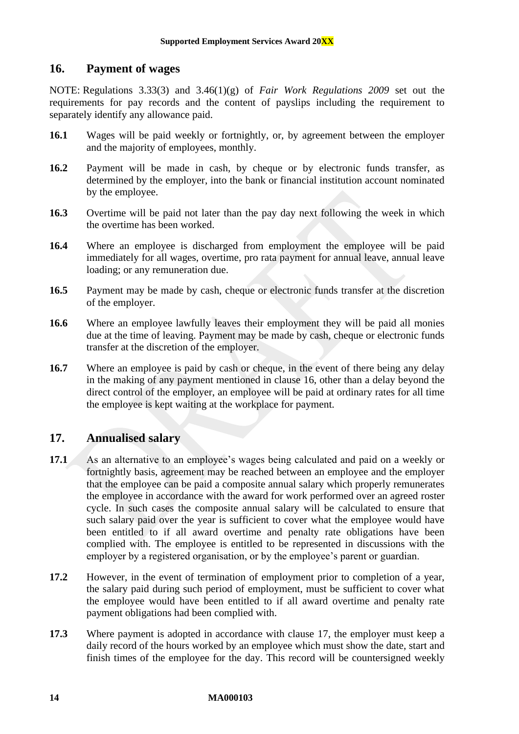## 16. Payment of wages

NOTE: Regulations 3.33(3) and 3.46(1)(g) of *Fair Work Regulations 2009* set out the requirements for pay records and the content of payslips including the requirement to separately identify any allowance paid.

**16.1** Wages will be paid weekly or fortnightly, or, by agreement between the employer and the majority of employees, monthly.

**16.2** Payment will be made in cash, by cheque or by electronic funds transfer, as determined by the employer, into the bank or financial institution account nominated by the employee.

**16.3** Overtime will be paid not later than the pay day next following the week in which the overtime has been worked.

**16.4** Where an employee is discharged from employment the employee will be paid immediately for all wages, overtime, pro rata payment for annual leave, annual leave loading; or any remuneration due.

**16.5** Payment may be made by cash, cheque or electronic funds transfer at the discretion of the employer.

**16.6** Where an employee lawfully leaves their employment they will be paid all monies due at the time of leaving. Payment may be made by cash, cheque or electronic funds transfer at the discretion of the employer.

**16.7** Where an employee is paid by cash or cheque, in the event of there being any delay in the making of any payment mentioned in clause 16, other than a delay beyond the direct control of the employer, an employee will be paid at ordinary rates for all time the employee is kept waiting at the workplace for payment.

## 17. Annualised salary

**17.1** As an alternative to an employee's wages being calculated and paid on a weekly or fortnightly basis, agreement may be reached between an employee and the employer that the employee can be paid a composite annual salary which properly remunerates the employee in accordance with the award for work performed over an agreed roster cycle. In such cases the composite annual salary will be calculated to ensure that such salary paid over the year is sufficient to cover what the employee would have been entitled to if all award overtime and penalty rate obligations have been complied with. The employee is entitled to be represented in discussions with the employer by a registered organisation, or by the employee's parent or guardian.

**17.2** However, in the event of termination of employment prior to completion of a year, the salary paid during such period of employment, must be sufficient to cover what the employee would have been entitled to if all award overtime and penalty rate payment obligations had been complied with.

**17.3** Where payment is adopted in accordance with clause 17, the employer must keep a daily record of the hours worked by an employee which must show the date, start and finish times of the employee for the day. This record will be countersigned weekly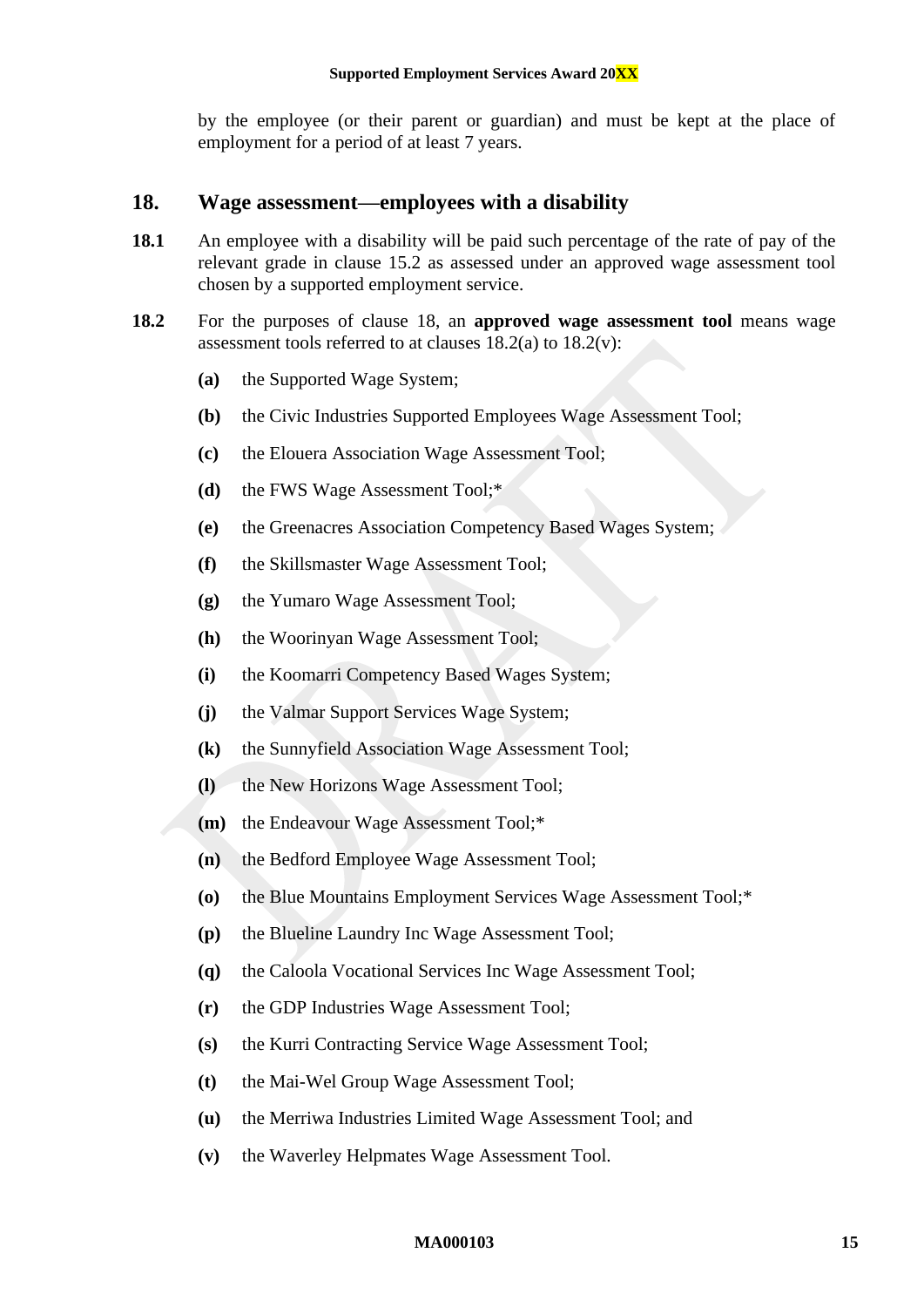by the employee (or their parent or guardian) and must be kept at the place of employment for a period of at least 7 years.

## 18. Wage assessment—employees with a disability

**18.1** An employee with a disability will be paid such percentage of the rate of pay of the relevant grade in clause 15.2 as assessed under an approved wage assessment tool chosen by a supported employment service.

**18.2** For the purposes of clause 18, an **approved wage assessment tool** means wage assessment tools referred to at clauses 18.2(a) to 18.2(v):

**(a)** the Supported Wage System;

**(b)** the Civic Industries Supported Employees Wage Assessment Tool;

**(c)** the Elouera Association Wage Assessment Tool;

**(d)** the FWS Wage Assessment Tool;*

**(e)** the Greenacres Association Competency Based Wages System;

**(f)** the Skillsmaster Wage Assessment Tool;

**(g)** the Yumaro Wage Assessment Tool;

**(h)** the Woorinyan Wage Assessment Tool;

**(i)** the Koomarri Competency Based Wages System;

**(j)** the Valmar Support Services Wage System;

**(k)** the Sunnyfield Association Wage Assessment Tool;

**(l)** the New Horizons Wage Assessment Tool;

**(m)** the Endeavour Wage Assessment Tool;*

**(n)** the Bedford Employee Wage Assessment Tool;

**(o)** the Blue Mountains Employment Services Wage Assessment Tool;*

**(p)** the Blueline Laundry Inc Wage Assessment Tool;

**(q)** the Caloola Vocational Services Inc Wage Assessment Tool;

**(r)** the GDP Industries Wage Assessment Tool;

**(s)** the Kurri Contracting Service Wage Assessment Tool;

**(t)** the Mai-Wel Group Wage Assessment Tool;

**(u)** the Merriwa Industries Limited Wage Assessment Tool; and

**(v)** the Waverley Helpmates Wage Assessment Tool.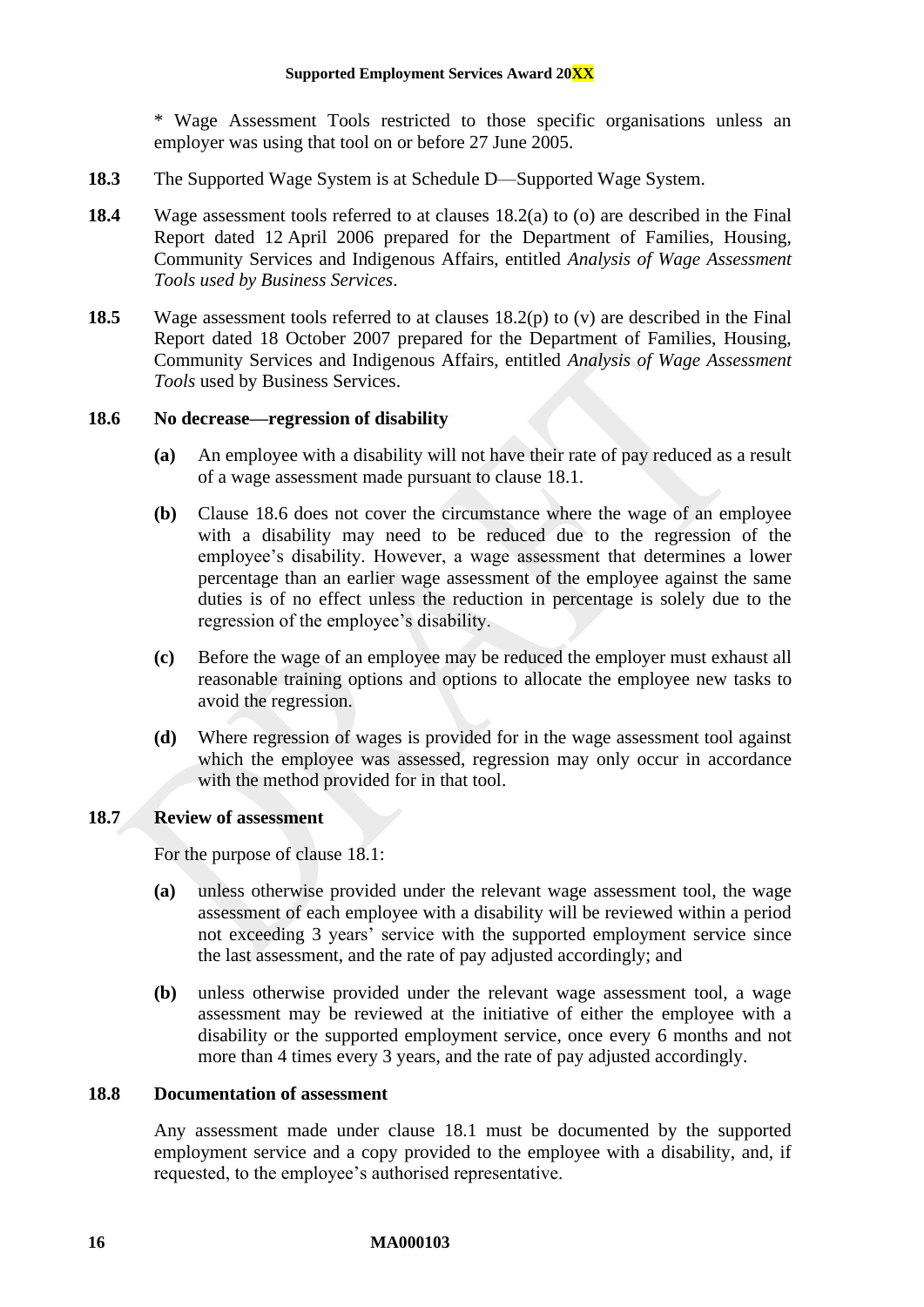\* Wage Assessment Tools restricted to those specific organisations unless an employer was using that tool on or before 27 June 2005.

**18.3** The Supported Wage System is at Schedule D—Supported Wage System.

**18.4** Wage assessment tools referred to at clauses 18.2(a) to (o) are described in the Final Report dated 12 April 2006 prepared for the Department of Families, Housing, Community Services and Indigenous Affairs, entitled *Analysis of Wage Assessment Tools used by Business Services*.

**18.5** Wage assessment tools referred to at clauses 18.2(p) to (v) are described in the Final Report dated 18 October 2007 prepared for the Department of Families, Housing, Community Services and Indigenous Affairs, entitled *Analysis of Wage Assessment Tools* used by Business Services.

### 18.6 No decrease—regression of disability

**(a)** An employee with a disability will not have their rate of pay reduced as a result of a wage assessment made pursuant to clause 18.1.

**(b)** Clause 18.6 does not cover the circumstance where the wage of an employee with a disability may need to be reduced due to the regression of the employee's disability. However, a wage assessment that determines a lower percentage than an earlier wage assessment of the employee against the same duties is of no effect unless the reduction in percentage is solely due to the regression of the employee's disability.

**(c)** Before the wage of an employee may be reduced the employer must exhaust all reasonable training options and options to allocate the employee new tasks to avoid the regression.

**(d)** Where regression of wages is provided for in the wage assessment tool against which the employee was assessed, regression may only occur in accordance with the method provided for in that tool.

### 18.7 Review of assessment

For the purpose of clause 18.1:

**(a)** unless otherwise provided under the relevant wage assessment tool, the wage assessment of each employee with a disability will be reviewed within a period not exceeding 3 years' service with the supported employment service since the last assessment, and the rate of pay adjusted accordingly; and

**(b)** unless otherwise provided under the relevant wage assessment tool, a wage assessment may be reviewed at the initiative of either the employee with a disability or the supported employment service, once every 6 months and not more than 4 times every 3 years, and the rate of pay adjusted accordingly.

### 18.8 Documentation of assessment

Any assessment made under clause 18.1 must be documented by the supported employment service and a copy provided to the employee with a disability, and, if requested, to the employee's authorised representative.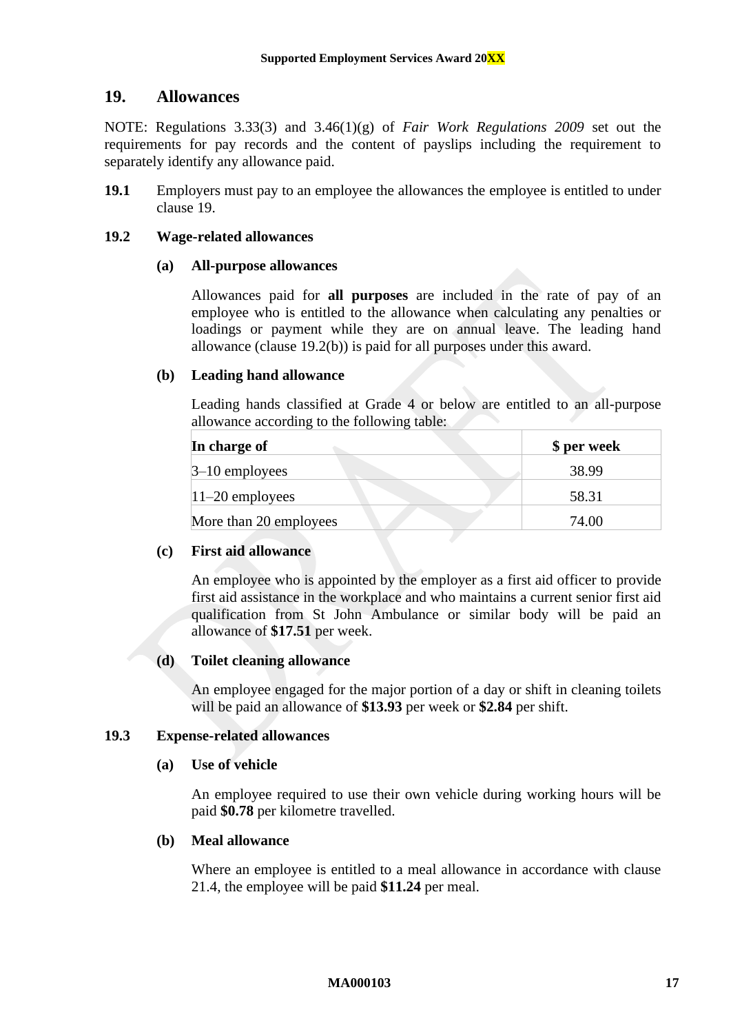## 19. Allowances

NOTE: Regulations 3.33(3) and 3.46(1)(g) of *Fair Work Regulations 2009* set out the requirements for pay records and the content of payslips including the requirement to separately identify any allowance paid.

**19.1** Employers must pay to an employee the allowances the employee is entitled to under clause 19.

### 19.2 Wage-related allowances

**(a) All-purpose allowances**

Allowances paid for **all purposes** are included in the rate of pay of an employee who is entitled to the allowance when calculating any penalties or loadings or payment while they are on annual leave. The leading hand allowance (clause 19.2(b)) is paid for all purposes under this award.

**(b) Leading hand allowance**

Leading hands classified at Grade 4 or below are entitled to an all-purpose allowance according to the following table:

| In charge of | $ per week |
|---|---|
| 3–10 employees | 38.99 |
| 11–20 employees | 58.31 |
| More than 20 employees | 74.00 |

**(c) First aid allowance**

An employee who is appointed by the employer as a first aid officer to provide first aid assistance in the workplace and who maintains a current senior first aid qualification from St John Ambulance or similar body will be paid an allowance of **$17.51** per week.

**(d) Toilet cleaning allowance**

An employee engaged for the major portion of a day or shift in cleaning toilets will be paid an allowance of **$13.93** per week or **$2.84** per shift.

### 19.3 Expense-related allowances

**(a) Use of vehicle**

An employee required to use their own vehicle during working hours will be paid **$0.78** per kilometre travelled.

**(b) Meal allowance**

Where an employee is entitled to a meal allowance in accordance with clause 21.4, the employee will be paid **$11.24** per meal.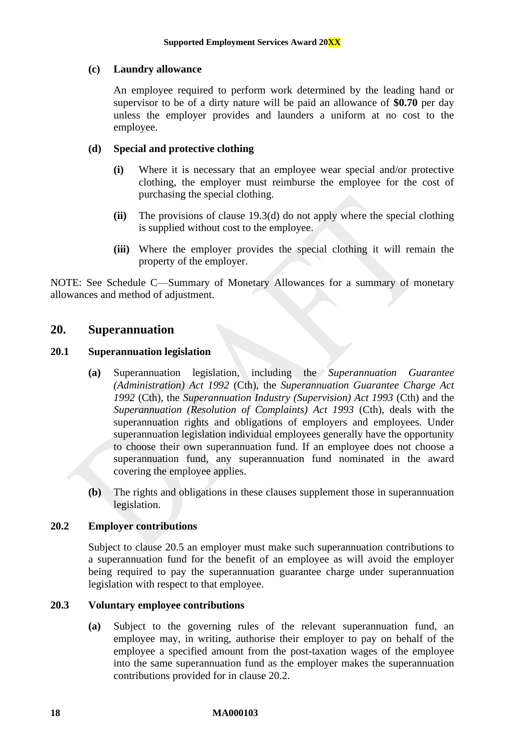**(c) Laundry allowance**

An employee required to perform work determined by the leading hand or supervisor to be of a dirty nature will be paid an allowance of **$0.70** per day unless the employer provides and launders a uniform at no cost to the employee.

**(d) Special and protective clothing**

**(i)** Where it is necessary that an employee wear special and/or protective clothing, the employer must reimburse the employee for the cost of purchasing the special clothing.

**(ii)** The provisions of clause 19.3(d) do not apply where the special clothing is supplied without cost to the employee.

**(iii)** Where the employer provides the special clothing it will remain the property of the employer.

NOTE: See Schedule C—Summary of Monetary Allowances for a summary of monetary allowances and method of adjustment.

## 20. Superannuation

### 20.1 Superannuation legislation

**(a)** Superannuation legislation, including the *Superannuation Guarantee (Administration) Act 1992* (Cth), the *Superannuation Guarantee Charge Act 1992* (Cth), the *Superannuation Industry (Supervision) Act 1993* (Cth) and the *Superannuation (Resolution of Complaints) Act 1993* (Cth), deals with the superannuation rights and obligations of employers and employees. Under superannuation legislation individual employees generally have the opportunity to choose their own superannuation fund. If an employee does not choose a superannuation fund, any superannuation fund nominated in the award covering the employee applies.

**(b)** The rights and obligations in these clauses supplement those in superannuation legislation.

### 20.2 Employer contributions

Subject to clause 20.5 an employer must make such superannuation contributions to a superannuation fund for the benefit of an employee as will avoid the employer being required to pay the superannuation guarantee charge under superannuation legislation with respect to that employee.

### 20.3 Voluntary employee contributions

**(a)** Subject to the governing rules of the relevant superannuation fund, an employee may, in writing, authorise their employer to pay on behalf of the employee a specified amount from the post-taxation wages of the employee into the same superannuation fund as the employer makes the superannuation contributions provided for in clause 20.2.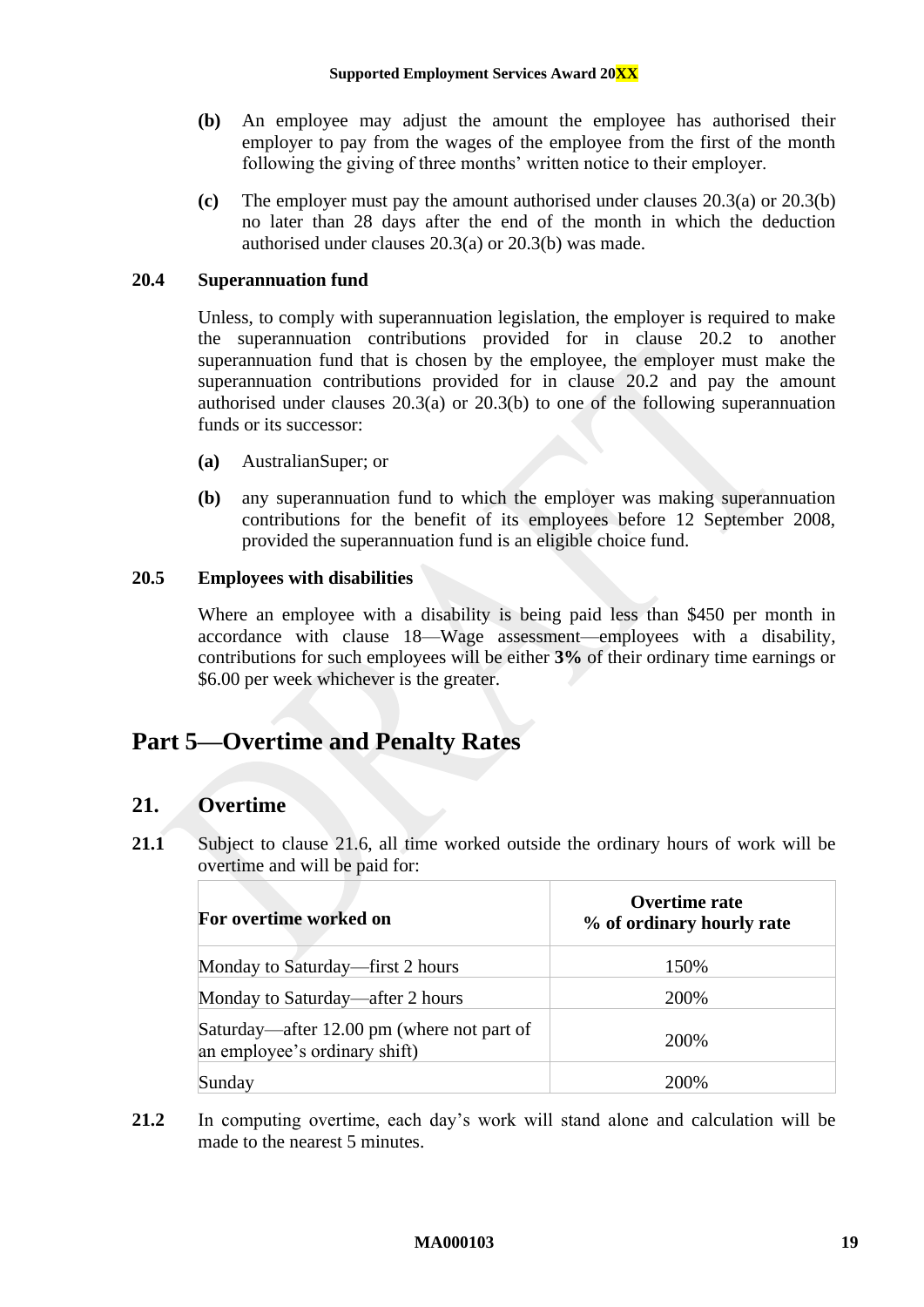**(b)** An employee may adjust the amount the employee has authorised their employer to pay from the wages of the employee from the first of the month following the giving of three months' written notice to their employer.

**(c)** The employer must pay the amount authorised under clauses 20.3(a) or 20.3(b) no later than 28 days after the end of the month in which the deduction authorised under clauses 20.3(a) or 20.3(b) was made.

### 20.4 Superannuation fund

Unless, to comply with superannuation legislation, the employer is required to make the superannuation contributions provided for in clause 20.2 to another superannuation fund that is chosen by the employee, the employer must make the superannuation contributions provided for in clause 20.2 and pay the amount authorised under clauses 20.3(a) or 20.3(b) to one of the following superannuation funds or its successor:

**(a)** AustralianSuper; or

**(b)** any superannuation fund to which the employer was making superannuation contributions for the benefit of its employees before 12 September 2008, provided the superannuation fund is an eligible choice fund.

### 20.5 Employees with disabilities

Where an employee with a disability is being paid less than $450 per month in accordance with clause 18—Wage assessment—employees with a disability, contributions for such employees will be either **3%** of their ordinary time earnings or $6.00 per week whichever is the greater.

# Part 5—Overtime and Penalty Rates

## 21. Overtime

**21.1** Subject to clause 21.6, all time worked outside the ordinary hours of work will be overtime and will be paid for:

| For overtime worked on | Overtime rate<br>% of ordinary hourly rate |
|---|---|
| Monday to Saturday—first 2 hours | 150% |
| Monday to Saturday—after 2 hours | 200% |
| Saturday—after 12.00 pm (where not part of an employee's ordinary shift) | 200% |
| Sunday | 200% |

**21.2** In computing overtime, each day's work will stand alone and calculation will be made to the nearest 5 minutes.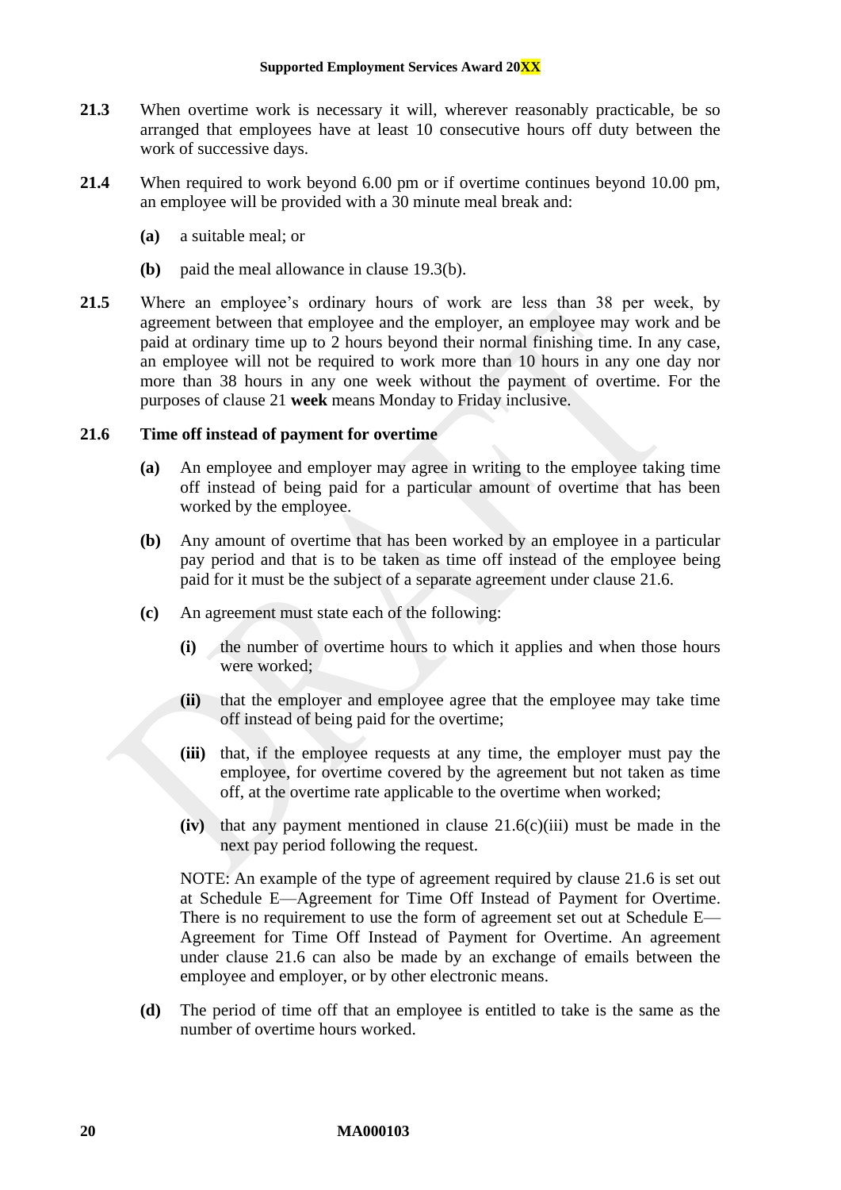**21.3** When overtime work is necessary it will, wherever reasonably practicable, be so arranged that employees have at least 10 consecutive hours off duty between the work of successive days.

**21.4** When required to work beyond 6.00 pm or if overtime continues beyond 10.00 pm, an employee will be provided with a 30 minute meal break and:

**(a)** a suitable meal; or

**(b)** paid the meal allowance in clause 19.3(b).

**21.5** Where an employee's ordinary hours of work are less than 38 per week, by agreement between that employee and the employer, an employee may work and be paid at ordinary time up to 2 hours beyond their normal finishing time. In any case, an employee will not be required to work more than 10 hours in any one day nor more than 38 hours in any one week without the payment of overtime. For the purposes of clause 21 **week** means Monday to Friday inclusive.

**21.6 Time off instead of payment for overtime**

**(a)** An employee and employer may agree in writing to the employee taking time off instead of being paid for a particular amount of overtime that has been worked by the employee.

**(b)** Any amount of overtime that has been worked by an employee in a particular pay period and that is to be taken as time off instead of the employee being paid for it must be the subject of a separate agreement under clause 21.6.

**(c)** An agreement must state each of the following:

**(i)** the number of overtime hours to which it applies and when those hours were worked;

**(ii)** that the employer and employee agree that the employee may take time off instead of being paid for the overtime;

**(iii)** that, if the employee requests at any time, the employer must pay the employee, for overtime covered by the agreement but not taken as time off, at the overtime rate applicable to the overtime when worked;

**(iv)** that any payment mentioned in clause 21.6(c)(iii) must be made in the next pay period following the request.

NOTE: An example of the type of agreement required by clause 21.6 is set out at Schedule E—Agreement for Time Off Instead of Payment for Overtime. There is no requirement to use the form of agreement set out at Schedule E—Agreement for Time Off Instead of Payment for Overtime. An agreement under clause 21.6 can also be made by an exchange of emails between the employee and employer, or by other electronic means.

**(d)** The period of time off that an employee is entitled to take is the same as the number of overtime hours worked.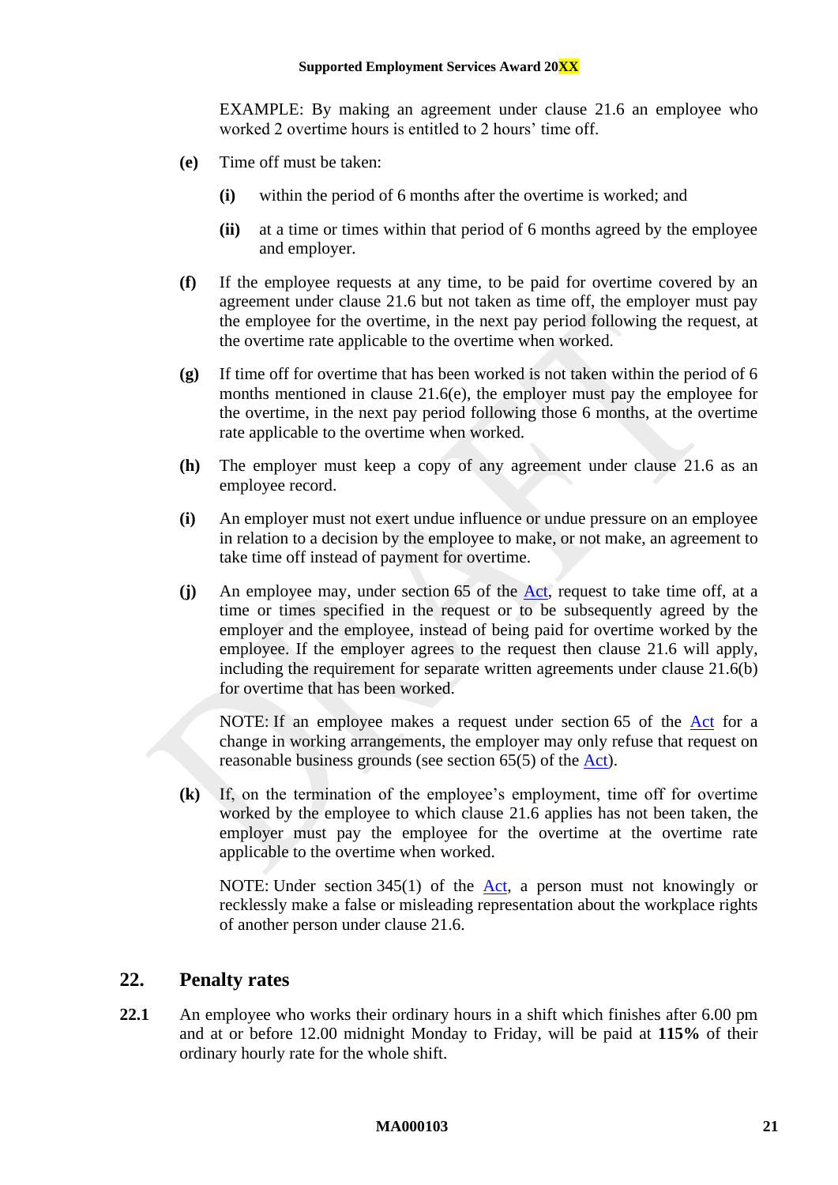EXAMPLE: By making an agreement under clause 21.6 an employee who worked 2 overtime hours is entitled to 2 hours' time off.

**(e)** Time off must be taken:

**(i)** within the period of 6 months after the overtime is worked; and

**(ii)** at a time or times within that period of 6 months agreed by the employee and employer.

**(f)** If the employee requests at any time, to be paid for overtime covered by an agreement under clause 21.6 but not taken as time off, the employer must pay the employee for the overtime, in the next pay period following the request, at the overtime rate applicable to the overtime when worked.

**(g)** If time off for overtime that has been worked is not taken within the period of 6 months mentioned in clause 21.6(e), the employer must pay the employee for the overtime, in the next pay period following those 6 months, at the overtime rate applicable to the overtime when worked.

**(h)** The employer must keep a copy of any agreement under clause 21.6 as an employee record.

**(i)** An employer must not exert undue influence or undue pressure on an employee in relation to a decision by the employee to make, or not make, an agreement to take time off instead of payment for overtime.

**(j)** An employee may, under section 65 of the Act, request to take time off, at a time or times specified in the request or to be subsequently agreed by the employer and the employee, instead of being paid for overtime worked by the employee. If the employer agrees to the request then clause 21.6 will apply, including the requirement for separate written agreements under clause 21.6(b) for overtime that has been worked.

NOTE: If an employee makes a request under section 65 of the Act for a change in working arrangements, the employer may only refuse that request on reasonable business grounds (see section 65(5) of the Act).

**(k)** If, on the termination of the employee's employment, time off for overtime worked by the employee to which clause 21.6 applies has not been taken, the employer must pay the employee for the overtime at the overtime rate applicable to the overtime when worked.

NOTE: Under section 345(1) of the Act, a person must not knowingly or recklessly make a false or misleading representation about the workplace rights of another person under clause 21.6.

## 22. Penalty rates

**22.1** An employee who works their ordinary hours in a shift which finishes after 6.00 pm and at or before 12.00 midnight Monday to Friday, will be paid at **115%** of their ordinary hourly rate for the whole shift.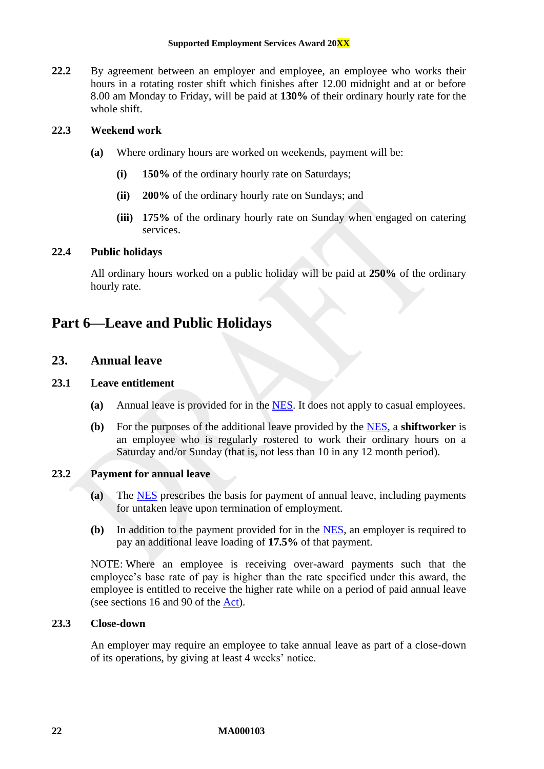**22.2** By agreement between an employer and employee, an employee who works their hours in a rotating roster shift which finishes after 12.00 midnight and at or before 8.00 am Monday to Friday, will be paid at **130%** of their ordinary hourly rate for the whole shift.

### 22.3 Weekend work

**(a)** Where ordinary hours are worked on weekends, payment will be:

**(i)** **150%** of the ordinary hourly rate on Saturdays;

**(ii)** **200%** of the ordinary hourly rate on Sundays; and

**(iii)** **175%** of the ordinary hourly rate on Sunday when engaged on catering services.

### 22.4 Public holidays

All ordinary hours worked on a public holiday will be paid at **250%** of the ordinary hourly rate.

# Part 6—Leave and Public Holidays

## 23. Annual leave

### 23.1 Leave entitlement

**(a)** Annual leave is provided for in the NES. It does not apply to casual employees.

**(b)** For the purposes of the additional leave provided by the NES, a **shiftworker** is an employee who is regularly rostered to work their ordinary hours on a Saturday and/or Sunday (that is, not less than 10 in any 12 month period).

### 23.2 Payment for annual leave

**(a)** The NES prescribes the basis for payment of annual leave, including payments for untaken leave upon termination of employment.

**(b)** In addition to the payment provided for in the NES, an employer is required to pay an additional leave loading of **17.5%** of that payment.

NOTE: Where an employee is receiving over-award payments such that the employee's base rate of pay is higher than the rate specified under this award, the employee is entitled to receive the higher rate while on a period of paid annual leave (see sections 16 and 90 of the Act).

### 23.3 Close-down

An employer may require an employee to take annual leave as part of a close-down of its operations, by giving at least 4 weeks' notice.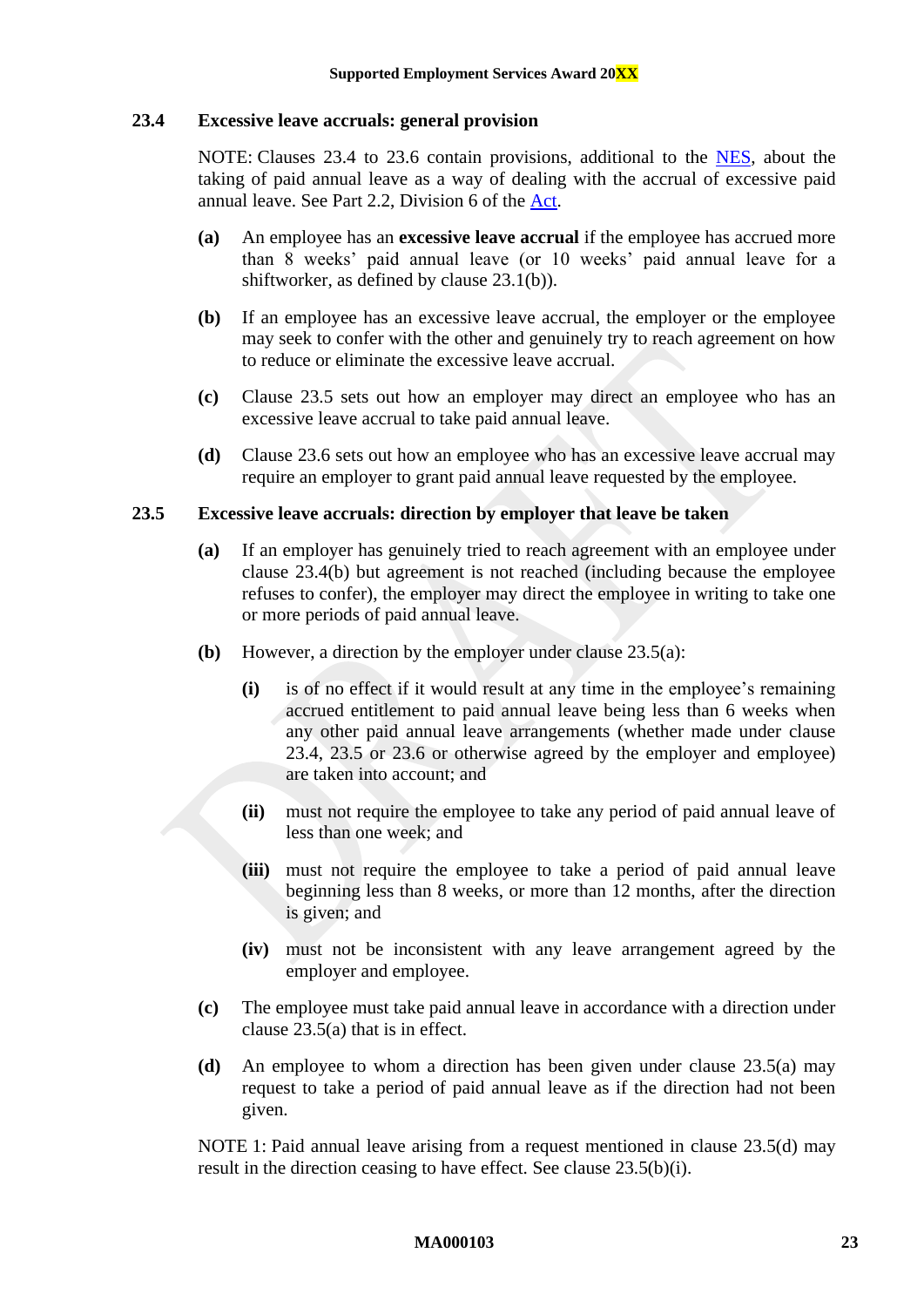### 23.4 Excessive leave accruals: general provision

NOTE: Clauses 23.4 to 23.6 contain provisions, additional to the NES, about the taking of paid annual leave as a way of dealing with the accrual of excessive paid annual leave. See Part 2.2, Division 6 of the Act.

**(a)** An employee has an **excessive leave accrual** if the employee has accrued more than 8 weeks' paid annual leave (or 10 weeks' paid annual leave for a shiftworker, as defined by clause 23.1(b)).

**(b)** If an employee has an excessive leave accrual, the employer or the employee may seek to confer with the other and genuinely try to reach agreement on how to reduce or eliminate the excessive leave accrual.

**(c)** Clause 23.5 sets out how an employer may direct an employee who has an excessive leave accrual to take paid annual leave.

**(d)** Clause 23.6 sets out how an employee who has an excessive leave accrual may require an employer to grant paid annual leave requested by the employee.

### 23.5 Excessive leave accruals: direction by employer that leave be taken

**(a)** If an employer has genuinely tried to reach agreement with an employee under clause 23.4(b) but agreement is not reached (including because the employee refuses to confer), the employer may direct the employee in writing to take one or more periods of paid annual leave.

**(b)** However, a direction by the employer under clause 23.5(a):

- **(i)** is of no effect if it would result at any time in the employee's remaining accrued entitlement to paid annual leave being less than 6 weeks when any other paid annual leave arrangements (whether made under clause 23.4, 23.5 or 23.6 or otherwise agreed by the employer and employee) are taken into account; and
- **(ii)** must not require the employee to take any period of paid annual leave of less than one week; and
- **(iii)** must not require the employee to take a period of paid annual leave beginning less than 8 weeks, or more than 12 months, after the direction is given; and
- **(iv)** must not be inconsistent with any leave arrangement agreed by the employer and employee.

**(c)** The employee must take paid annual leave in accordance with a direction under clause 23.5(a) that is in effect.

**(d)** An employee to whom a direction has been given under clause 23.5(a) may request to take a period of paid annual leave as if the direction had not been given.

NOTE 1: Paid annual leave arising from a request mentioned in clause 23.5(d) may result in the direction ceasing to have effect. See clause 23.5(b)(i).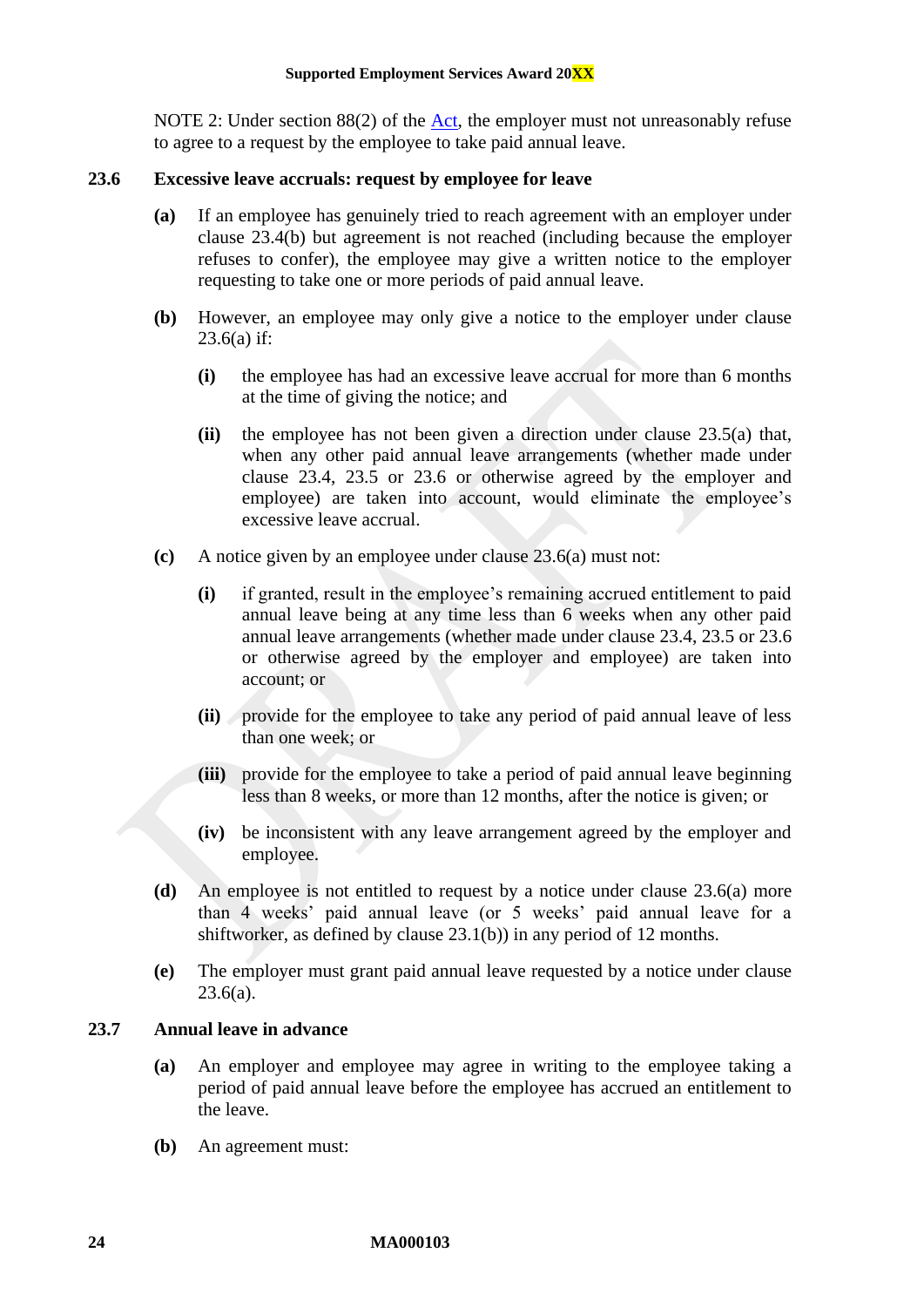NOTE 2: Under section 88(2) of the Act, the employer must not unreasonably refuse to agree to a request by the employee to take paid annual leave.

### 23.6 Excessive leave accruals: request by employee for leave

**(a)** If an employee has genuinely tried to reach agreement with an employer under clause 23.4(b) but agreement is not reached (including because the employer refuses to confer), the employee may give a written notice to the employer requesting to take one or more periods of paid annual leave.

**(b)** However, an employee may only give a notice to the employer under clause 23.6(a) if:

- **(i)** the employee has had an excessive leave accrual for more than 6 months at the time of giving the notice; and
- **(ii)** the employee has not been given a direction under clause 23.5(a) that, when any other paid annual leave arrangements (whether made under clause 23.4, 23.5 or 23.6 or otherwise agreed by the employer and employee) are taken into account, would eliminate the employee's excessive leave accrual.

**(c)** A notice given by an employee under clause 23.6(a) must not:

- **(i)** if granted, result in the employee's remaining accrued entitlement to paid annual leave being at any time less than 6 weeks when any other paid annual leave arrangements (whether made under clause 23.4, 23.5 or 23.6 or otherwise agreed by the employer and employee) are taken into account; or
- **(ii)** provide for the employee to take any period of paid annual leave of less than one week; or
- **(iii)** provide for the employee to take a period of paid annual leave beginning less than 8 weeks, or more than 12 months, after the notice is given; or
- **(iv)** be inconsistent with any leave arrangement agreed by the employer and employee.

**(d)** An employee is not entitled to request by a notice under clause 23.6(a) more than 4 weeks' paid annual leave (or 5 weeks' paid annual leave for a shiftworker, as defined by clause 23.1(b)) in any period of 12 months.

**(e)** The employer must grant paid annual leave requested by a notice under clause 23.6(a).

### 23.7 Annual leave in advance

**(a)** An employer and employee may agree in writing to the employee taking a period of paid annual leave before the employee has accrued an entitlement to the leave.

**(b)** An agreement must: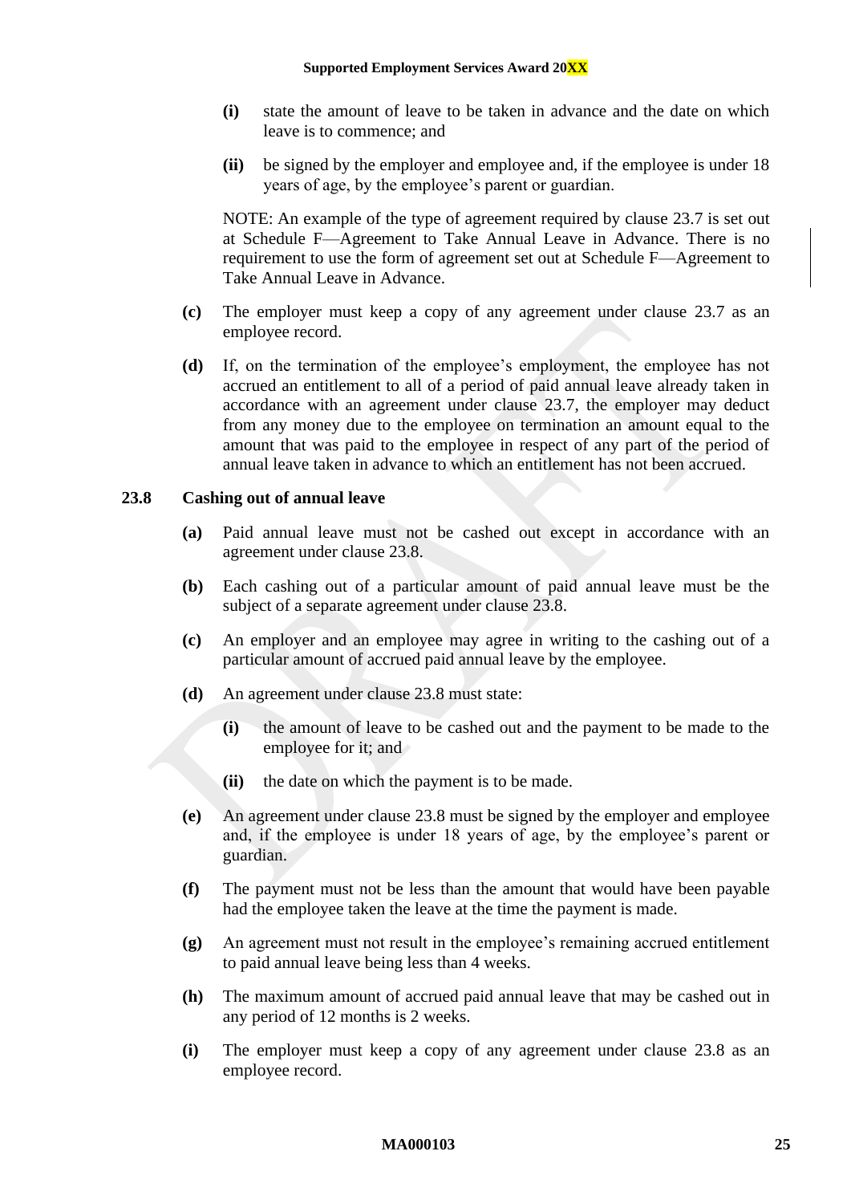(i) state the amount of leave to be taken in advance and the date on which leave is to commence; and

(ii) be signed by the employer and employee and, if the employee is under 18 years of age, by the employee's parent or guardian.

NOTE: An example of the type of agreement required by clause 23.7 is set out at Schedule F—Agreement to Take Annual Leave in Advance. There is no requirement to use the form of agreement set out at Schedule F—Agreement to Take Annual Leave in Advance.

**(c)** The employer must keep a copy of any agreement under clause 23.7 as an employee record.

**(d)** If, on the termination of the employee's employment, the employee has not accrued an entitlement to all of a period of paid annual leave already taken in accordance with an agreement under clause 23.7, the employer may deduct from any money due to the employee on termination an amount equal to the amount that was paid to the employee in respect of any part of the period of annual leave taken in advance to which an entitlement has not been accrued.

### 23.8 Cashing out of annual leave

**(a)** Paid annual leave must not be cashed out except in accordance with an agreement under clause 23.8.

**(b)** Each cashing out of a particular amount of paid annual leave must be the subject of a separate agreement under clause 23.8.

**(c)** An employer and an employee may agree in writing to the cashing out of a particular amount of accrued paid annual leave by the employee.

**(d)** An agreement under clause 23.8 must state:

**(i)** the amount of leave to be cashed out and the payment to be made to the employee for it; and

**(ii)** the date on which the payment is to be made.

**(e)** An agreement under clause 23.8 must be signed by the employer and employee and, if the employee is under 18 years of age, by the employee's parent or guardian.

**(f)** The payment must not be less than the amount that would have been payable had the employee taken the leave at the time the payment is made.

**(g)** An agreement must not result in the employee's remaining accrued entitlement to paid annual leave being less than 4 weeks.

**(h)** The maximum amount of accrued paid annual leave that may be cashed out in any period of 12 months is 2 weeks.

**(i)** The employer must keep a copy of any agreement under clause 23.8 as an employee record.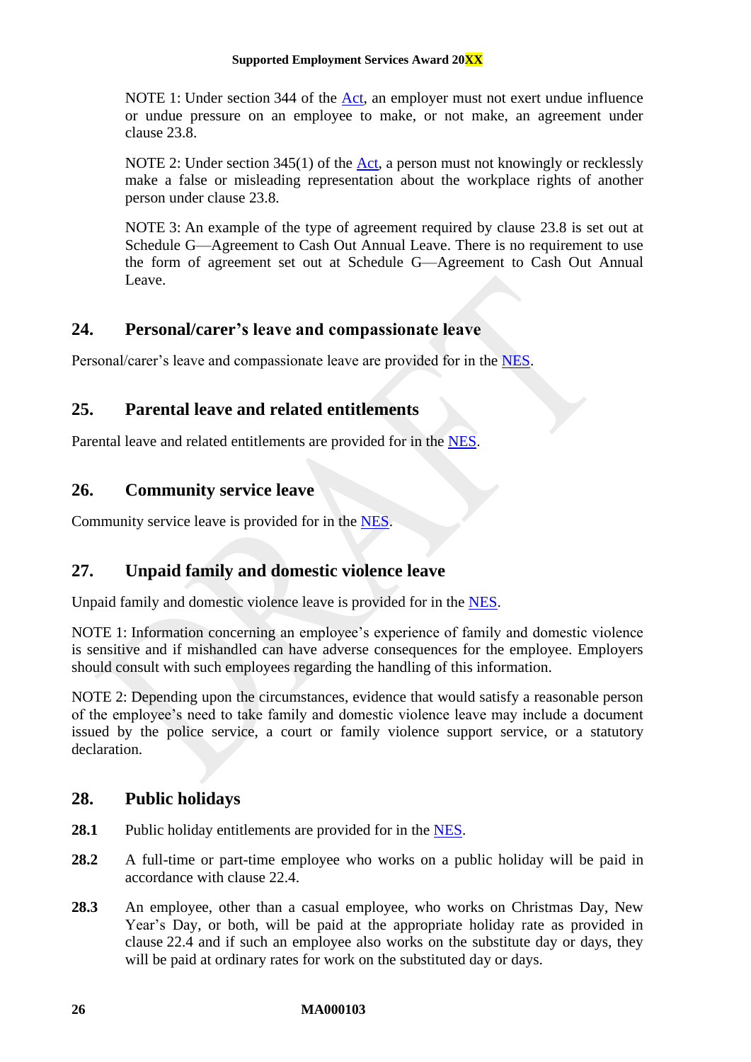NOTE 1: Under section 344 of the Act, an employer must not exert undue influence or undue pressure on an employee to make, or not make, an agreement under clause 23.8.

NOTE 2: Under section 345(1) of the Act, a person must not knowingly or recklessly make a false or misleading representation about the workplace rights of another person under clause 23.8.

NOTE 3: An example of the type of agreement required by clause 23.8 is set out at Schedule G—Agreement to Cash Out Annual Leave. There is no requirement to use the form of agreement set out at Schedule G—Agreement to Cash Out Annual Leave.

## 24. Personal/carer's leave and compassionate leave

Personal/carer's leave and compassionate leave are provided for in the NES.

## 25. Parental leave and related entitlements

Parental leave and related entitlements are provided for in the NES.

## 26. Community service leave

Community service leave is provided for in the NES.

## 27. Unpaid family and domestic violence leave

Unpaid family and domestic violence leave is provided for in the NES.

NOTE 1: Information concerning an employee's experience of family and domestic violence is sensitive and if mishandled can have adverse consequences for the employee. Employers should consult with such employees regarding the handling of this information.

NOTE 2: Depending upon the circumstances, evidence that would satisfy a reasonable person of the employee's need to take family and domestic violence leave may include a document issued by the police service, a court or family violence support service, or a statutory declaration.

## 28. Public holidays

**28.1** Public holiday entitlements are provided for in the NES.

**28.2** A full-time or part-time employee who works on a public holiday will be paid in accordance with clause 22.4.

**28.3** An employee, other than a casual employee, who works on Christmas Day, New Year's Day, or both, will be paid at the appropriate holiday rate as provided in clause 22.4 and if such an employee also works on the substitute day or days, they will be paid at ordinary rates for work on the substituted day or days.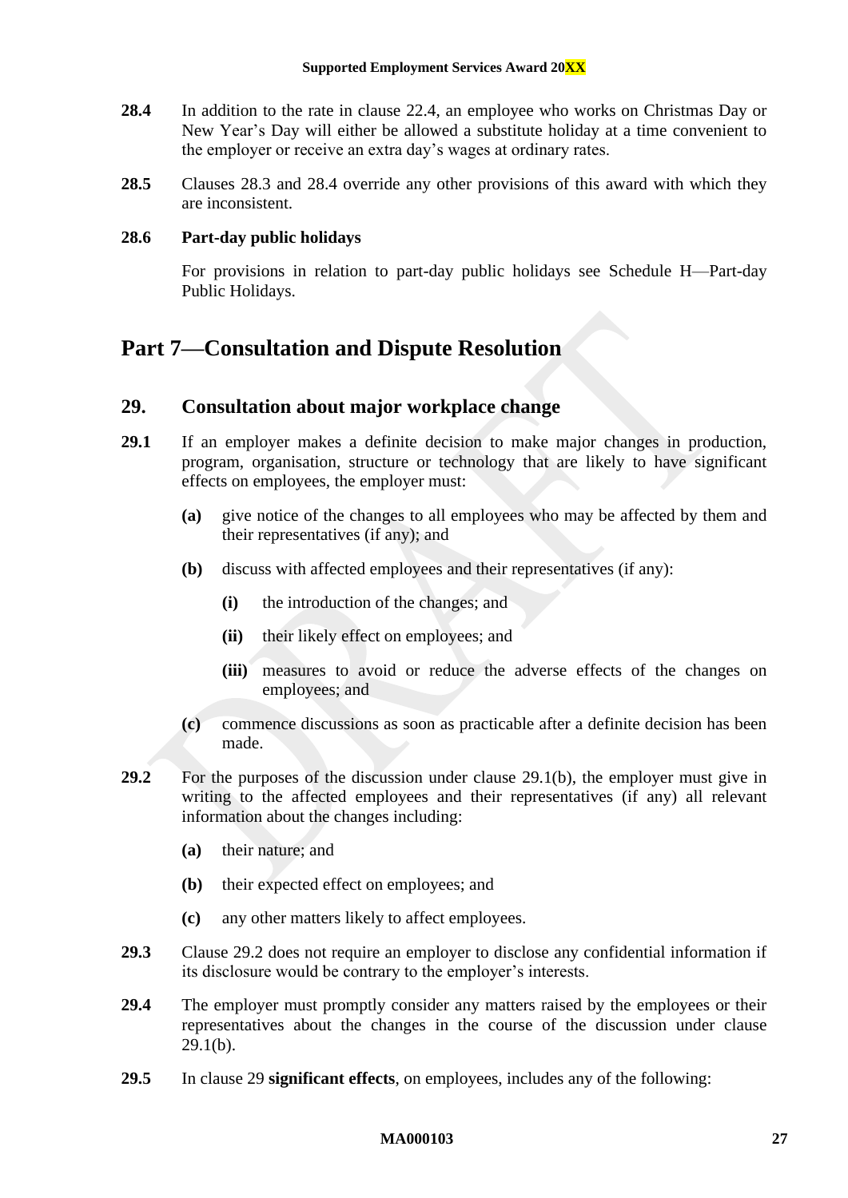**28.4** In addition to the rate in clause 22.4, an employee who works on Christmas Day or New Year's Day will either be allowed a substitute holiday at a time convenient to the employer or receive an extra day's wages at ordinary rates.

**28.5** Clauses 28.3 and 28.4 override any other provisions of this award with which they are inconsistent.

**28.6 Part-day public holidays**

For provisions in relation to part-day public holidays see Schedule H—Part-day Public Holidays.

# Part 7—Consultation and Dispute Resolution

## 29. Consultation about major workplace change

**29.1** If an employer makes a definite decision to make major changes in production, program, organisation, structure or technology that are likely to have significant effects on employees, the employer must:

- **(a)** give notice of the changes to all employees who may be affected by them and their representatives (if any); and
- **(b)** discuss with affected employees and their representatives (if any):
  - **(i)** the introduction of the changes; and
  - **(ii)** their likely effect on employees; and
  - **(iii)** measures to avoid or reduce the adverse effects of the changes on employees; and
- **(c)** commence discussions as soon as practicable after a definite decision has been made.

**29.2** For the purposes of the discussion under clause 29.1(b), the employer must give in writing to the affected employees and their representatives (if any) all relevant information about the changes including:

- **(a)** their nature; and
- **(b)** their expected effect on employees; and
- **(c)** any other matters likely to affect employees.

**29.3** Clause 29.2 does not require an employer to disclose any confidential information if its disclosure would be contrary to the employer's interests.

**29.4** The employer must promptly consider any matters raised by the employees or their representatives about the changes in the course of the discussion under clause 29.1(b).

**29.5** In clause 29 **significant effects**, on employees, includes any of the following: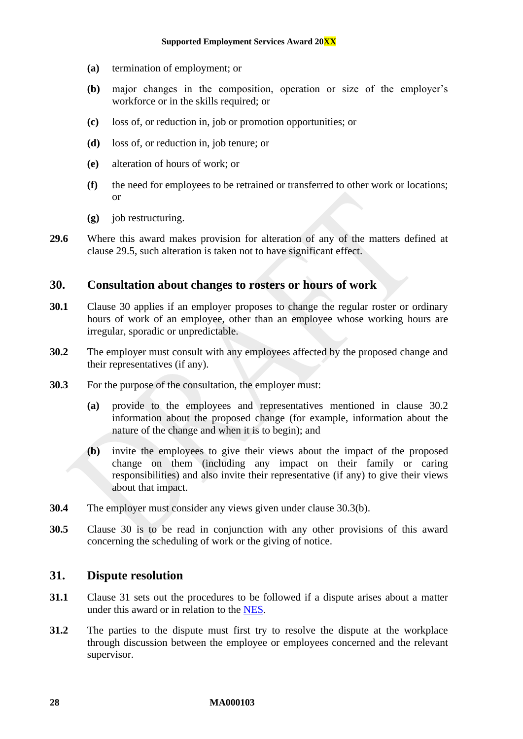**(a)** termination of employment; or

**(b)** major changes in the composition, operation or size of the employer's workforce or in the skills required; or

**(c)** loss of, or reduction in, job or promotion opportunities; or

**(d)** loss of, or reduction in, job tenure; or

**(e)** alteration of hours of work; or

**(f)** the need for employees to be retrained or transferred to other work or locations; or

**(g)** job restructuring.

**29.6** Where this award makes provision for alteration of any of the matters defined at clause 29.5, such alteration is taken not to have significant effect.

## 30. Consultation about changes to rosters or hours of work

**30.1** Clause 30 applies if an employer proposes to change the regular roster or ordinary hours of work of an employee, other than an employee whose working hours are irregular, sporadic or unpredictable.

**30.2** The employer must consult with any employees affected by the proposed change and their representatives (if any).

**30.3** For the purpose of the consultation, the employer must:

**(a)** provide to the employees and representatives mentioned in clause 30.2 information about the proposed change (for example, information about the nature of the change and when it is to begin); and

**(b)** invite the employees to give their views about the impact of the proposed change on them (including any impact on their family or caring responsibilities) and also invite their representative (if any) to give their views about that impact.

**30.4** The employer must consider any views given under clause 30.3(b).

**30.5** Clause 30 is to be read in conjunction with any other provisions of this award concerning the scheduling of work or the giving of notice.

## 31. Dispute resolution

**31.1** Clause 31 sets out the procedures to be followed if a dispute arises about a matter under this award or in relation to the NES.

**31.2** The parties to the dispute must first try to resolve the dispute at the workplace through discussion between the employee or employees concerned and the relevant supervisor.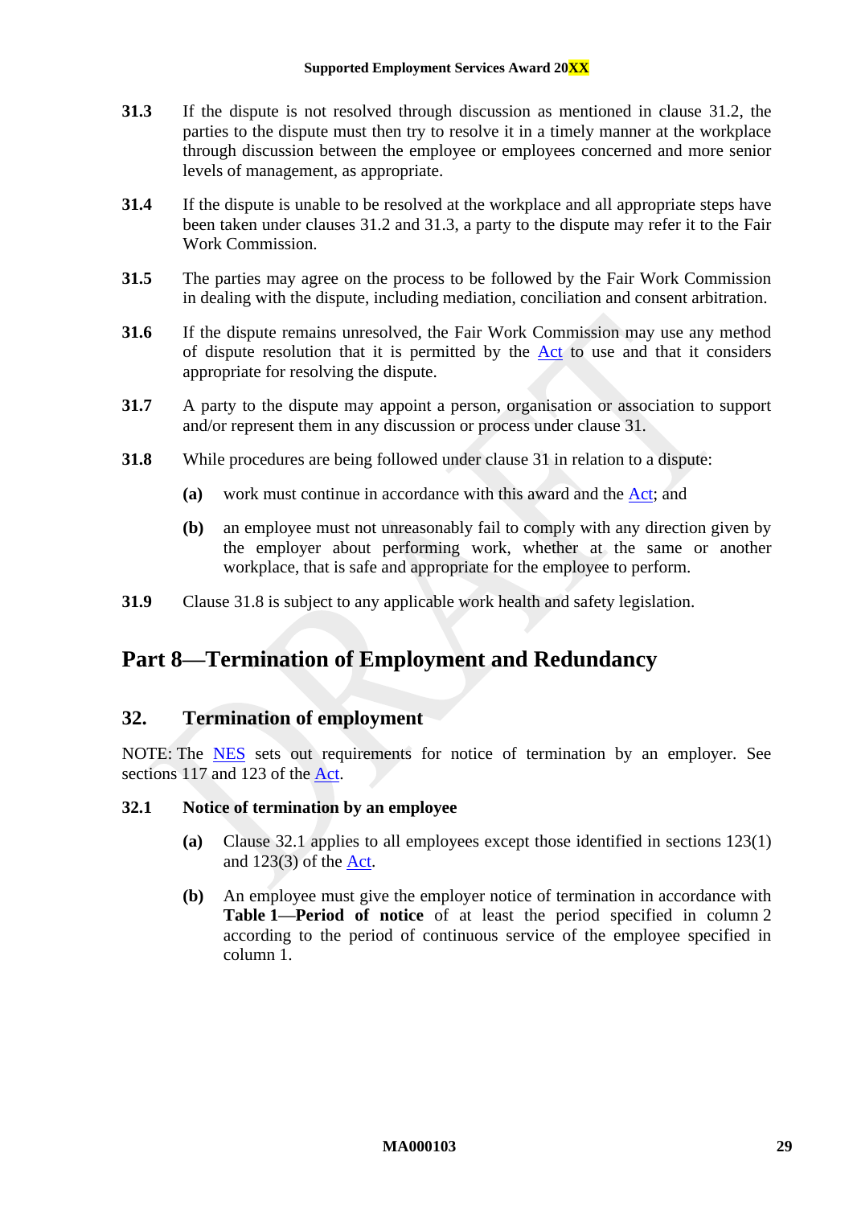**31.3** If the dispute is not resolved through discussion as mentioned in clause 31.2, the parties to the dispute must then try to resolve it in a timely manner at the workplace through discussion between the employee or employees concerned and more senior levels of management, as appropriate.

**31.4** If the dispute is unable to be resolved at the workplace and all appropriate steps have been taken under clauses 31.2 and 31.3, a party to the dispute may refer it to the Fair Work Commission.

**31.5** The parties may agree on the process to be followed by the Fair Work Commission in dealing with the dispute, including mediation, conciliation and consent arbitration.

**31.6** If the dispute remains unresolved, the Fair Work Commission may use any method of dispute resolution that it is permitted by the Act to use and that it considers appropriate for resolving the dispute.

**31.7** A party to the dispute may appoint a person, organisation or association to support and/or represent them in any discussion or process under clause 31.

**31.8** While procedures are being followed under clause 31 in relation to a dispute:

- **(a)** work must continue in accordance with this award and the Act; and
- **(b)** an employee must not unreasonably fail to comply with any direction given by the employer about performing work, whether at the same or another workplace, that is safe and appropriate for the employee to perform.

**31.9** Clause 31.8 is subject to any applicable work health and safety legislation.

# Part 8—Termination of Employment and Redundancy

## 32. Termination of employment

NOTE: The NES sets out requirements for notice of termination by an employer. See sections 117 and 123 of the Act.

### 32.1 Notice of termination by an employee

- **(a)** Clause 32.1 applies to all employees except those identified in sections 123(1) and 123(3) of the Act.
- **(b)** An employee must give the employer notice of termination in accordance with **Table 1—Period of notice** of at least the period specified in column 2 according to the period of continuous service of the employee specified in column 1.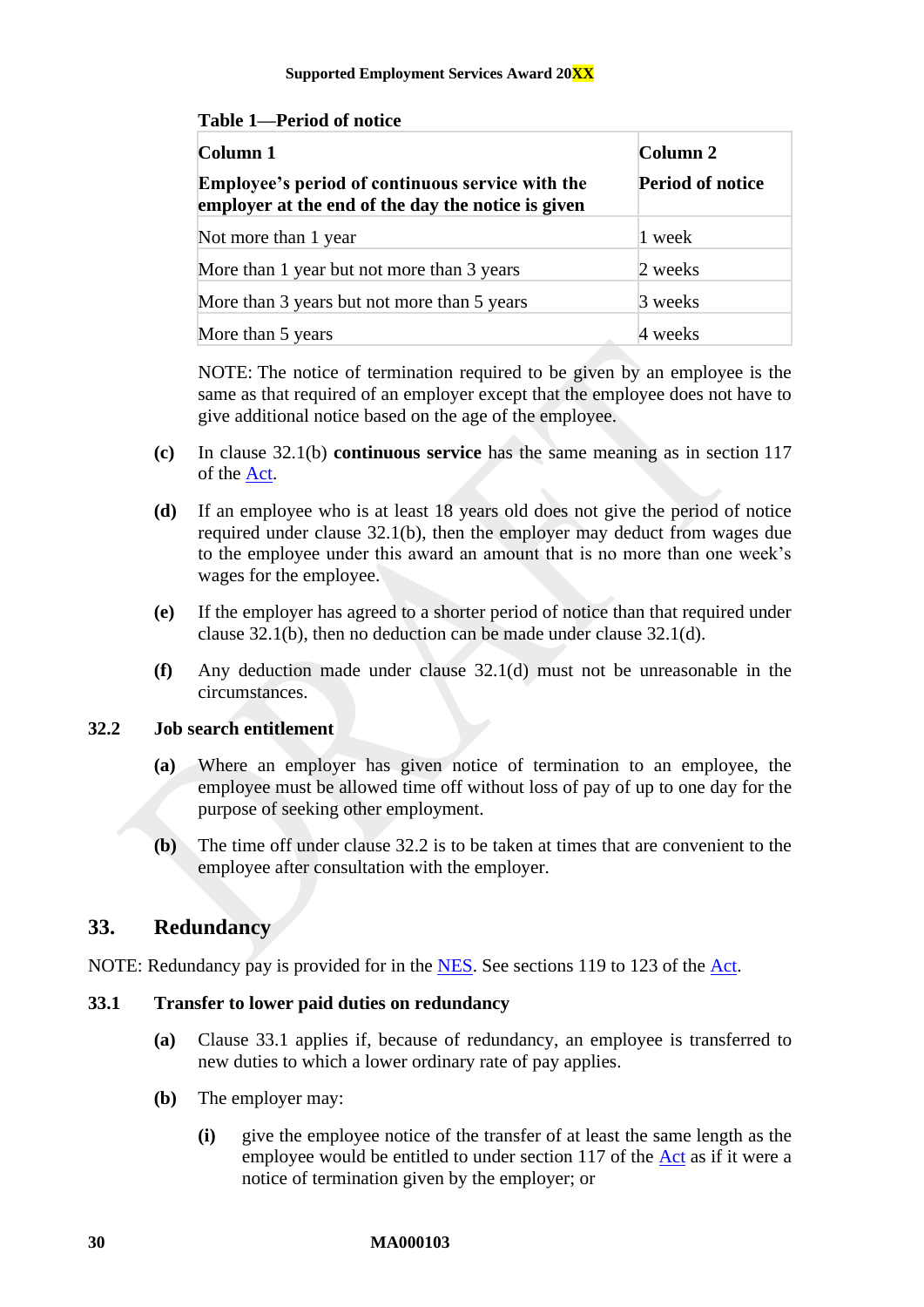**Table 1—Period of notice**

| Column 1<br>**Employee's period of continuous service with the employer at the end of the day the notice is given** | Column 2<br>**Period of notice** |
|---|---|
| Not more than 1 year | 1 week |
| More than 1 year but not more than 3 years | 2 weeks |
| More than 3 years but not more than 5 years | 3 weeks |
| More than 5 years | 4 weeks |

NOTE: The notice of termination required to be given by an employee is the same as that required of an employer except that the employee does not have to give additional notice based on the age of the employee.

**(c)** In clause 32.1(b) **continuous service** has the same meaning as in section 117 of the Act.

**(d)** If an employee who is at least 18 years old does not give the period of notice required under clause 32.1(b), then the employer may deduct from wages due to the employee under this award an amount that is no more than one week's wages for the employee.

**(e)** If the employer has agreed to a shorter period of notice than that required under clause 32.1(b), then no deduction can be made under clause 32.1(d).

**(f)** Any deduction made under clause 32.1(d) must not be unreasonable in the circumstances.

### 32.2 Job search entitlement

**(a)** Where an employer has given notice of termination to an employee, the employee must be allowed time off without loss of pay of up to one day for the purpose of seeking other employment.

**(b)** The time off under clause 32.2 is to be taken at times that are convenient to the employee after consultation with the employer.

## 33. Redundancy

NOTE: Redundancy pay is provided for in the NES. See sections 119 to 123 of the Act.

### 33.1 Transfer to lower paid duties on redundancy

**(a)** Clause 33.1 applies if, because of redundancy, an employee is transferred to new duties to which a lower ordinary rate of pay applies.

**(b)** The employer may:

**(i)** give the employee notice of the transfer of at least the same length as the employee would be entitled to under section 117 of the Act as if it were a notice of termination given by the employer; or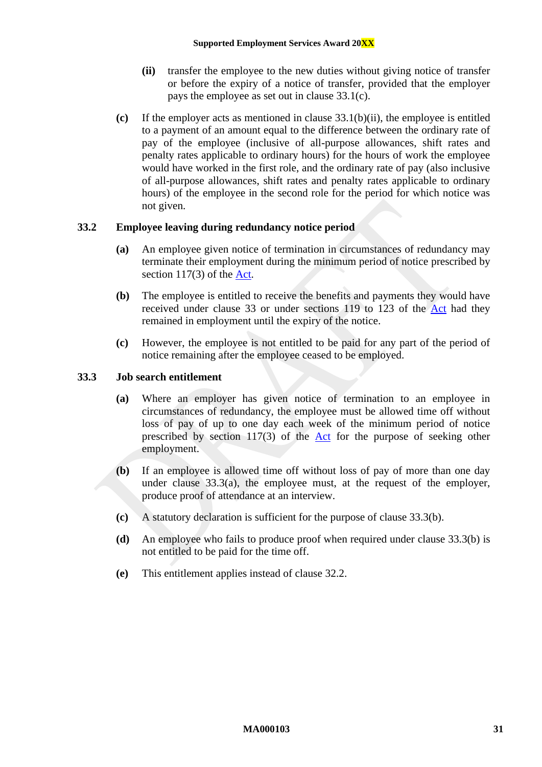**(ii)** transfer the employee to the new duties without giving notice of transfer or before the expiry of a notice of transfer, provided that the employer pays the employee as set out in clause 33.1(c).

**(c)** If the employer acts as mentioned in clause 33.1(b)(ii), the employee is entitled to a payment of an amount equal to the difference between the ordinary rate of pay of the employee (inclusive of all-purpose allowances, shift rates and penalty rates applicable to ordinary hours) for the hours of work the employee would have worked in the first role, and the ordinary rate of pay (also inclusive of all-purpose allowances, shift rates and penalty rates applicable to ordinary hours) of the employee in the second role for the period for which notice was not given.

### 33.2 Employee leaving during redundancy notice period

**(a)** An employee given notice of termination in circumstances of redundancy may terminate their employment during the minimum period of notice prescribed by section 117(3) of the Act.

**(b)** The employee is entitled to receive the benefits and payments they would have received under clause 33 or under sections 119 to 123 of the Act had they remained in employment until the expiry of the notice.

**(c)** However, the employee is not entitled to be paid for any part of the period of notice remaining after the employee ceased to be employed.

### 33.3 Job search entitlement

**(a)** Where an employer has given notice of termination to an employee in circumstances of redundancy, the employee must be allowed time off without loss of pay of up to one day each week of the minimum period of notice prescribed by section 117(3) of the Act for the purpose of seeking other employment.

**(b)** If an employee is allowed time off without loss of pay of more than one day under clause 33.3(a), the employee must, at the request of the employer, produce proof of attendance at an interview.

**(c)** A statutory declaration is sufficient for the purpose of clause 33.3(b).

**(d)** An employee who fails to produce proof when required under clause 33.3(b) is not entitled to be paid for the time off.

**(e)** This entitlement applies instead of clause 32.2.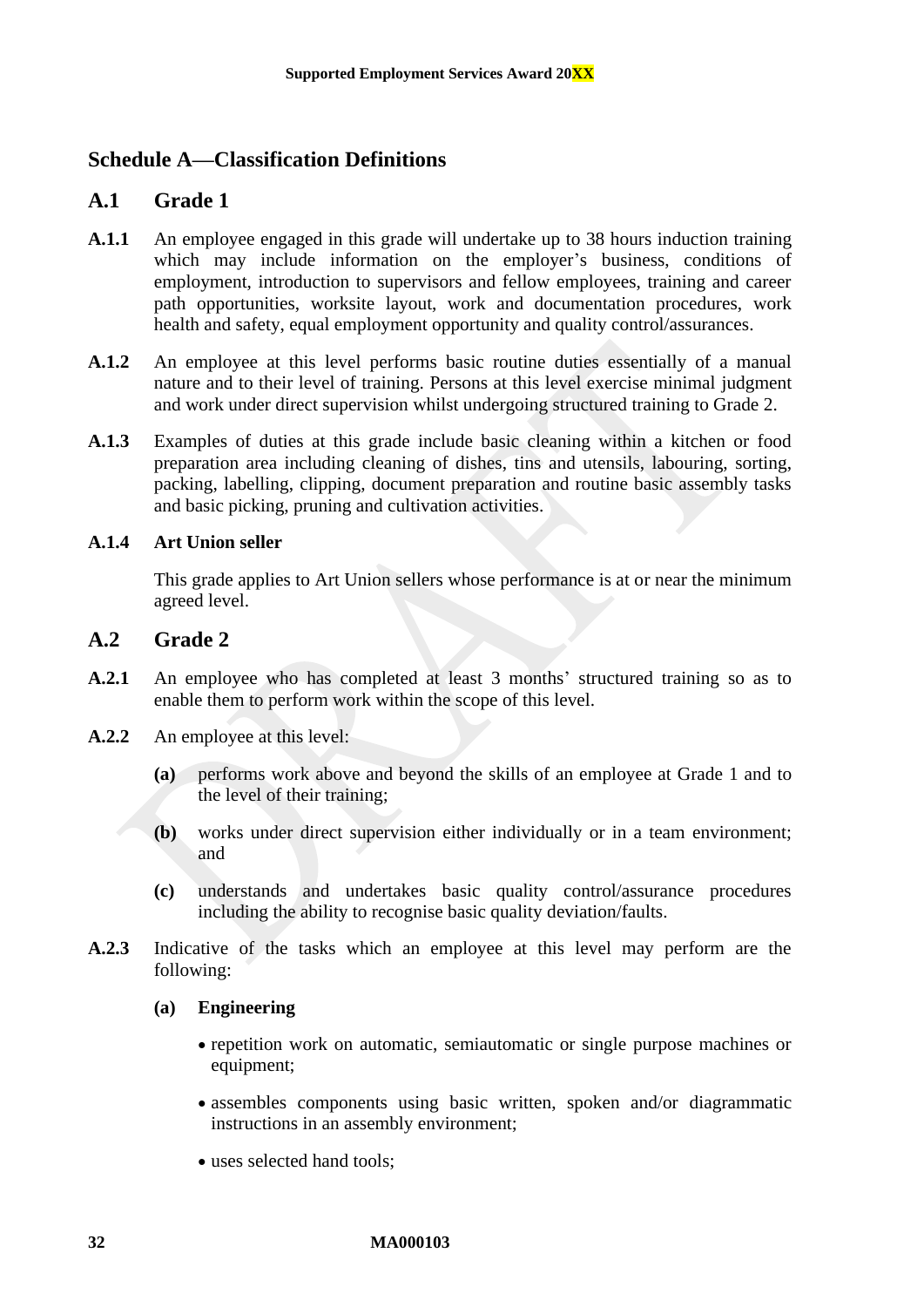# Schedule A—Classification Definitions

## A.1 Grade 1

**A.1.1** An employee engaged in this grade will undertake up to 38 hours induction training which may include information on the employer's business, conditions of employment, introduction to supervisors and fellow employees, training and career path opportunities, worksite layout, work and documentation procedures, work health and safety, equal employment opportunity and quality control/assurances.

**A.1.2** An employee at this level performs basic routine duties essentially of a manual nature and to their level of training. Persons at this level exercise minimal judgment and work under direct supervision whilst undergoing structured training to Grade 2.

**A.1.3** Examples of duties at this grade include basic cleaning within a kitchen or food preparation area including cleaning of dishes, tins and utensils, labouring, sorting, packing, labelling, clipping, document preparation and routine basic assembly tasks and basic picking, pruning and cultivation activities.

**A.1.4 Art Union seller**

This grade applies to Art Union sellers whose performance is at or near the minimum agreed level.

## A.2 Grade 2

**A.2.1** An employee who has completed at least 3 months' structured training so as to enable them to perform work within the scope of this level.

**A.2.2** An employee at this level:

**(a)** performs work above and beyond the skills of an employee at Grade 1 and to the level of their training;

**(b)** works under direct supervision either individually or in a team environment; and

**(c)** understands and undertakes basic quality control/assurance procedures including the ability to recognise basic quality deviation/faults.

**A.2.3** Indicative of the tasks which an employee at this level may perform are the following:

**(a) Engineering**

- repetition work on automatic, semiautomatic or single purpose machines or equipment;
- assembles components using basic written, spoken and/or diagrammatic instructions in an assembly environment;
- uses selected hand tools;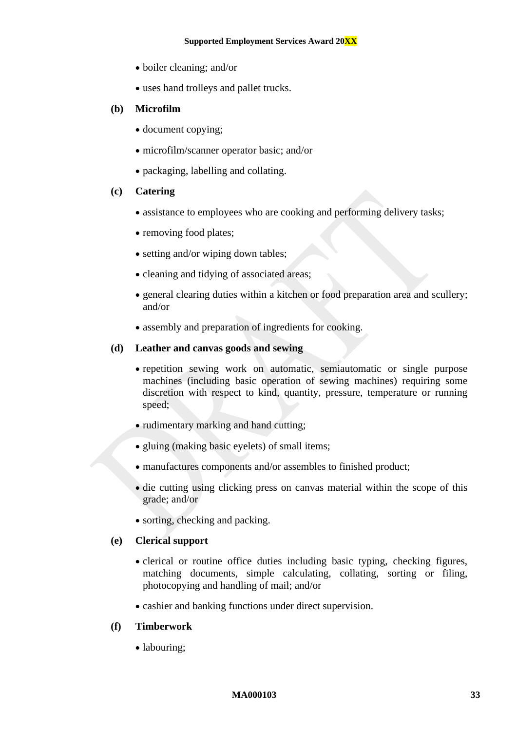- boiler cleaning; and/or
- uses hand trolleys and pallet trucks.

**(b) Microfilm**

- document copying;
- microfilm/scanner operator basic; and/or
- packaging, labelling and collating.

**(c) Catering**

- assistance to employees who are cooking and performing delivery tasks;
- removing food plates;
- setting and/or wiping down tables;
- cleaning and tidying of associated areas;
- general clearing duties within a kitchen or food preparation area and scullery; and/or
- assembly and preparation of ingredients for cooking.

**(d) Leather and canvas goods and sewing**

- repetition sewing work on automatic, semiautomatic or single purpose machines (including basic operation of sewing machines) requiring some discretion with respect to kind, quantity, pressure, temperature or running speed;
- rudimentary marking and hand cutting;
- gluing (making basic eyelets) of small items;
- manufactures components and/or assembles to finished product;
- die cutting using clicking press on canvas material within the scope of this grade; and/or
- sorting, checking and packing.

**(e) Clerical support**

- clerical or routine office duties including basic typing, checking figures, matching documents, simple calculating, collating, sorting or filing, photocopying and handling of mail; and/or
- cashier and banking functions under direct supervision.

**(f) Timberwork**

- labouring;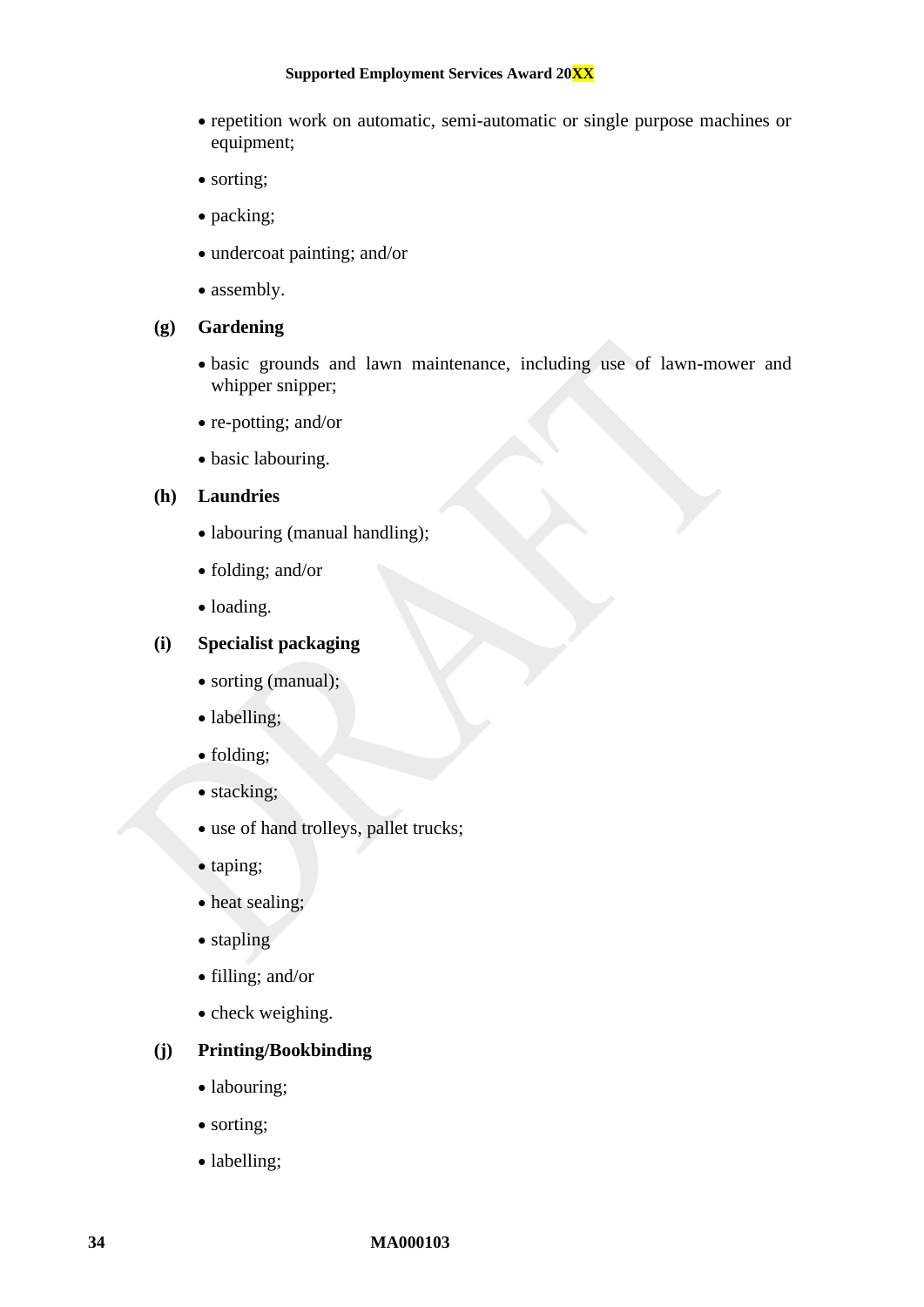- repetition work on automatic, semi-automatic or single purpose machines or equipment;
- sorting;
- packing;
- undercoat painting; and/or
- assembly.

**(g) Gardening**

- basic grounds and lawn maintenance, including use of lawn-mower and whipper snipper;
- re-potting; and/or
- basic labouring.

**(h) Laundries**

- labouring (manual handling);
- folding; and/or
- loading.

**(i) Specialist packaging**

- sorting (manual);
- labelling;
- folding;
- stacking;
- use of hand trolleys, pallet trucks;
- taping;
- heat sealing;
- stapling
- filling; and/or
- check weighing.

**(j) Printing/Bookbinding**

- labouring;
- sorting;
- labelling;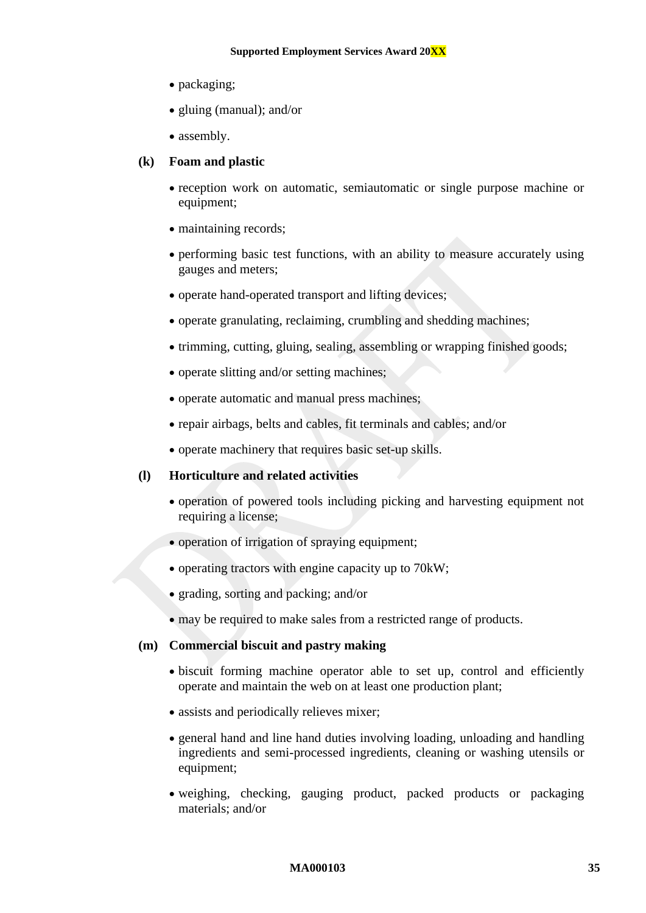- packaging;
- gluing (manual); and/or
- assembly.

**(k) Foam and plastic**

- reception work on automatic, semiautomatic or single purpose machine or equipment;
- maintaining records;
- performing basic test functions, with an ability to measure accurately using gauges and meters;
- operate hand-operated transport and lifting devices;
- operate granulating, reclaiming, crumbling and shedding machines;
- trimming, cutting, gluing, sealing, assembling or wrapping finished goods;
- operate slitting and/or setting machines;
- operate automatic and manual press machines;
- repair airbags, belts and cables, fit terminals and cables; and/or
- operate machinery that requires basic set-up skills.

**(l) Horticulture and related activities**

- operation of powered tools including picking and harvesting equipment not requiring a license;
- operation of irrigation of spraying equipment;
- operating tractors with engine capacity up to 70kW;
- grading, sorting and packing; and/or
- may be required to make sales from a restricted range of products.

**(m) Commercial biscuit and pastry making**

- biscuit forming machine operator able to set up, control and efficiently operate and maintain the web on at least one production plant;
- assists and periodically relieves mixer;
- general hand and line hand duties involving loading, unloading and handling ingredients and semi-processed ingredients, cleaning or washing utensils or equipment;
- weighing, checking, gauging product, packed products or packaging materials; and/or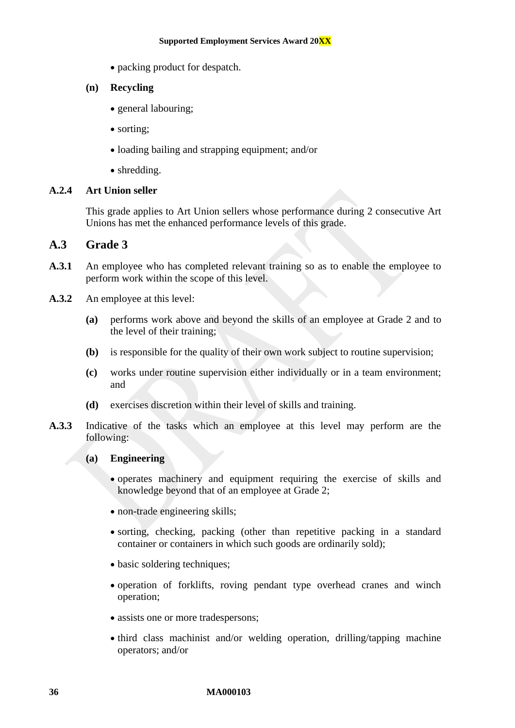- packing product for despatch.

**(n) Recycling**

- general labouring;
- sorting;
- loading bailing and strapping equipment; and/or
- shredding.

**A.2.4 Art Union seller**

This grade applies to Art Union sellers whose performance during 2 consecutive Art Unions has met the enhanced performance levels of this grade.

## A.3 Grade 3

**A.3.1** An employee who has completed relevant training so as to enable the employee to perform work within the scope of this level.

**A.3.2** An employee at this level:

**(a)** performs work above and beyond the skills of an employee at Grade 2 and to the level of their training;

**(b)** is responsible for the quality of their own work subject to routine supervision;

**(c)** works under routine supervision either individually or in a team environment; and

**(d)** exercises discretion within their level of skills and training.

**A.3.3** Indicative of the tasks which an employee at this level may perform are the following:

**(a) Engineering**

- operates machinery and equipment requiring the exercise of skills and knowledge beyond that of an employee at Grade 2;
- non-trade engineering skills;
- sorting, checking, packing (other than repetitive packing in a standard container or containers in which such goods are ordinarily sold);
- basic soldering techniques;
- operation of forklifts, roving pendant type overhead cranes and winch operation;
- assists one or more tradespersons;
- third class machinist and/or welding operation, drilling/tapping machine operators; and/or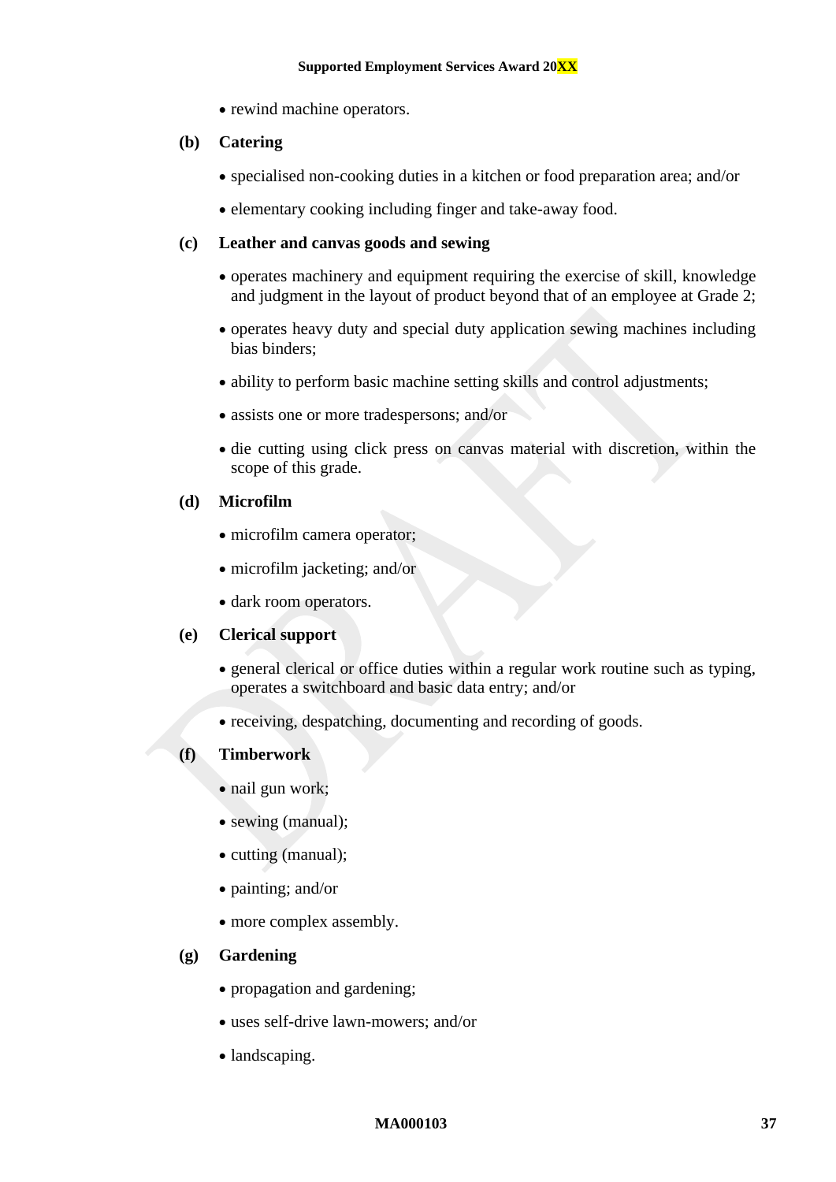- rewind machine operators.

**(b) Catering**

- specialised non-cooking duties in a kitchen or food preparation area; and/or
- elementary cooking including finger and take-away food.

**(c) Leather and canvas goods and sewing**

- operates machinery and equipment requiring the exercise of skill, knowledge and judgment in the layout of product beyond that of an employee at Grade 2;
- operates heavy duty and special duty application sewing machines including bias binders;
- ability to perform basic machine setting skills and control adjustments;
- assists one or more tradespersons; and/or
- die cutting using click press on canvas material with discretion, within the scope of this grade.

**(d) Microfilm**

- microfilm camera operator;
- microfilm jacketing; and/or
- dark room operators.

**(e) Clerical support**

- general clerical or office duties within a regular work routine such as typing, operates a switchboard and basic data entry; and/or
- receiving, despatching, documenting and recording of goods.

**(f) Timberwork**

- nail gun work;
- sewing (manual);
- cutting (manual);
- painting; and/or
- more complex assembly.

**(g) Gardening**

- propagation and gardening;
- uses self-drive lawn-mowers; and/or
- landscaping.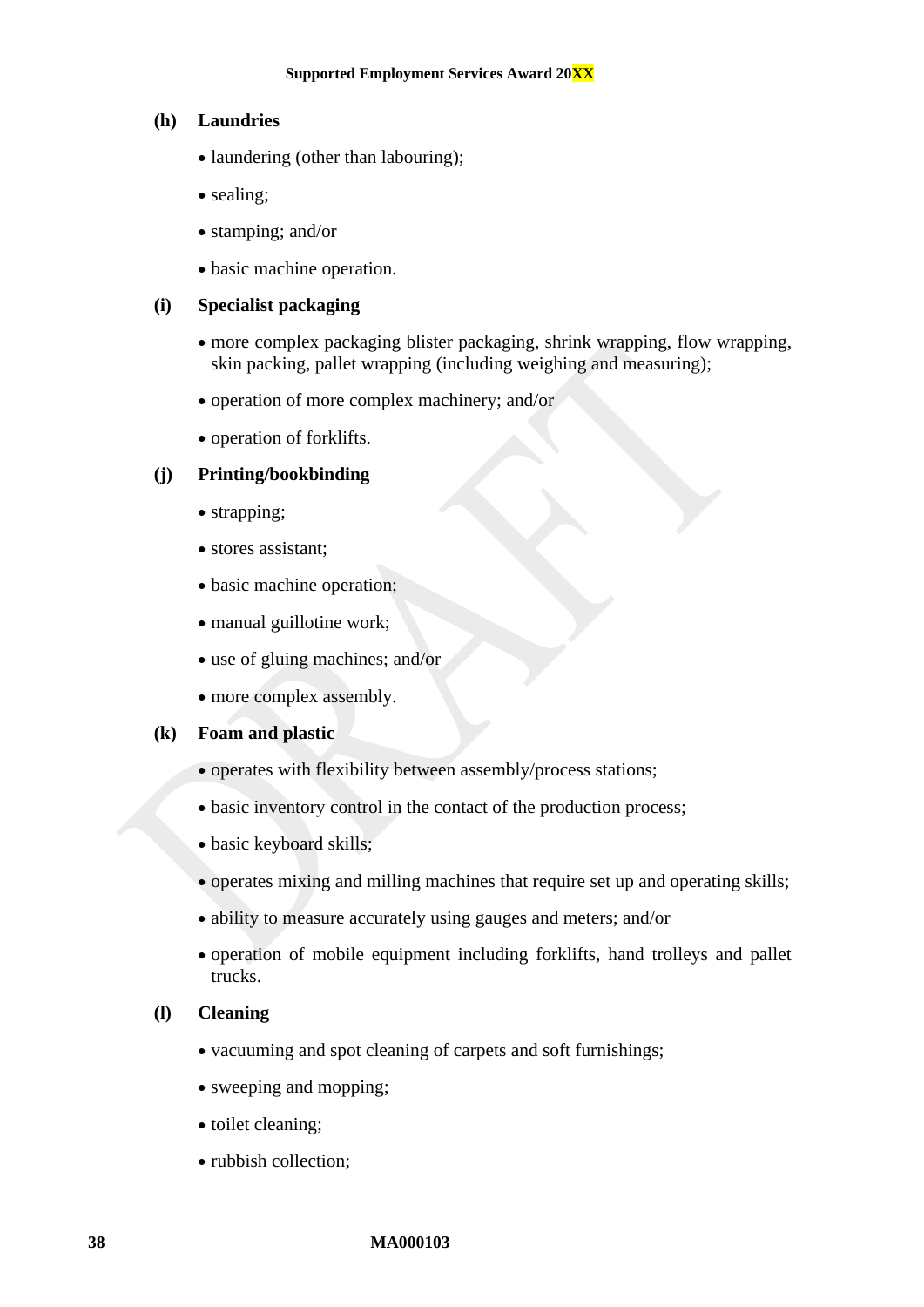**(h) Laundries**

- laundering (other than labouring);
- sealing;
- stamping; and/or
- basic machine operation.

**(i) Specialist packaging**

- more complex packaging blister packaging, shrink wrapping, flow wrapping, skin packing, pallet wrapping (including weighing and measuring);
- operation of more complex machinery; and/or
- operation of forklifts.

**(j) Printing/bookbinding**

- strapping;
- stores assistant;
- basic machine operation;
- manual guillotine work;
- use of gluing machines; and/or
- more complex assembly.

**(k) Foam and plastic**

- operates with flexibility between assembly/process stations;
- basic inventory control in the contact of the production process;
- basic keyboard skills;
- operates mixing and milling machines that require set up and operating skills;
- ability to measure accurately using gauges and meters; and/or
- operation of mobile equipment including forklifts, hand trolleys and pallet trucks.

**(l) Cleaning**

- vacuuming and spot cleaning of carpets and soft furnishings;
- sweeping and mopping;
- toilet cleaning;
- rubbish collection;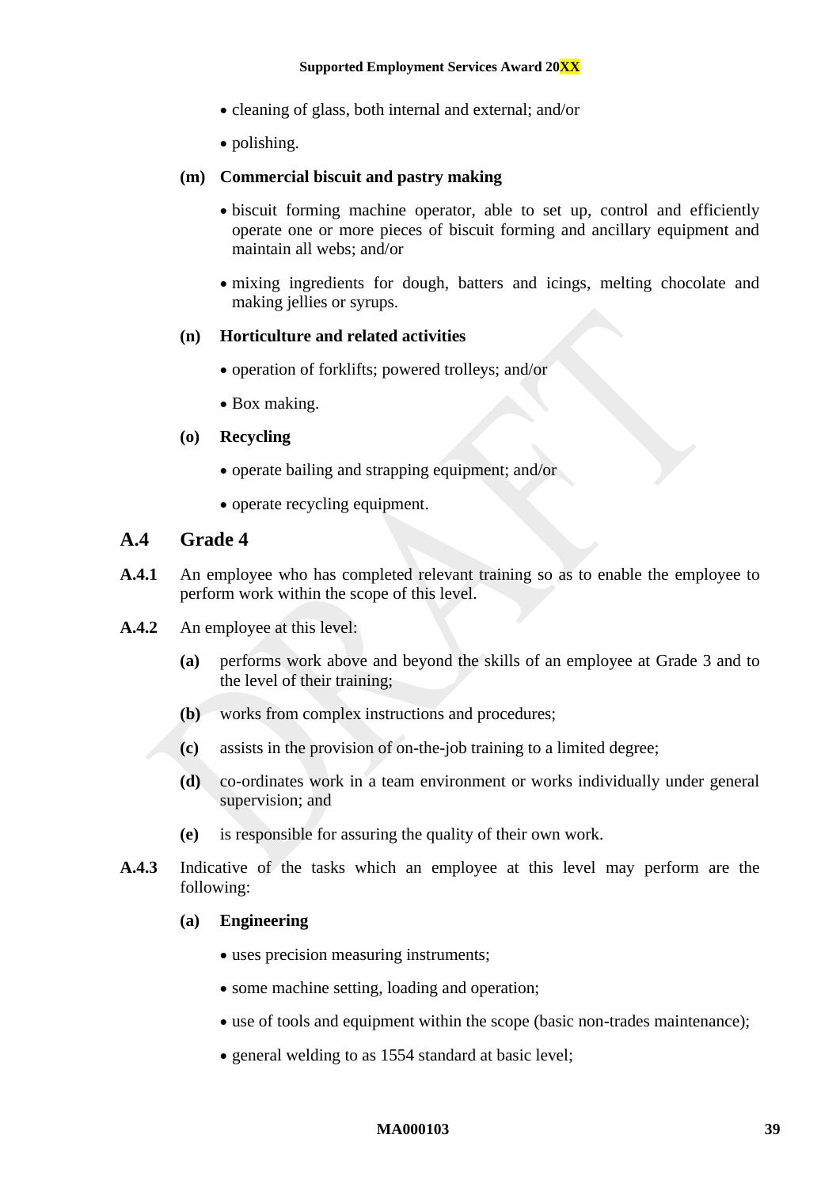- cleaning of glass, both internal and external; and/or
- polishing.

**(m) Commercial biscuit and pastry making**

- biscuit forming machine operator, able to set up, control and efficiently operate one or more pieces of biscuit forming and ancillary equipment and maintain all webs; and/or
- mixing ingredients for dough, batters and icings, melting chocolate and making jellies or syrups.

**(n) Horticulture and related activities**

- operation of forklifts; powered trolleys; and/or
- Box making.

**(o) Recycling**

- operate bailing and strapping equipment; and/or
- operate recycling equipment.

## A.4 Grade 4

**A.4.1** An employee who has completed relevant training so as to enable the employee to perform work within the scope of this level.

**A.4.2** An employee at this level:

**(a)** performs work above and beyond the skills of an employee at Grade 3 and to the level of their training;

**(b)** works from complex instructions and procedures;

**(c)** assists in the provision of on-the-job training to a limited degree;

**(d)** co-ordinates work in a team environment or works individually under general supervision; and

**(e)** is responsible for assuring the quality of their own work.

**A.4.3** Indicative of the tasks which an employee at this level may perform are the following:

**(a) Engineering**

- uses precision measuring instruments;
- some machine setting, loading and operation;
- use of tools and equipment within the scope (basic non-trades maintenance);
- general welding to as 1554 standard at basic level;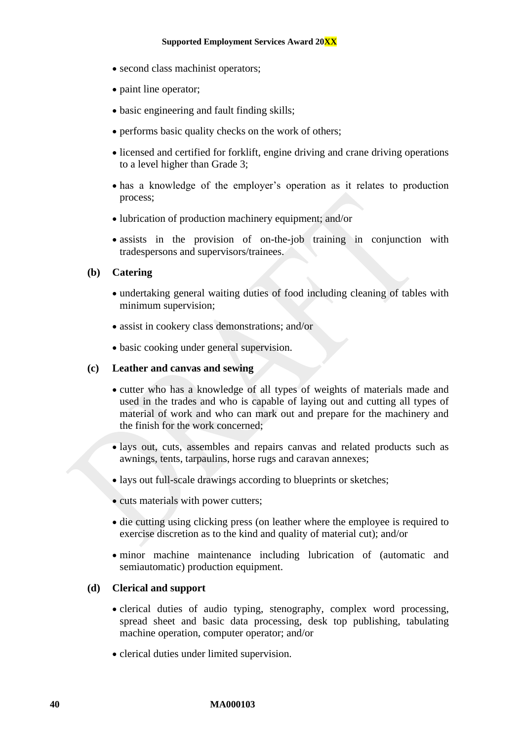- second class machinist operators;
- paint line operator;
- basic engineering and fault finding skills;
- performs basic quality checks on the work of others;
- licensed and certified for forklift, engine driving and crane driving operations to a level higher than Grade 3;
- has a knowledge of the employer's operation as it relates to production process;
- lubrication of production machinery equipment; and/or
- assists in the provision of on-the-job training in conjunction with tradespersons and supervisors/trainees.

**(b) Catering**

- undertaking general waiting duties of food including cleaning of tables with minimum supervision;
- assist in cookery class demonstrations; and/or
- basic cooking under general supervision.

**(c) Leather and canvas and sewing**

- cutter who has a knowledge of all types of weights of materials made and used in the trades and who is capable of laying out and cutting all types of material of work and who can mark out and prepare for the machinery and the finish for the work concerned;
- lays out, cuts, assembles and repairs canvas and related products such as awnings, tents, tarpaulins, horse rugs and caravan annexes;
- lays out full-scale drawings according to blueprints or sketches;
- cuts materials with power cutters;
- die cutting using clicking press (on leather where the employee is required to exercise discretion as to the kind and quality of material cut); and/or
- minor machine maintenance including lubrication of (automatic and semiautomatic) production equipment.

**(d) Clerical and support**

- clerical duties of audio typing, stenography, complex word processing, spread sheet and basic data processing, desk top publishing, tabulating machine operation, computer operator; and/or
- clerical duties under limited supervision.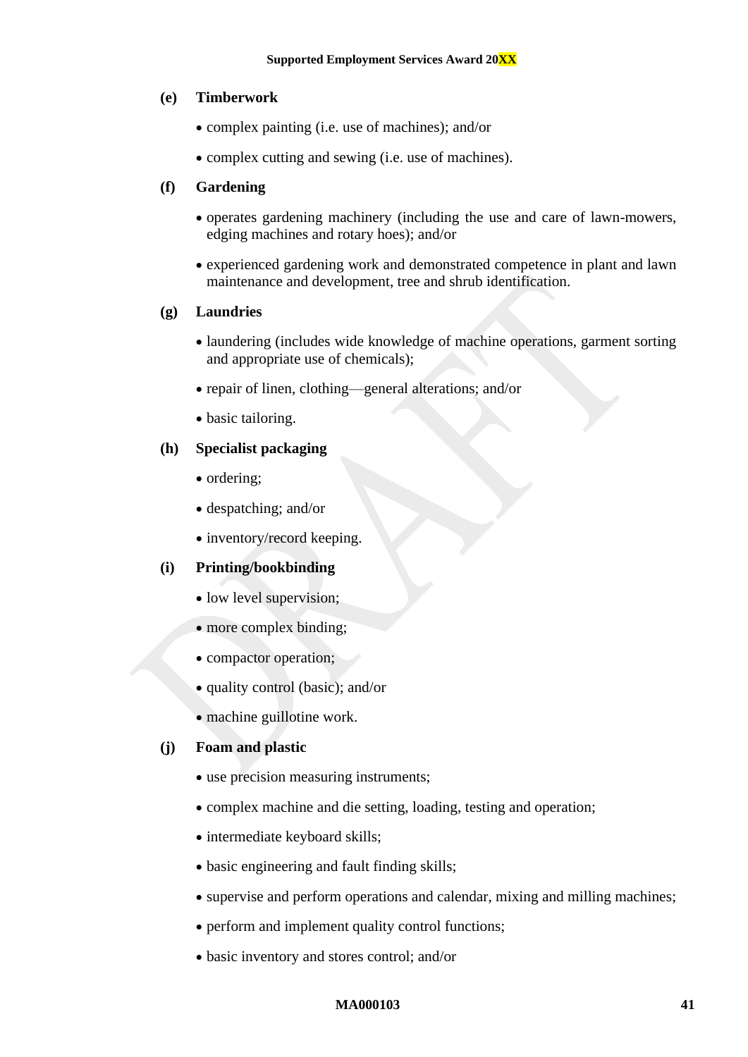**(e) Timberwork**

- complex painting (i.e. use of machines); and/or
- complex cutting and sewing (i.e. use of machines).

**(f) Gardening**

- operates gardening machinery (including the use and care of lawn-mowers, edging machines and rotary hoes); and/or
- experienced gardening work and demonstrated competence in plant and lawn maintenance and development, tree and shrub identification.

**(g) Laundries**

- laundering (includes wide knowledge of machine operations, garment sorting and appropriate use of chemicals);
- repair of linen, clothing—general alterations; and/or
- basic tailoring.

**(h) Specialist packaging**

- ordering;
- despatching; and/or
- inventory/record keeping.

**(i) Printing/bookbinding**

- low level supervision;
- more complex binding;
- compactor operation;
- quality control (basic); and/or
- machine guillotine work.

**(j) Foam and plastic**

- use precision measuring instruments;
- complex machine and die setting, loading, testing and operation;
- intermediate keyboard skills;
- basic engineering and fault finding skills;
- supervise and perform operations and calendar, mixing and milling machines;
- perform and implement quality control functions;
- basic inventory and stores control; and/or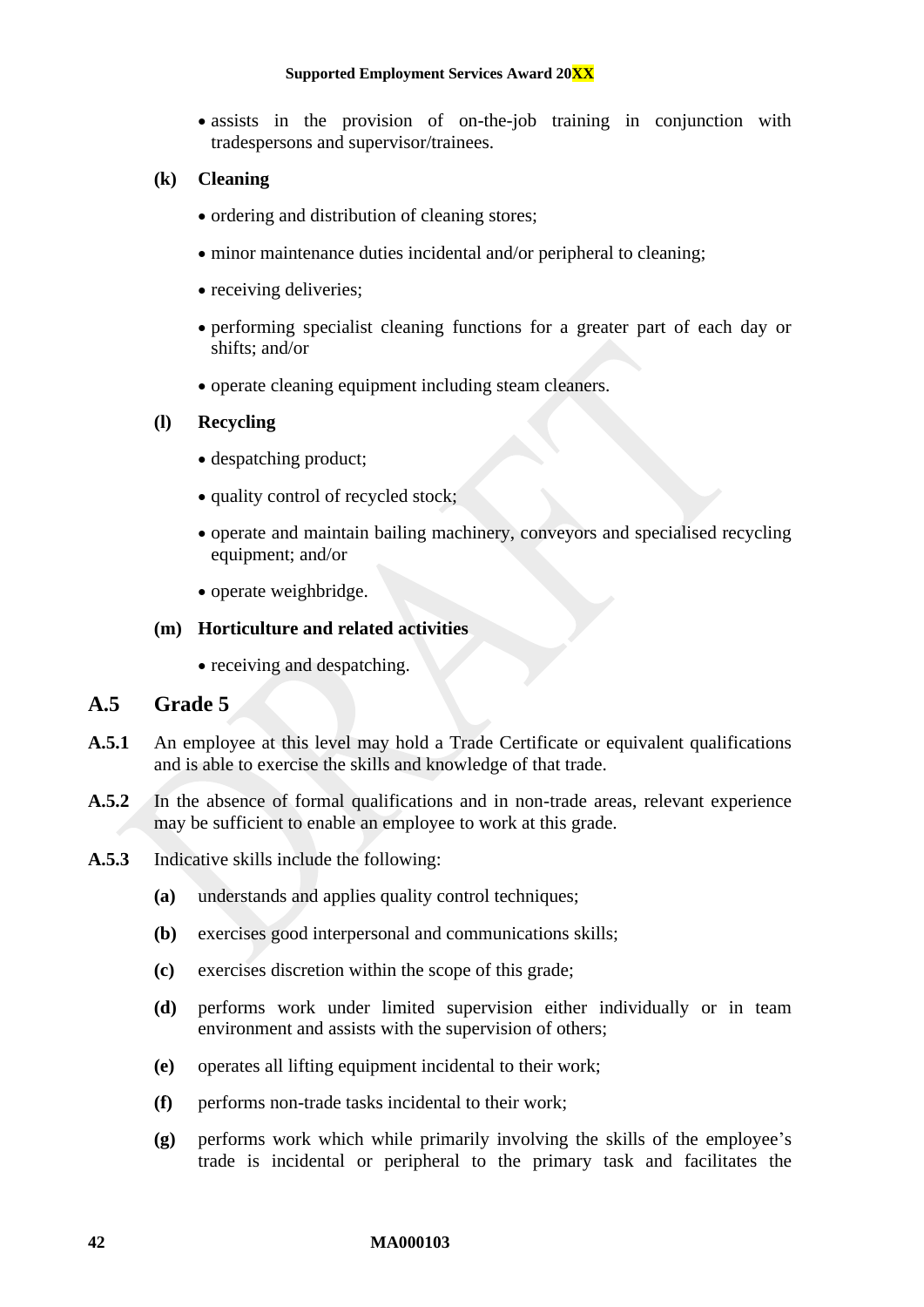- assists in the provision of on-the-job training in conjunction with tradespersons and supervisor/trainees.

**(k) Cleaning**

- ordering and distribution of cleaning stores;
- minor maintenance duties incidental and/or peripheral to cleaning;
- receiving deliveries;
- performing specialist cleaning functions for a greater part of each day or shifts; and/or
- operate cleaning equipment including steam cleaners.

**(l) Recycling**

- despatching product;
- quality control of recycled stock;
- operate and maintain bailing machinery, conveyors and specialised recycling equipment; and/or
- operate weighbridge.

**(m) Horticulture and related activities**

- receiving and despatching.

## A.5 Grade 5

**A.5.1** An employee at this level may hold a Trade Certificate or equivalent qualifications and is able to exercise the skills and knowledge of that trade.

**A.5.2** In the absence of formal qualifications and in non-trade areas, relevant experience may be sufficient to enable an employee to work at this grade.

**A.5.3** Indicative skills include the following:

**(a)** understands and applies quality control techniques;

**(b)** exercises good interpersonal and communications skills;

**(c)** exercises discretion within the scope of this grade;

**(d)** performs work under limited supervision either individually or in team environment and assists with the supervision of others;

**(e)** operates all lifting equipment incidental to their work;

**(f)** performs non-trade tasks incidental to their work;

**(g)** performs work which while primarily involving the skills of the employee's trade is incidental or peripheral to the primary task and facilitates the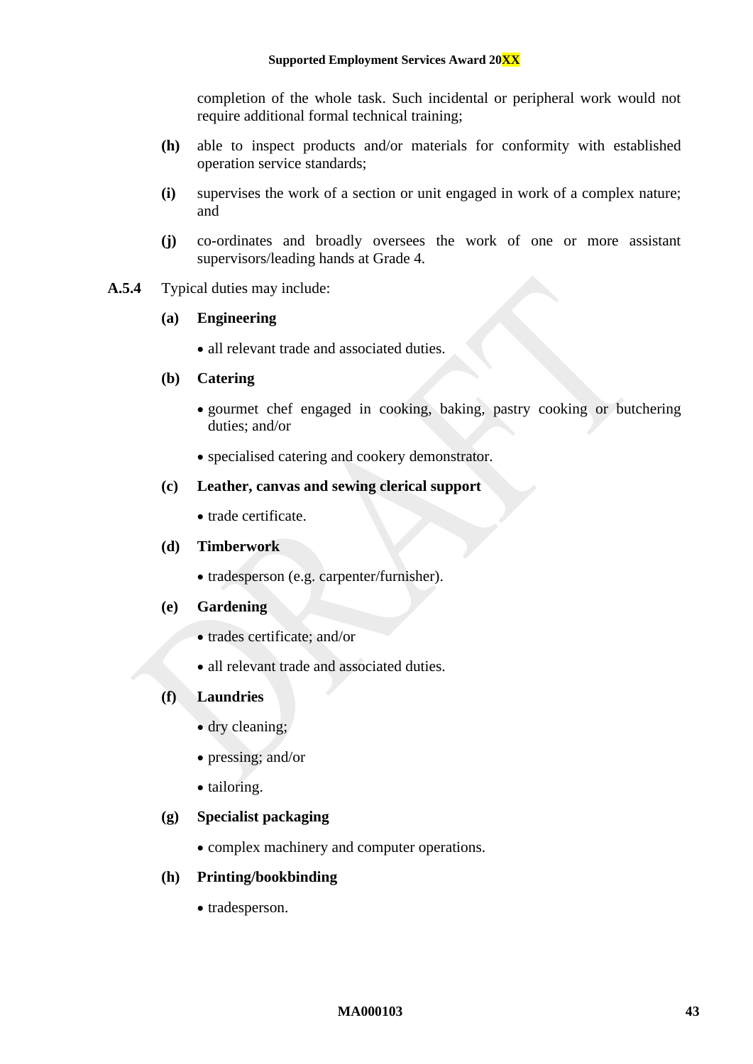completion of the whole task. Such incidental or peripheral work would not require additional formal technical training;

**(h)** able to inspect products and/or materials for conformity with established operation service standards;

**(i)** supervises the work of a section or unit engaged in work of a complex nature; and

**(j)** co-ordinates and broadly oversees the work of one or more assistant supervisors/leading hands at Grade 4.

**A.5.4** Typical duties may include:

**(a) Engineering**

- all relevant trade and associated duties.

**(b) Catering**

- gourmet chef engaged in cooking, baking, pastry cooking or butchering duties; and/or
- specialised catering and cookery demonstrator.

**(c) Leather, canvas and sewing clerical support**

- trade certificate.

**(d) Timberwork**

- tradesperson (e.g. carpenter/furnisher).

**(e) Gardening**

- trades certificate; and/or
- all relevant trade and associated duties.

**(f) Laundries**

- dry cleaning;
- pressing; and/or
- tailoring.

**(g) Specialist packaging**

- complex machinery and computer operations.

**(h) Printing/bookbinding**

- tradesperson.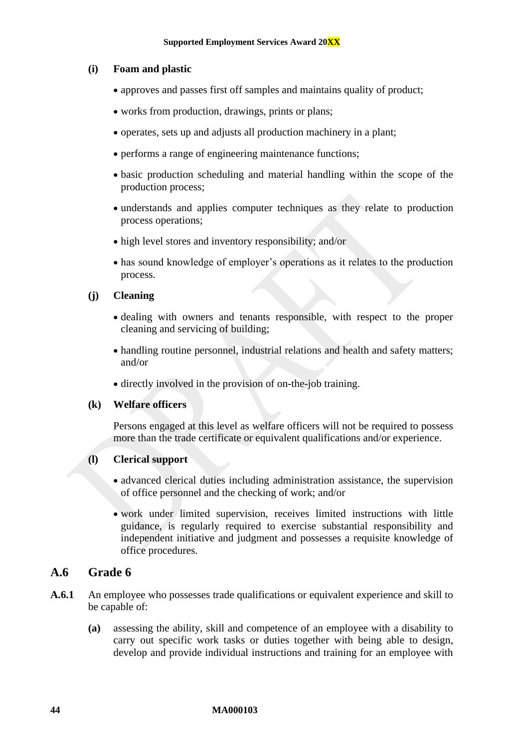**(i) Foam and plastic**

- approves and passes first off samples and maintains quality of product;
- works from production, drawings, prints or plans;
- operates, sets up and adjusts all production machinery in a plant;
- performs a range of engineering maintenance functions;
- basic production scheduling and material handling within the scope of the production process;
- understands and applies computer techniques as they relate to production process operations;
- high level stores and inventory responsibility; and/or
- has sound knowledge of employer's operations as it relates to the production process.

**(j) Cleaning**

- dealing with owners and tenants responsible, with respect to the proper cleaning and servicing of building;
- handling routine personnel, industrial relations and health and safety matters; and/or
- directly involved in the provision of on-the-job training.

**(k) Welfare officers**

Persons engaged at this level as welfare officers will not be required to possess more than the trade certificate or equivalent qualifications and/or experience.

**(l) Clerical support**

- advanced clerical duties including administration assistance, the supervision of office personnel and the checking of work; and/or
- work under limited supervision, receives limited instructions with little guidance, is regularly required to exercise substantial responsibility and independent initiative and judgment and possesses a requisite knowledge of office procedures.

## A.6 Grade 6

**A.6.1** An employee who possesses trade qualifications or equivalent experience and skill to be capable of:

**(a)** assessing the ability, skill and competence of an employee with a disability to carry out specific work tasks or duties together with being able to design, develop and provide individual instructions and training for an employee with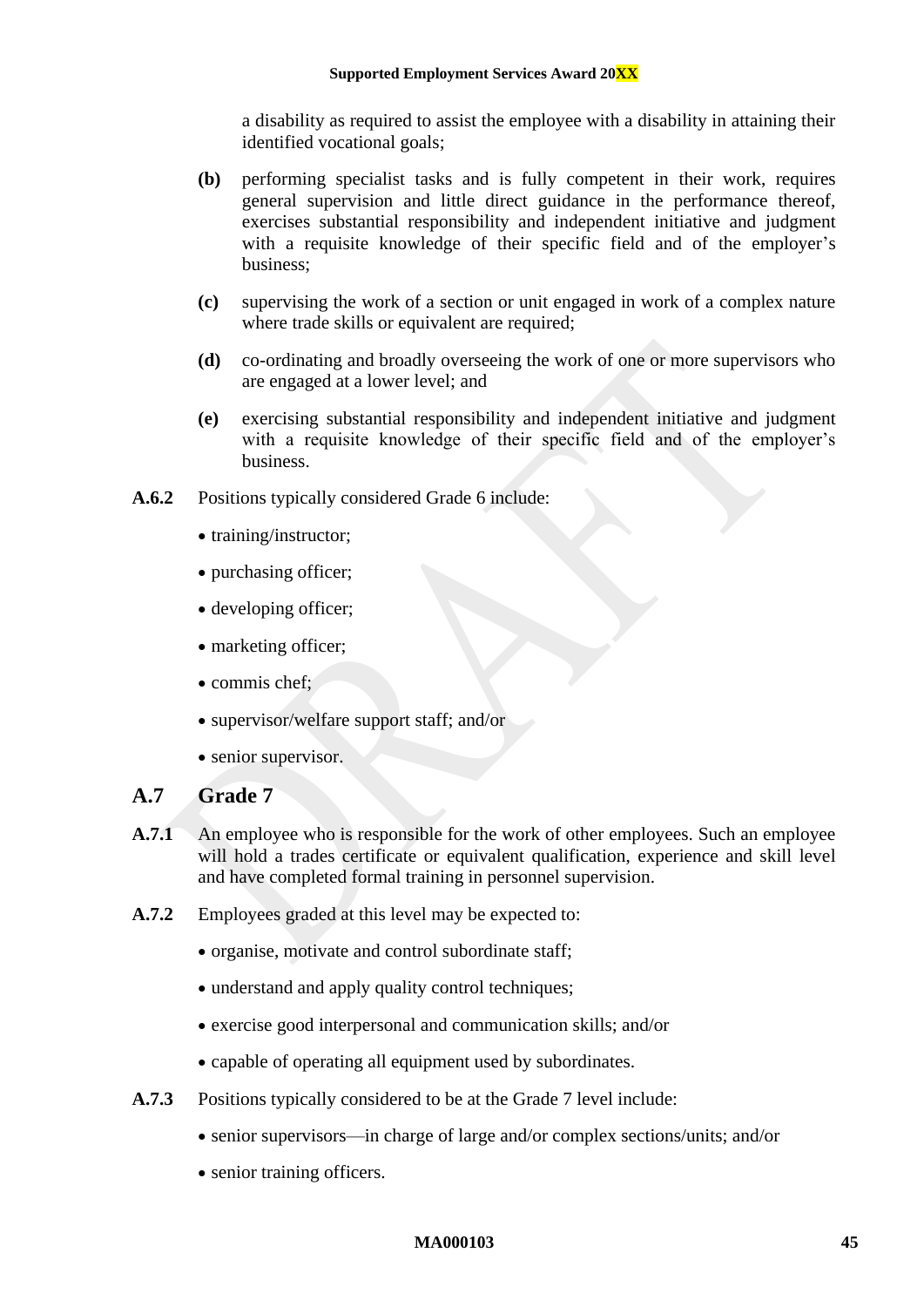a disability as required to assist the employee with a disability in attaining their identified vocational goals;

**(b)** performing specialist tasks and is fully competent in their work, requires general supervision and little direct guidance in the performance thereof, exercises substantial responsibility and independent initiative and judgment with a requisite knowledge of their specific field and of the employer's business;

**(c)** supervising the work of a section or unit engaged in work of a complex nature where trade skills or equivalent are required;

**(d)** co-ordinating and broadly overseeing the work of one or more supervisors who are engaged at a lower level; and

**(e)** exercising substantial responsibility and independent initiative and judgment with a requisite knowledge of their specific field and of the employer's business.

**A.6.2** Positions typically considered Grade 6 include:

- training/instructor;
- purchasing officer;
- developing officer;
- marketing officer;
- commis chef;
- supervisor/welfare support staff; and/or
- senior supervisor.

## A.7 Grade 7

**A.7.1** An employee who is responsible for the work of other employees. Such an employee will hold a trades certificate or equivalent qualification, experience and skill level and have completed formal training in personnel supervision.

**A.7.2** Employees graded at this level may be expected to:

- organise, motivate and control subordinate staff;
- understand and apply quality control techniques;
- exercise good interpersonal and communication skills; and/or
- capable of operating all equipment used by subordinates.

**A.7.3** Positions typically considered to be at the Grade 7 level include:

- senior supervisors—in charge of large and/or complex sections/units; and/or
- senior training officers.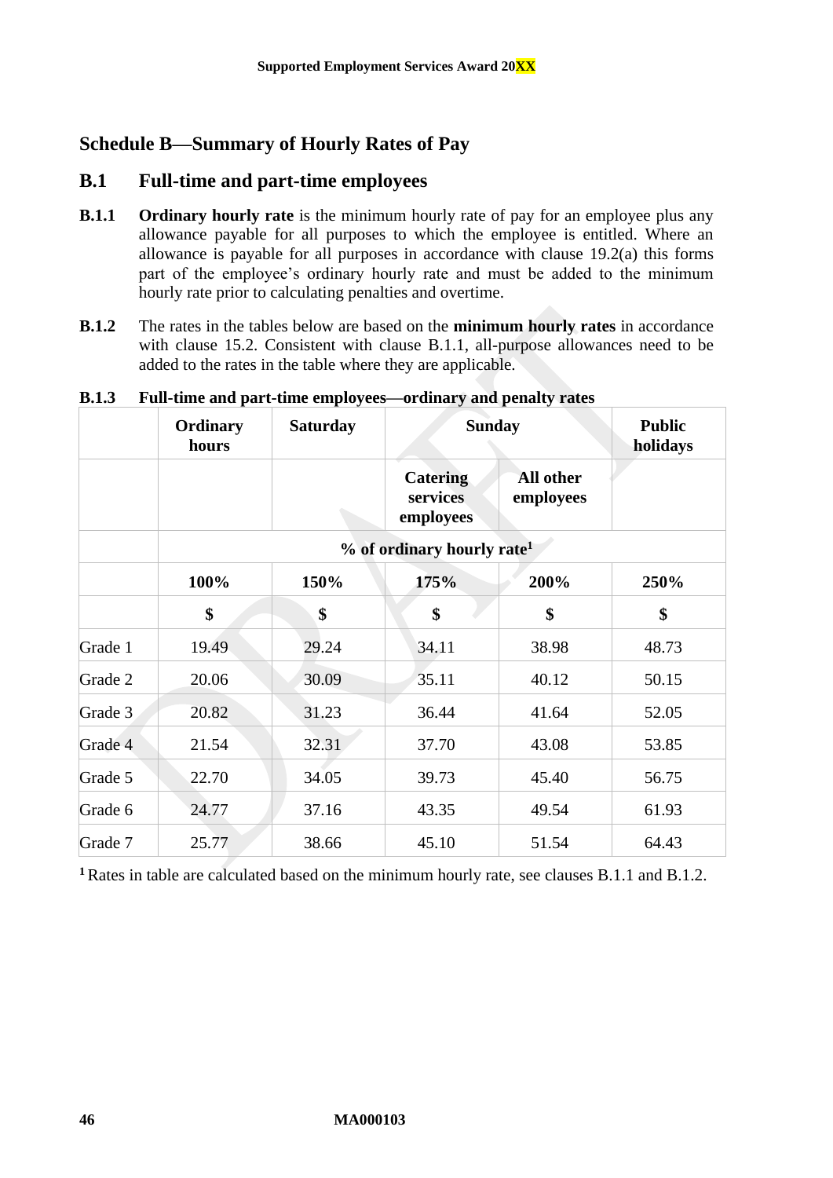## Schedule B—Summary of Hourly Rates of Pay

### B.1 Full-time and part-time employees

**B.1.1** **Ordinary hourly rate** is the minimum hourly rate of pay for an employee plus any allowance payable for all purposes to which the employee is entitled. Where an allowance is payable for all purposes in accordance with clause 19.2(a) this forms part of the employee's ordinary hourly rate and must be added to the minimum hourly rate prior to calculating penalties and overtime.

**B.1.2** The rates in the tables below are based on the **minimum hourly rates** in accordance with clause 15.2. Consistent with clause B.1.1, all-purpose allowances need to be added to the rates in the table where they are applicable.

**B.1.3 Full-time and part-time employees—ordinary and penalty rates**

| | Ordinary hours | Saturday | Sunday | | Public holidays |
|---|---|---|---|---|---|
| | | | Catering services employees | All other employees | |
| | % of ordinary hourly rate[1] | | | | |
| | 100% | 150% | 175% | 200% | 250% |
| | $ | $ | $ | $ | $ |
| Grade 1 | 19.49 | 29.24 | 34.11 | 38.98 | 48.73 |
| Grade 2 | 20.06 | 30.09 | 35.11 | 40.12 | 50.15 |
| Grade 3 | 20.82 | 31.23 | 36.44 | 41.64 | 52.05 |
| Grade 4 | 21.54 | 32.31 | 37.70 | 43.08 | 53.85 |
| Grade 5 | 22.70 | 34.05 | 39.73 | 45.40 | 56.75 |
| Grade 6 | 24.77 | 37.16 | 43.35 | 49.54 | 61.93 |
| Grade 7 | 25.77 | 38.66 | 45.10 | 51.54 | 64.43 |

[1] Rates in table are calculated based on the minimum hourly rate, see clauses B.1.1 and B.1.2.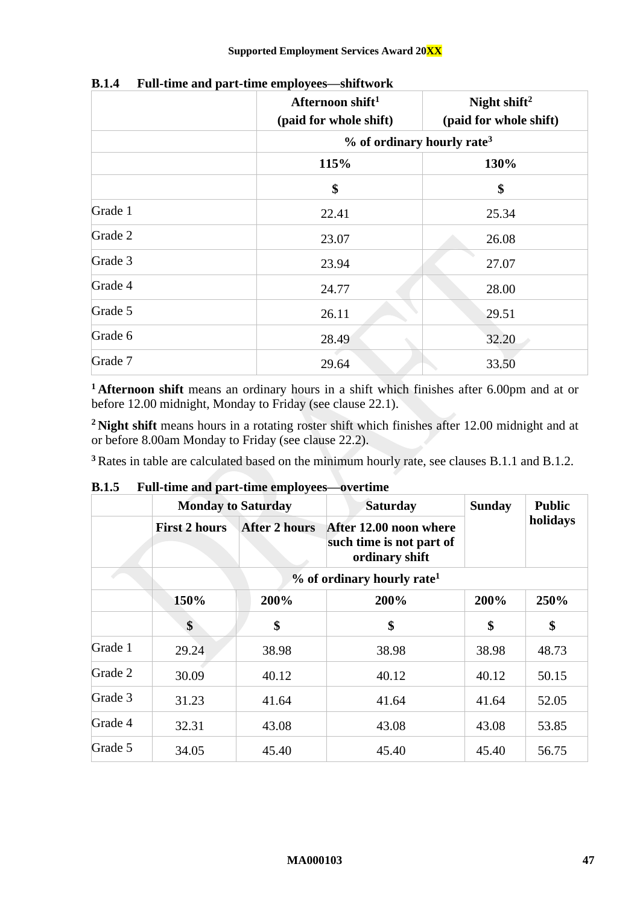### B.1.4 Full-time and part-time employees—shiftwork

| | Afternoon shift[1] (paid for whole shift) | Night shift[2] (paid for whole shift) |
|---|---|---|
| | % of ordinary hourly rate[3] | |
| | 115% | 130% |
| | $ | $ |
| Grade 1 | 22.41 | 25.34 |
| Grade 2 | 23.07 | 26.08 |
| Grade 3 | 23.94 | 27.07 |
| Grade 4 | 24.77 | 28.00 |
| Grade 5 | 26.11 | 29.51 |
| Grade 6 | 28.49 | 32.20 |
| Grade 7 | 29.64 | 33.50 |

[1] **Afternoon shift** means an ordinary hours in a shift which finishes after 6.00pm and at or before 12.00 midnight, Monday to Friday (see clause 22.1).

[2] **Night shift** means hours in a rotating roster shift which finishes after 12.00 midnight and at or before 8.00am Monday to Friday (see clause 22.2).

[3] Rates in table are calculated based on the minimum hourly rate, see clauses B.1.1 and B.1.2.

### B.1.5 Full-time and part-time employees—overtime

| | Monday to Saturday | | Saturday | Sunday | Public holidays |
|---|---|---|---|---|---|
| | First 2 hours | After 2 hours | After 12.00 noon where such time is not part of ordinary shift | | |
| | % of ordinary hourly rate[1] | | | | |
| | 150% | 200% | 200% | 200% | 250% |
| | $ | $ | $ | $ | $ |
| Grade 1 | 29.24 | 38.98 | 38.98 | 38.98 | 48.73 |
| Grade 2 | 30.09 | 40.12 | 40.12 | 40.12 | 50.15 |
| Grade 3 | 31.23 | 41.64 | 41.64 | 41.64 | 52.05 |
| Grade 4 | 32.31 | 43.08 | 43.08 | 43.08 | 53.85 |
| Grade 5 | 34.05 | 45.40 | 45.40 | 45.40 | 56.75 |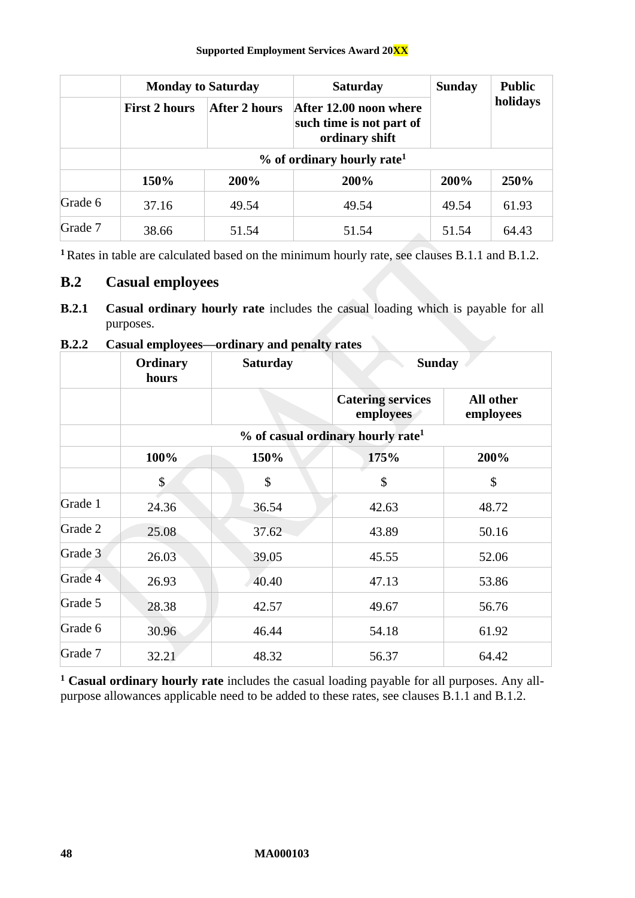| | Monday to Saturday | | Saturday | Sunday | Public holidays |
|---|---|---|---|---|---|
| | First 2 hours | After 2 hours | After 12.00 noon where such time is not part of ordinary shift | | |
| | % of ordinary hourly rate[1] | | | | |
| | 150% | 200% | 200% | 200% | 250% |
| Grade 6 | 37.16 | 49.54 | 49.54 | 49.54 | 61.93 |
| Grade 7 | 38.66 | 51.54 | 51.54 | 51.54 | 64.43 |

[1] Rates in table are calculated based on the minimum hourly rate, see clauses B.1.1 and B.1.2.

## B.2 Casual employees

**B.2.1** **Casual ordinary hourly rate** includes the casual loading which is payable for all purposes.

**B.2.2 Casual employees—ordinary and penalty rates**

| | Ordinary hours | Saturday | Sunday | |
|---|---|---|---|---|
| | | | Catering services employees | All other employees |
| | % of casual ordinary hourly rate[1] | | | |
| | 100% | 150% | 175% | 200% |
| | $ | $ | $ | $ |
| Grade 1 | 24.36 | 36.54 | 42.63 | 48.72 |
| Grade 2 | 25.08 | 37.62 | 43.89 | 50.16 |
| Grade 3 | 26.03 | 39.05 | 45.55 | 52.06 |
| Grade 4 | 26.93 | 40.40 | 47.13 | 53.86 |
| Grade 5 | 28.38 | 42.57 | 49.67 | 56.76 |
| Grade 6 | 30.96 | 46.44 | 54.18 | 61.92 |
| Grade 7 | 32.21 | 48.32 | 56.37 | 64.42 |

[1] **Casual ordinary hourly rate** includes the casual loading payable for all purposes. Any all-purpose allowances applicable need to be added to these rates, see clauses B.1.1 and B.1.2.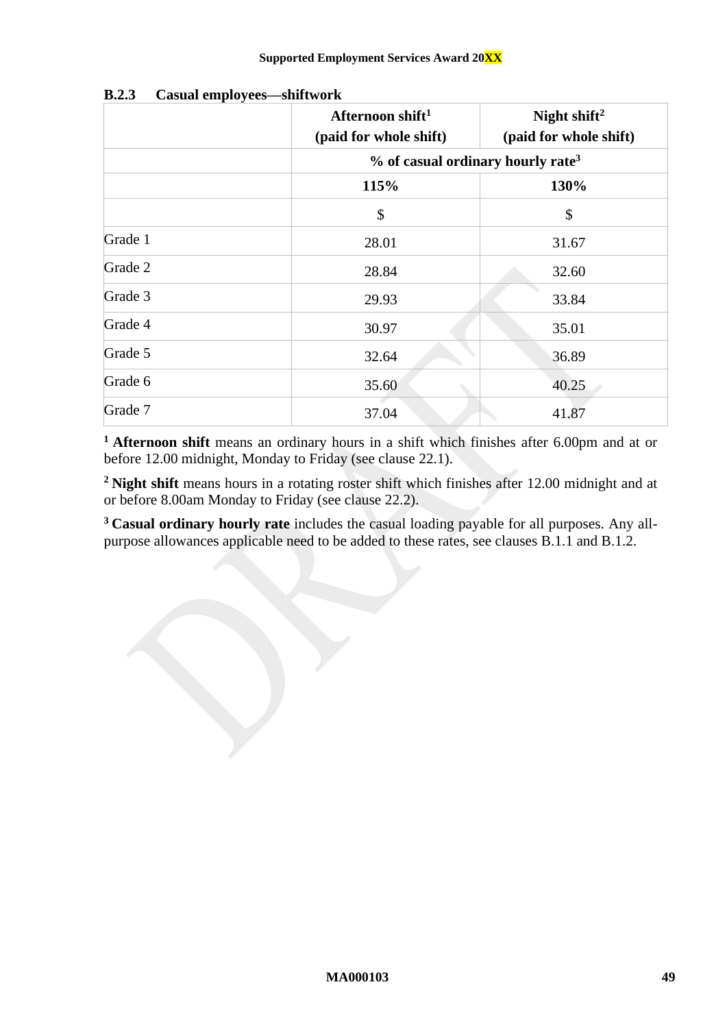### B.2.3 Casual employees—shiftwork

| | Afternoon shift[1] (paid for whole shift) | Night shift[2] (paid for whole shift) |
|---|---|---|
| | % of casual ordinary hourly rate[3] | |
| | 115% | 130% |
| | $ | $ |
| Grade 1 | 28.01 | 31.67 |
| Grade 2 | 28.84 | 32.60 |
| Grade 3 | 29.93 | 33.84 |
| Grade 4 | 30.97 | 35.01 |
| Grade 5 | 32.64 | 36.89 |
| Grade 6 | 35.60 | 40.25 |
| Grade 7 | 37.04 | 41.87 |

[1] **Afternoon shift** means an ordinary hours in a shift which finishes after 6.00pm and at or before 12.00 midnight, Monday to Friday (see clause 22.1).

[2] **Night shift** means hours in a rotating roster shift which finishes after 12.00 midnight and at or before 8.00am Monday to Friday (see clause 22.2).

[3] **Casual ordinary hourly rate** includes the casual loading payable for all purposes. Any all-purpose allowances applicable need to be added to these rates, see clauses B.1.1 and B.1.2.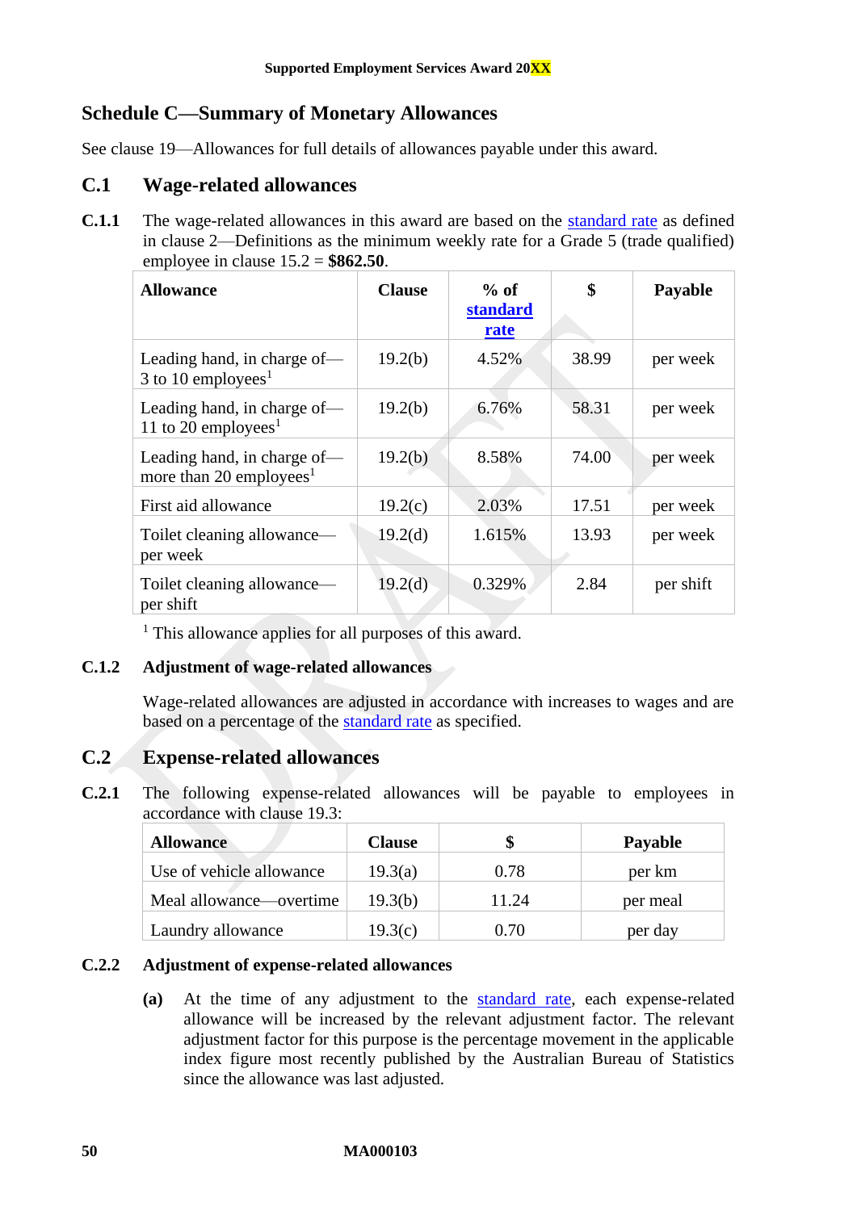## Schedule C—Summary of Monetary Allowances

See clause 19—Allowances for full details of allowances payable under this award.

### C.1 Wage-related allowances

**C.1.1** The wage-related allowances in this award are based on the standard rate as defined in clause 2—Definitions as the minimum weekly rate for a Grade 5 (trade qualified) employee in clause 15.2 = **$862.50**.

| Allowance | Clause | % of standard rate | $ | Payable |
|---|---|---|---|---|
| Leading hand, in charge of—3 to 10 employees[1] | 19.2(b) | 4.52% | 38.99 | per week |
| Leading hand, in charge of—11 to 20 employees[1] | 19.2(b) | 6.76% | 58.31 | per week |
| Leading hand, in charge of—more than 20 employees[1] | 19.2(b) | 8.58% | 74.00 | per week |
| First aid allowance | 19.2(c) | 2.03% | 17.51 | per week |
| Toilet cleaning allowance—per week | 19.2(d) | 1.615% | 13.93 | per week |
| Toilet cleaning allowance—per shift | 19.2(d) | 0.329% | 2.84 | per shift |

[1] This allowance applies for all purposes of this award.

**C.1.2 Adjustment of wage-related allowances**

Wage-related allowances are adjusted in accordance with increases to wages and are based on a percentage of the standard rate as specified.

### C.2 Expense-related allowances

**C.2.1** The following expense-related allowances will be payable to employees in accordance with clause 19.3:

| Allowance | Clause | $ | Payable |
|---|---|---|---|
| Use of vehicle allowance | 19.3(a) | 0.78 | per km |
| Meal allowance—overtime | 19.3(b) | 11.24 | per meal |
| Laundry allowance | 19.3(c) | 0.70 | per day |

**C.2.2 Adjustment of expense-related allowances**

**(a)** At the time of any adjustment to the standard rate, each expense-related allowance will be increased by the relevant adjustment factor. The relevant adjustment factor for this purpose is the percentage movement in the applicable index figure most recently published by the Australian Bureau of Statistics since the allowance was last adjusted.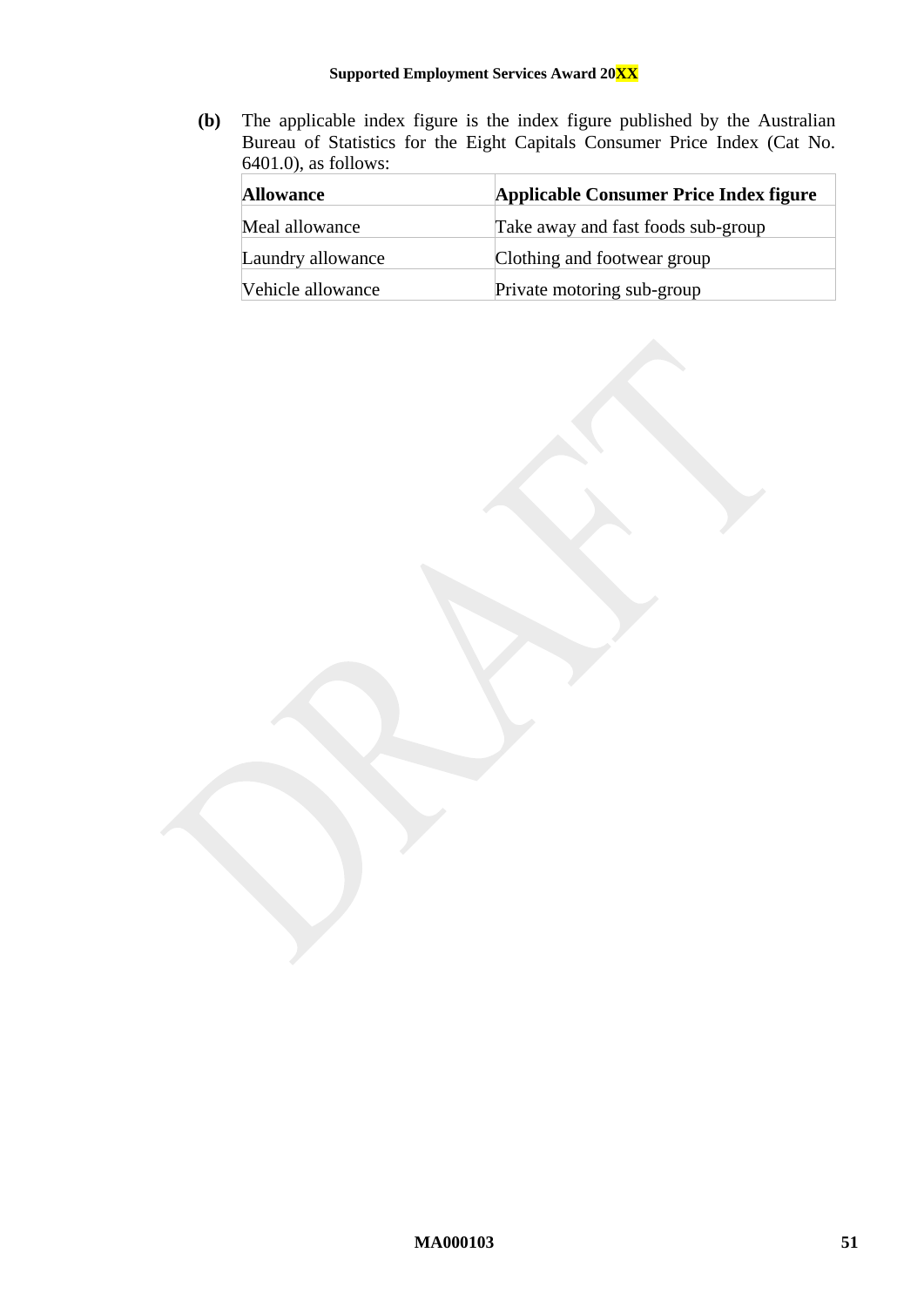**(b)** The applicable index figure is the index figure published by the Australian Bureau of Statistics for the Eight Capitals Consumer Price Index (Cat No. 6401.0), as follows:

| Allowance | Applicable Consumer Price Index figure |
|---|---|
| Meal allowance | Take away and fast foods sub-group |
| Laundry allowance | Clothing and footwear group |
| Vehicle allowance | Private motoring sub-group |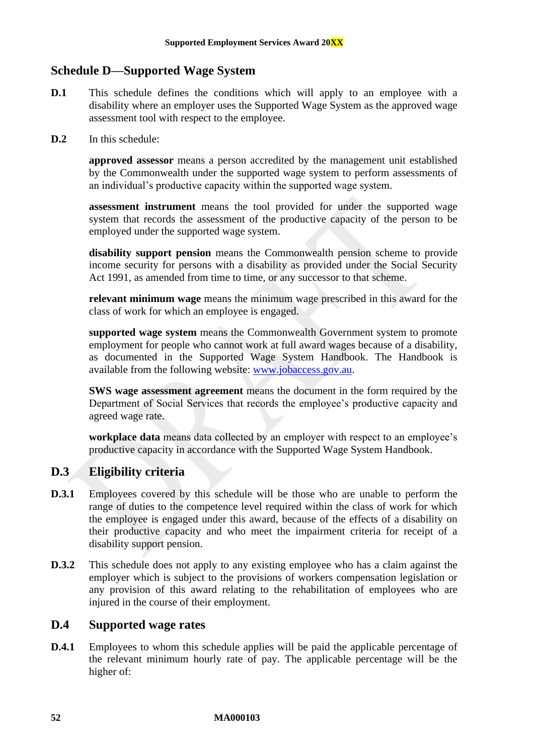## Schedule D—Supported Wage System

**D.1** This schedule defines the conditions which will apply to an employee with a disability where an employer uses the Supported Wage System as the approved wage assessment tool with respect to the employee.

**D.2** In this schedule:

**approved assessor** means a person accredited by the management unit established by the Commonwealth under the supported wage system to perform assessments of an individual's productive capacity within the supported wage system.

**assessment instrument** means the tool provided for under the supported wage system that records the assessment of the productive capacity of the person to be employed under the supported wage system.

**disability support pension** means the Commonwealth pension scheme to provide income security for persons with a disability as provided under the Social Security Act 1991, as amended from time to time, or any successor to that scheme.

**relevant minimum wage** means the minimum wage prescribed in this award for the class of work for which an employee is engaged.

**supported wage system** means the Commonwealth Government system to promote employment for people who cannot work at full award wages because of a disability, as documented in the Supported Wage System Handbook. The Handbook is available from the following website: [www.jobaccess.gov.au](http://www.jobaccess.gov.au).

**SWS wage assessment agreement** means the document in the form required by the Department of Social Services that records the employee's productive capacity and agreed wage rate.

**workplace data** means data collected by an employer with respect to an employee's productive capacity in accordance with the Supported Wage System Handbook.

### D.3 Eligibility criteria

**D.3.1** Employees covered by this schedule will be those who are unable to perform the range of duties to the competence level required within the class of work for which the employee is engaged under this award, because of the effects of a disability on their productive capacity and who meet the impairment criteria for receipt of a disability support pension.

**D.3.2** This schedule does not apply to any existing employee who has a claim against the employer which is subject to the provisions of workers compensation legislation or any provision of this award relating to the rehabilitation of employees who are injured in the course of their employment.

### D.4 Supported wage rates

**D.4.1** Employees to whom this schedule applies will be paid the applicable percentage of the relevant minimum hourly rate of pay. The applicable percentage will be the higher of: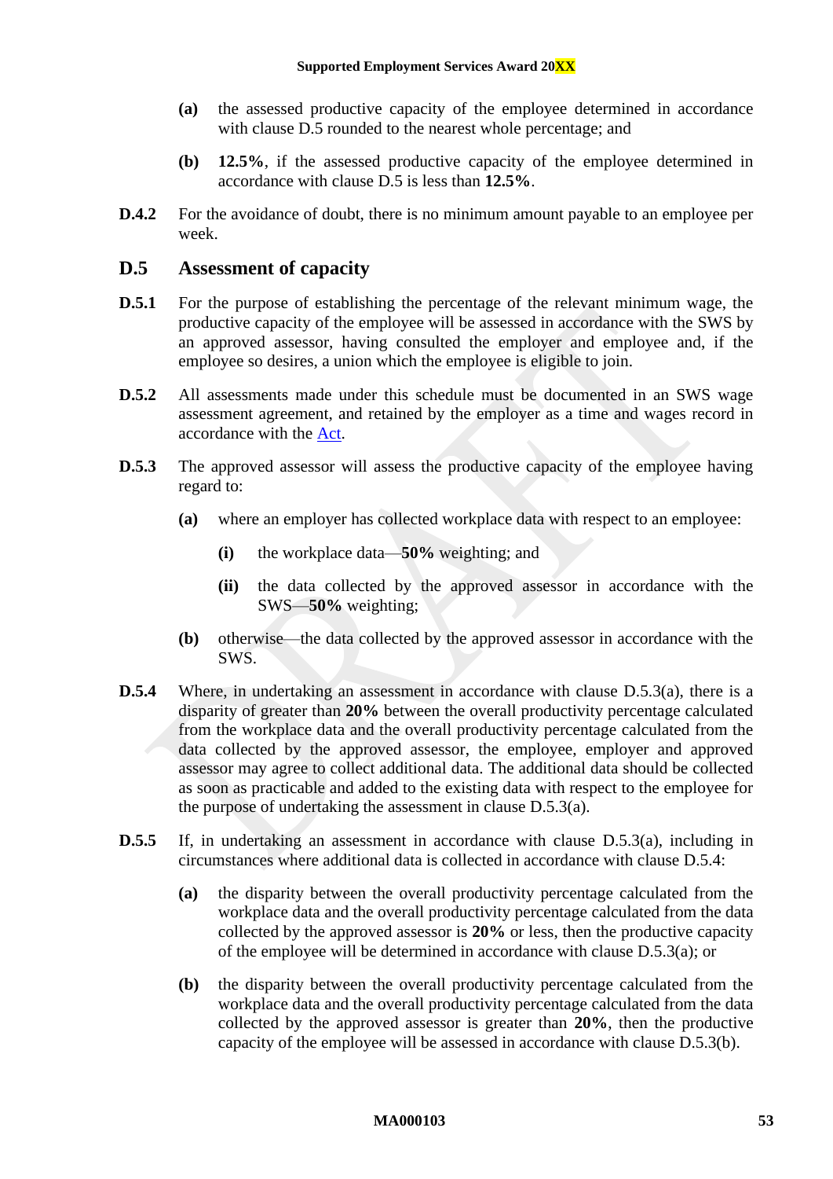**(a)** the assessed productive capacity of the employee determined in accordance with clause D.5 rounded to the nearest whole percentage; and

**(b)** **12.5%**, if the assessed productive capacity of the employee determined in accordance with clause D.5 is less than **12.5%**.

**D.4.2** For the avoidance of doubt, there is no minimum amount payable to an employee per week.

## D.5 Assessment of capacity

**D.5.1** For the purpose of establishing the percentage of the relevant minimum wage, the productive capacity of the employee will be assessed in accordance with the SWS by an approved assessor, having consulted the employer and employee and, if the employee so desires, a union which the employee is eligible to join.

**D.5.2** All assessments made under this schedule must be documented in an SWS wage assessment agreement, and retained by the employer as a time and wages record in accordance with the Act.

**D.5.3** The approved assessor will assess the productive capacity of the employee having regard to:

**(a)** where an employer has collected workplace data with respect to an employee:

**(i)** the workplace data—**50%** weighting; and

**(ii)** the data collected by the approved assessor in accordance with the SWS—**50%** weighting;

**(b)** otherwise—the data collected by the approved assessor in accordance with the SWS.

**D.5.4** Where, in undertaking an assessment in accordance with clause D.5.3(a), there is a disparity of greater than **20%** between the overall productivity percentage calculated from the workplace data and the overall productivity percentage calculated from the data collected by the approved assessor, the employee, employer and approved assessor may agree to collect additional data. The additional data should be collected as soon as practicable and added to the existing data with respect to the employee for the purpose of undertaking the assessment in clause D.5.3(a).

**D.5.5** If, in undertaking an assessment in accordance with clause D.5.3(a), including in circumstances where additional data is collected in accordance with clause D.5.4:

**(a)** the disparity between the overall productivity percentage calculated from the workplace data and the overall productivity percentage calculated from the data collected by the approved assessor is **20%** or less, then the productive capacity of the employee will be determined in accordance with clause D.5.3(a); or

**(b)** the disparity between the overall productivity percentage calculated from the workplace data and the overall productivity percentage calculated from the data collected by the approved assessor is greater than **20%**, then the productive capacity of the employee will be assessed in accordance with clause D.5.3(b).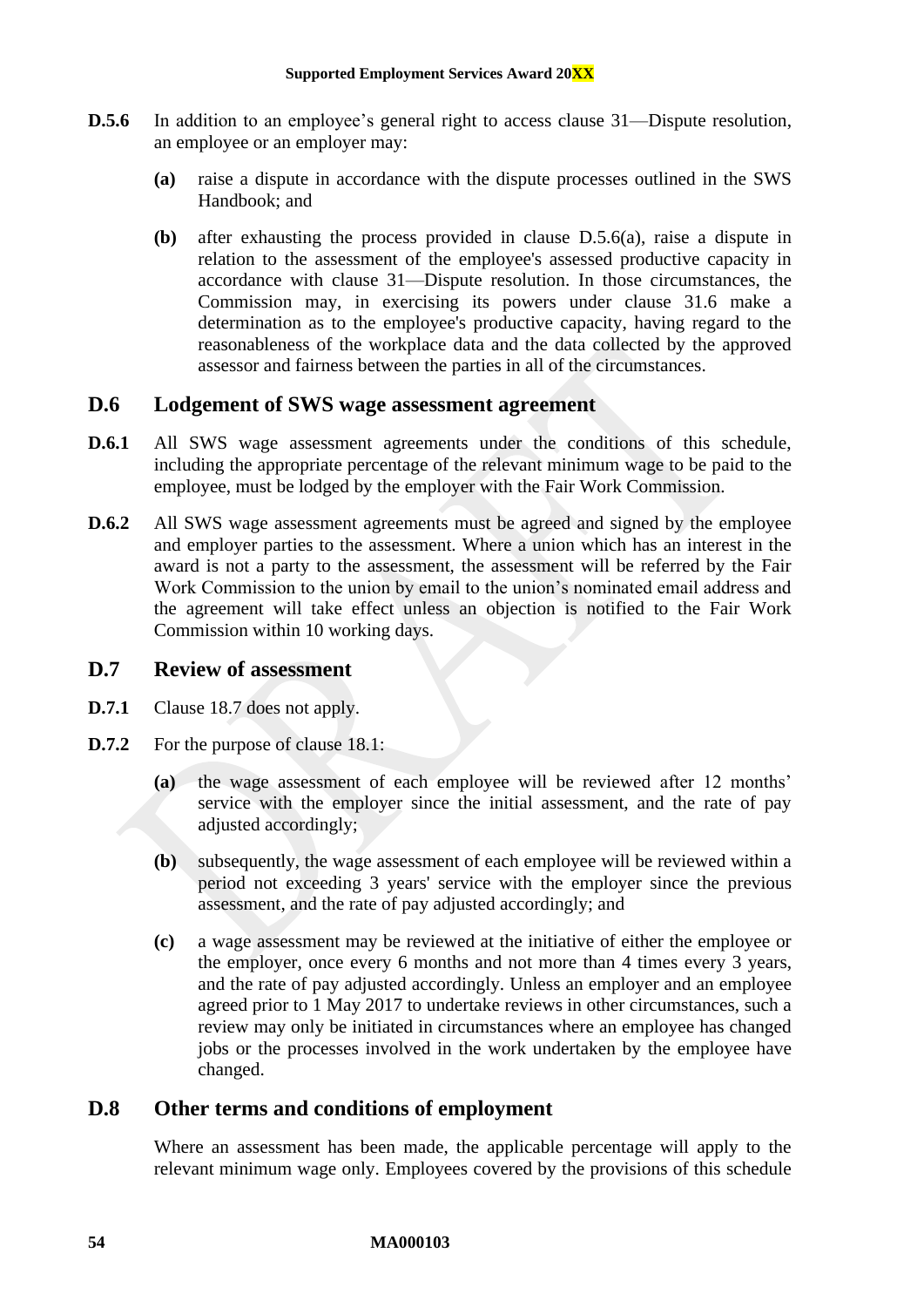**D.5.6** In addition to an employee's general right to access clause 31—Dispute resolution, an employee or an employer may:

**(a)** raise a dispute in accordance with the dispute processes outlined in the SWS Handbook; and

**(b)** after exhausting the process provided in clause D.5.6(a), raise a dispute in relation to the assessment of the employee's assessed productive capacity in accordance with clause 31—Dispute resolution. In those circumstances, the Commission may, in exercising its powers under clause 31.6 make a determination as to the employee's productive capacity, having regard to the reasonableness of the workplace data and the data collected by the approved assessor and fairness between the parties in all of the circumstances.

## D.6 Lodgement of SWS wage assessment agreement

**D.6.1** All SWS wage assessment agreements under the conditions of this schedule, including the appropriate percentage of the relevant minimum wage to be paid to the employee, must be lodged by the employer with the Fair Work Commission.

**D.6.2** All SWS wage assessment agreements must be agreed and signed by the employee and employer parties to the assessment. Where a union which has an interest in the award is not a party to the assessment, the assessment will be referred by the Fair Work Commission to the union by email to the union's nominated email address and the agreement will take effect unless an objection is notified to the Fair Work Commission within 10 working days.

## D.7 Review of assessment

**D.7.1** Clause 18.7 does not apply.

**D.7.2** For the purpose of clause 18.1:

**(a)** the wage assessment of each employee will be reviewed after 12 months' service with the employer since the initial assessment, and the rate of pay adjusted accordingly;

**(b)** subsequently, the wage assessment of each employee will be reviewed within a period not exceeding 3 years' service with the employer since the previous assessment, and the rate of pay adjusted accordingly; and

**(c)** a wage assessment may be reviewed at the initiative of either the employee or the employer, once every 6 months and not more than 4 times every 3 years, and the rate of pay adjusted accordingly. Unless an employer and an employee agreed prior to 1 May 2017 to undertake reviews in other circumstances, such a review may only be initiated in circumstances where an employee has changed jobs or the processes involved in the work undertaken by the employee have changed.

## D.8 Other terms and conditions of employment

Where an assessment has been made, the applicable percentage will apply to the relevant minimum wage only. Employees covered by the provisions of this schedule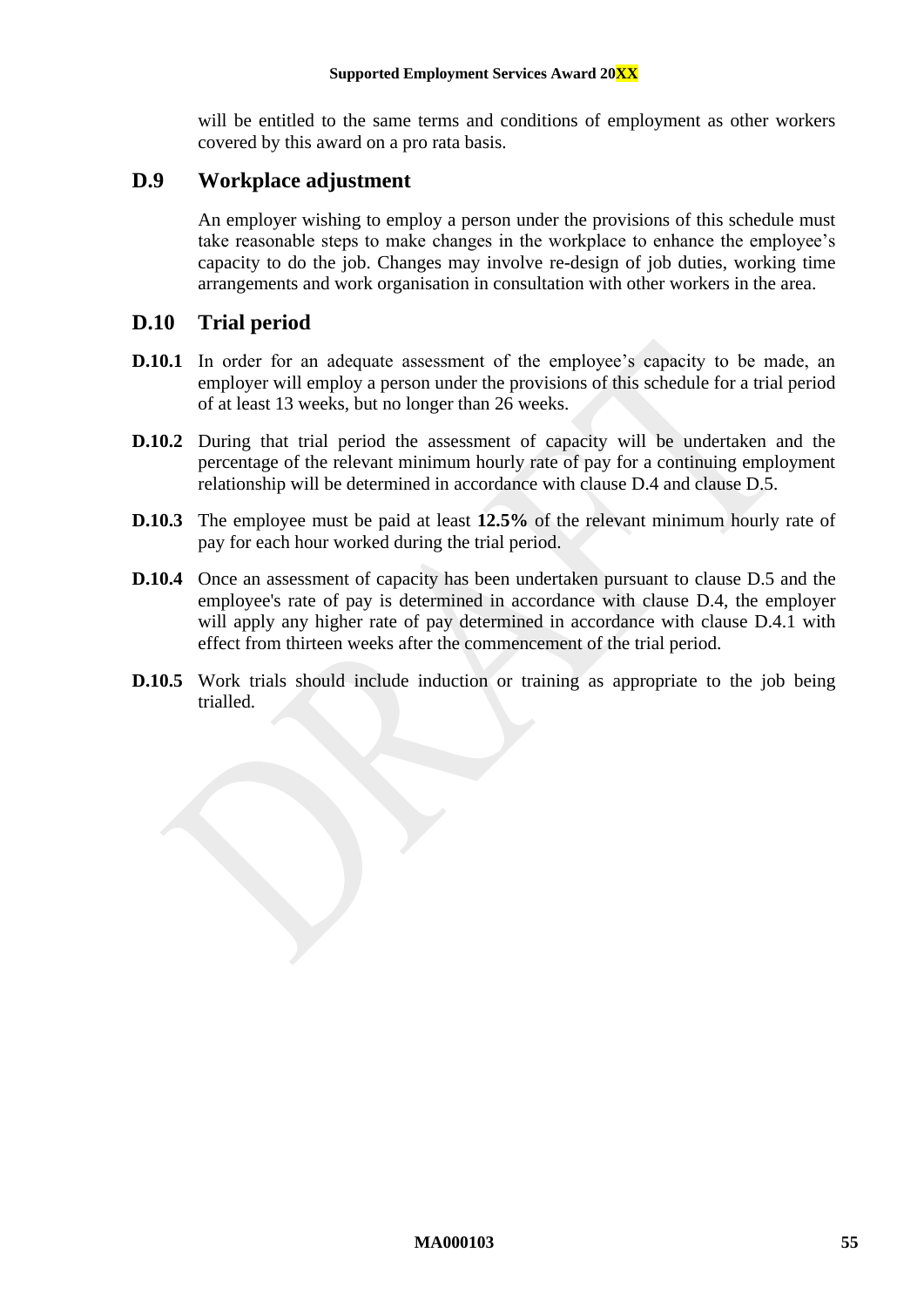will be entitled to the same terms and conditions of employment as other workers covered by this award on a pro rata basis.

## D.9 Workplace adjustment

An employer wishing to employ a person under the provisions of this schedule must take reasonable steps to make changes in the workplace to enhance the employee's capacity to do the job. Changes may involve re-design of job duties, working time arrangements and work organisation in consultation with other workers in the area.

## D.10 Trial period

**D.10.1** In order for an adequate assessment of the employee's capacity to be made, an employer will employ a person under the provisions of this schedule for a trial period of at least 13 weeks, but no longer than 26 weeks.

**D.10.2** During that trial period the assessment of capacity will be undertaken and the percentage of the relevant minimum hourly rate of pay for a continuing employment relationship will be determined in accordance with clause D.4 and clause D.5.

**D.10.3** The employee must be paid at least **12.5%** of the relevant minimum hourly rate of pay for each hour worked during the trial period.

**D.10.4** Once an assessment of capacity has been undertaken pursuant to clause D.5 and the employee's rate of pay is determined in accordance with clause D.4, the employer will apply any higher rate of pay determined in accordance with clause D.4.1 with effect from thirteen weeks after the commencement of the trial period.

**D.10.5** Work trials should include induction or training as appropriate to the job being trialled.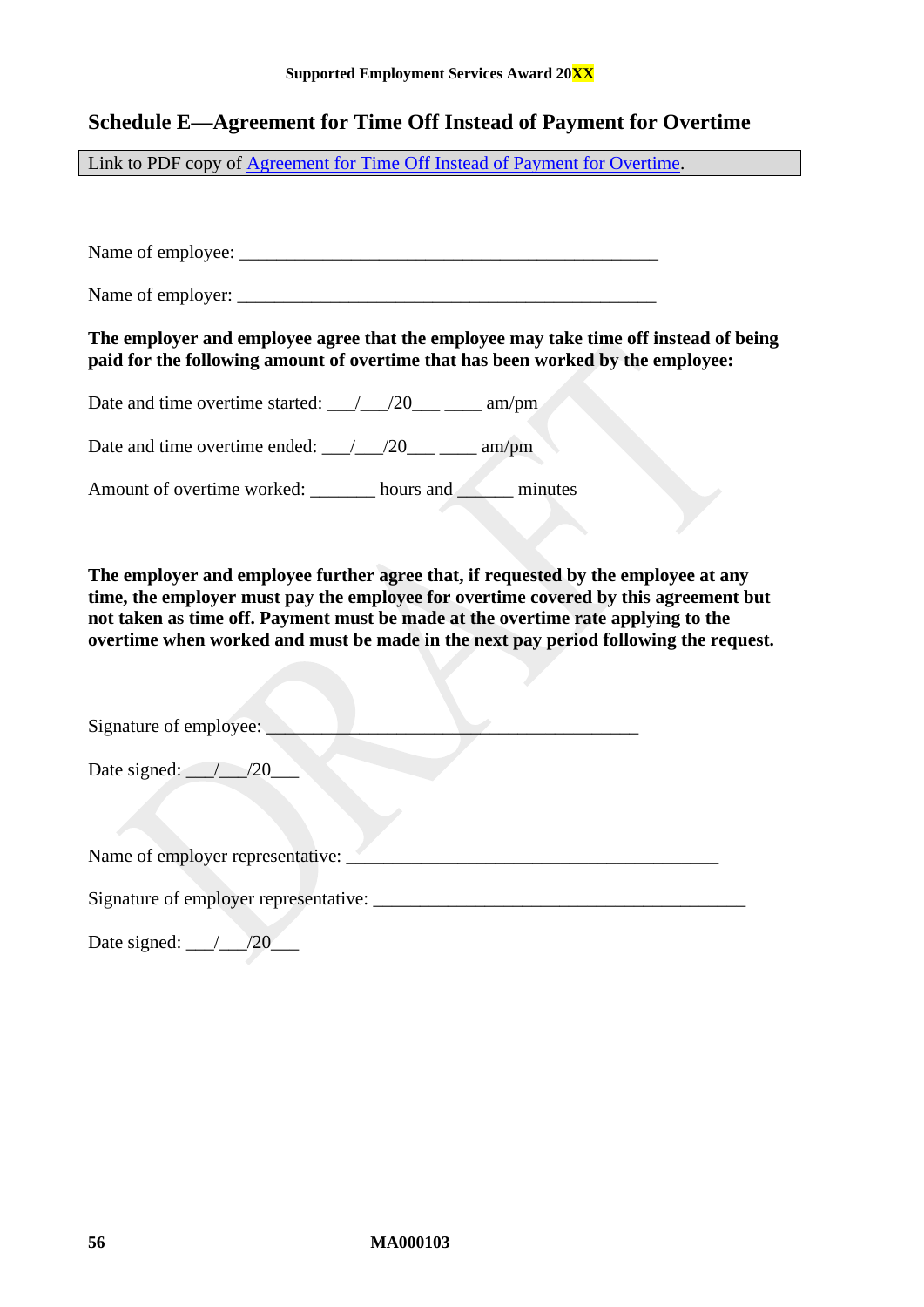## Schedule E—Agreement for Time Off Instead of Payment for Overtime

Link to PDF copy of Agreement for Time Off Instead of Payment for Overtime.

Name of employee: ______________________________________________

Name of employer: ______________________________________________

**The employer and employee agree that the employee may take time off instead of being paid for the following amount of overtime that has been worked by the employee:**

Date and time overtime started: ___/___/20___ ____ am/pm

Date and time overtime ended: ___/___/20___ ____ am/pm

Amount of overtime worked: _______ hours and ______ minutes

**The employer and employee further agree that, if requested by the employee at any time, the employer must pay the employee for overtime covered by this agreement but not taken as time off. Payment must be made at the overtime rate applying to the overtime when worked and must be made in the next pay period following the request.**

Signature of employee: ________________________________________

Date signed: ___/___/20___

Name of employer representative: ________________________________________

Signature of employer representative: ________________________________________

Date signed: ___/___/20___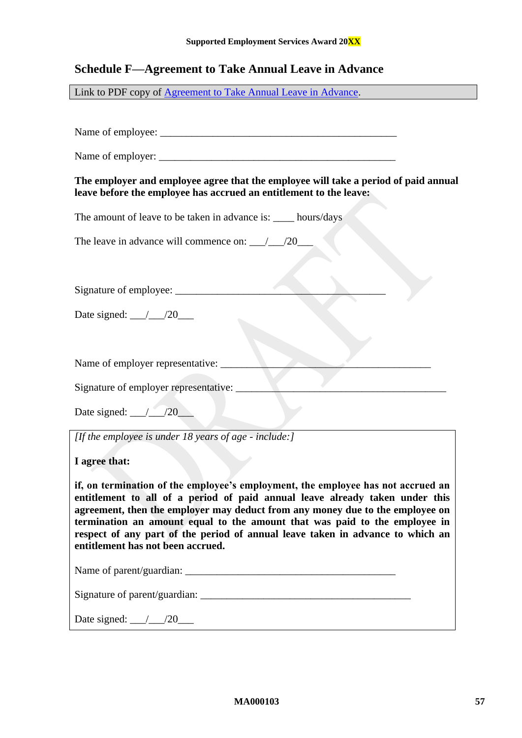## Schedule F—Agreement to Take Annual Leave in Advance

Link to PDF copy of [Agreement to Take Annual Leave in Advance].

Name of employee: _______________________________________________

Name of employer: _______________________________________________

**The employer and employee agree that the employee will take a period of paid annual leave before the employee has accrued an entitlement to the leave:**

The amount of leave to be taken in advance is: ____ hours/days

The leave in advance will commence on: ___/___/20___

Signature of employee: __________________________________________

Date signed: ___/___/20___

Name of employer representative: ___________________________________________

Signature of employer representative: _________________________________________

Date signed: ___/___/20___

*[If the employee is under 18 years of age - include:]*

**I agree that:**

**if, on termination of the employee's employment, the employee has not accrued an entitlement to all of a period of paid annual leave already taken under this agreement, then the employer may deduct from any money due to the employee on termination an amount equal to the amount that was paid to the employee in respect of any part of the period of annual leave taken in advance to which an entitlement has not been accrued.**

Name of parent/guardian: __________________________________________

Signature of parent/guardian: __________________________________________

Date signed: ___/___/20___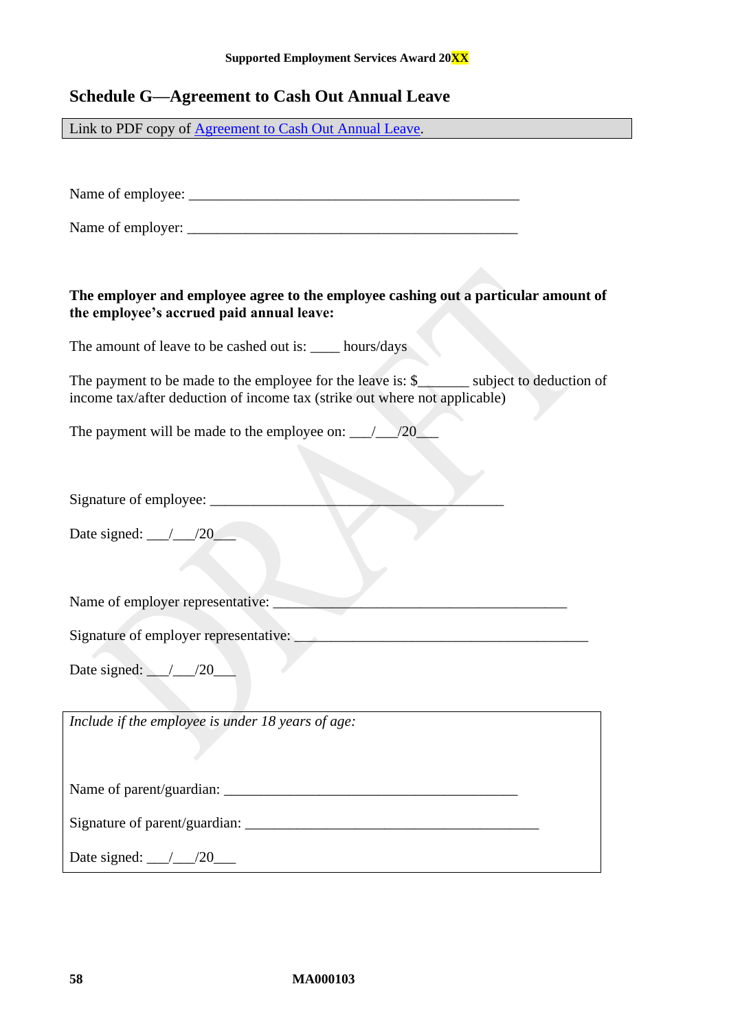## Schedule G—Agreement to Cash Out Annual Leave

Link to PDF copy of Agreement to Cash Out Annual Leave.

Name of employee: _______________________________________________

Name of employer: _______________________________________________

**The employer and employee agree to the employee cashing out a particular amount of the employee's accrued paid annual leave:**

The amount of leave to be cashed out is: ____ hours/days

The payment to be made to the employee for the leave is: $_______ subject to deduction of income tax/after deduction of income tax (strike out where not applicable)

The payment will be made to the employee on: ___/___/20___

Signature of employee: __________________________________________

Date signed: ___/___/20___

Name of employer representative: __________________________________________

Signature of employer representative: __________________________________________

Date signed: ___/___/20___

*Include if the employee is under 18 years of age:*

Name of parent/guardian: __________________________________________

Signature of parent/guardian: __________________________________________

Date signed: ___/___/20___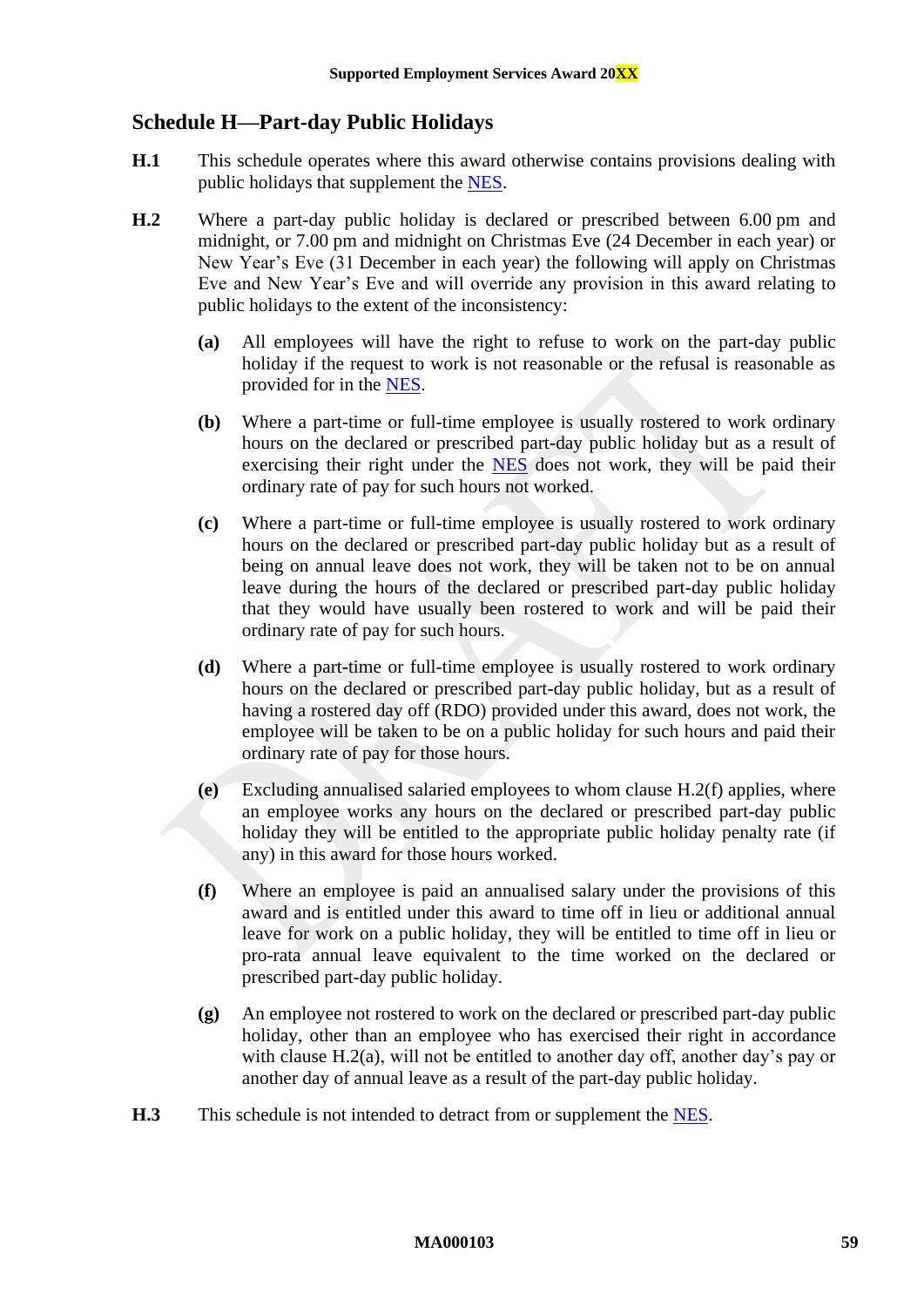## Schedule H—Part-day Public Holidays

**H.1** This schedule operates where this award otherwise contains provisions dealing with public holidays that supplement the NES.

**H.2** Where a part-day public holiday is declared or prescribed between 6.00 pm and midnight, or 7.00 pm and midnight on Christmas Eve (24 December in each year) or New Year's Eve (31 December in each year) the following will apply on Christmas Eve and New Year's Eve and will override any provision in this award relating to public holidays to the extent of the inconsistency:

- **(a)** All employees will have the right to refuse to work on the part-day public holiday if the request to work is not reasonable or the refusal is reasonable as provided for in the NES.

- **(b)** Where a part-time or full-time employee is usually rostered to work ordinary hours on the declared or prescribed part-day public holiday but as a result of exercising their right under the NES does not work, they will be paid their ordinary rate of pay for such hours not worked.

- **(c)** Where a part-time or full-time employee is usually rostered to work ordinary hours on the declared or prescribed part-day public holiday but as a result of being on annual leave does not work, they will be taken not to be on annual leave during the hours of the declared or prescribed part-day public holiday that they would have usually been rostered to work and will be paid their ordinary rate of pay for such hours.

- **(d)** Where a part-time or full-time employee is usually rostered to work ordinary hours on the declared or prescribed part-day public holiday, but as a result of having a rostered day off (RDO) provided under this award, does not work, the employee will be taken to be on a public holiday for such hours and paid their ordinary rate of pay for those hours.

- **(e)** Excluding annualised salaried employees to whom clause H.2(f) applies, where an employee works any hours on the declared or prescribed part-day public holiday they will be entitled to the appropriate public holiday penalty rate (if any) in this award for those hours worked.

- **(f)** Where an employee is paid an annualised salary under the provisions of this award and is entitled under this award to time off in lieu or additional annual leave for work on a public holiday, they will be entitled to time off in lieu or pro-rata annual leave equivalent to the time worked on the declared or prescribed part-day public holiday.

- **(g)** An employee not rostered to work on the declared or prescribed part-day public holiday, other than an employee who has exercised their right in accordance with clause H.2(a), will not be entitled to another day off, another day's pay or another day of annual leave as a result of the part-day public holiday.

**H.3** This schedule is not intended to detract from or supplement the NES.